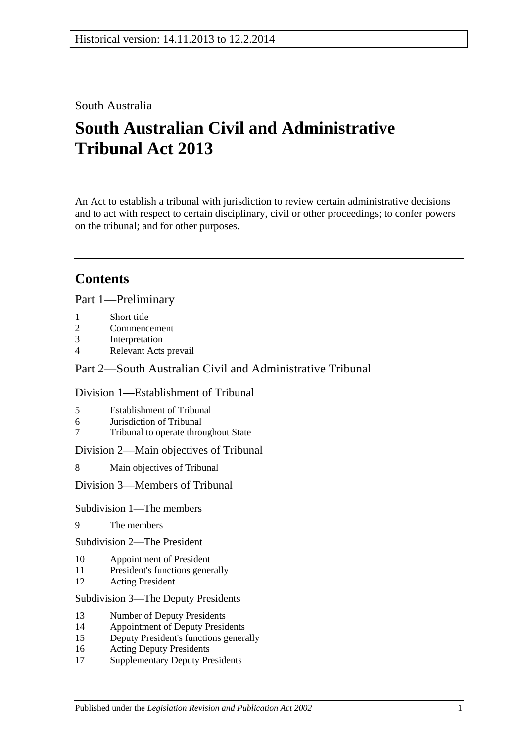Historical version: 14.11.2013 to 12.2.2014

South Australia

# South Australian Civil and Administrative Tribunal Act 2013

An Act to establish a tribunal with jurisdiction to review certain administrative decisions and to act with respect to certain disciplinary, civil or other proceedings; to confer powers on the tribunal; and for other purposes.

## Contents

### Part 1—Preliminary

1 Short title
2 Commencement
3 Interpretation
4 Relevant Acts prevail

### Part 2—South Australian Civil and Administrative Tribunal

#### Division 1—Establishment of Tribunal

5 Establishment of Tribunal
6 Jurisdiction of Tribunal
7 Tribunal to operate throughout State

#### Division 2—Main objectives of Tribunal

8 Main objectives of Tribunal

#### Division 3—Members of Tribunal

##### Subdivision 1—The members

9 The members

##### Subdivision 2—The President

10 Appointment of President
11 President's functions generally
12 Acting President

##### Subdivision 3—The Deputy Presidents

13 Number of Deputy Presidents
14 Appointment of Deputy Presidents
15 Deputy President's functions generally
16 Acting Deputy Presidents
17 Supplementary Deputy Presidents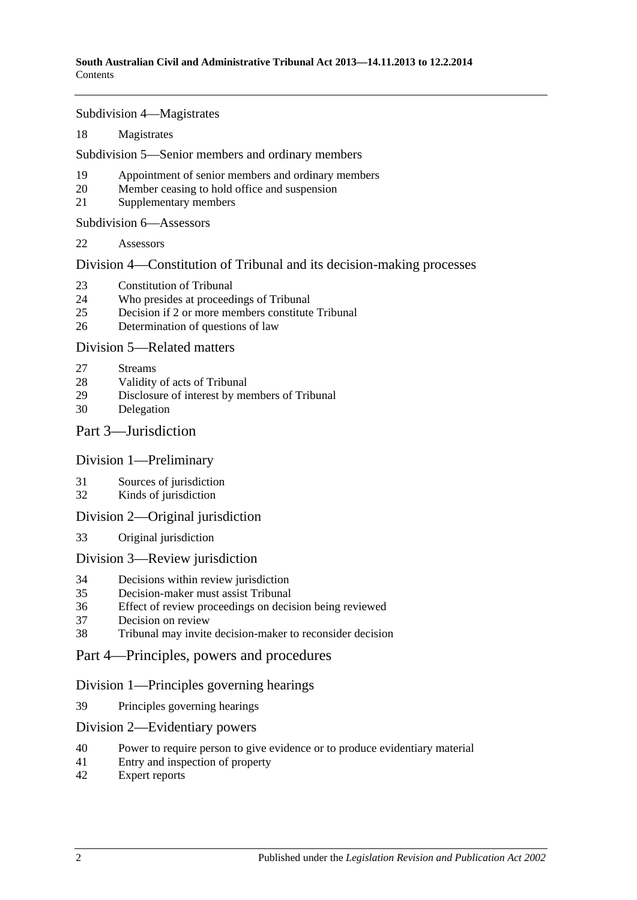Subdivision 4—Magistrates

18 Magistrates

Subdivision 5—Senior members and ordinary members

19 Appointment of senior members and ordinary members
20 Member ceasing to hold office and suspension
21 Supplementary members

Subdivision 6—Assessors

22 Assessors

Division 4—Constitution of Tribunal and its decision-making processes

23 Constitution of Tribunal
24 Who presides at proceedings of Tribunal
25 Decision if 2 or more members constitute Tribunal
26 Determination of questions of law

Division 5—Related matters

27 Streams
28 Validity of acts of Tribunal
29 Disclosure of interest by members of Tribunal
30 Delegation

Part 3—Jurisdiction

Division 1—Preliminary

31 Sources of jurisdiction
32 Kinds of jurisdiction

Division 2—Original jurisdiction

33 Original jurisdiction

Division 3—Review jurisdiction

34 Decisions within review jurisdiction
35 Decision-maker must assist Tribunal
36 Effect of review proceedings on decision being reviewed
37 Decision on review
38 Tribunal may invite decision-maker to reconsider decision

Part 4—Principles, powers and procedures

Division 1—Principles governing hearings

39 Principles governing hearings

Division 2—Evidentiary powers

40 Power to require person to give evidence or to produce evidentiary material
41 Entry and inspection of property
42 Expert reports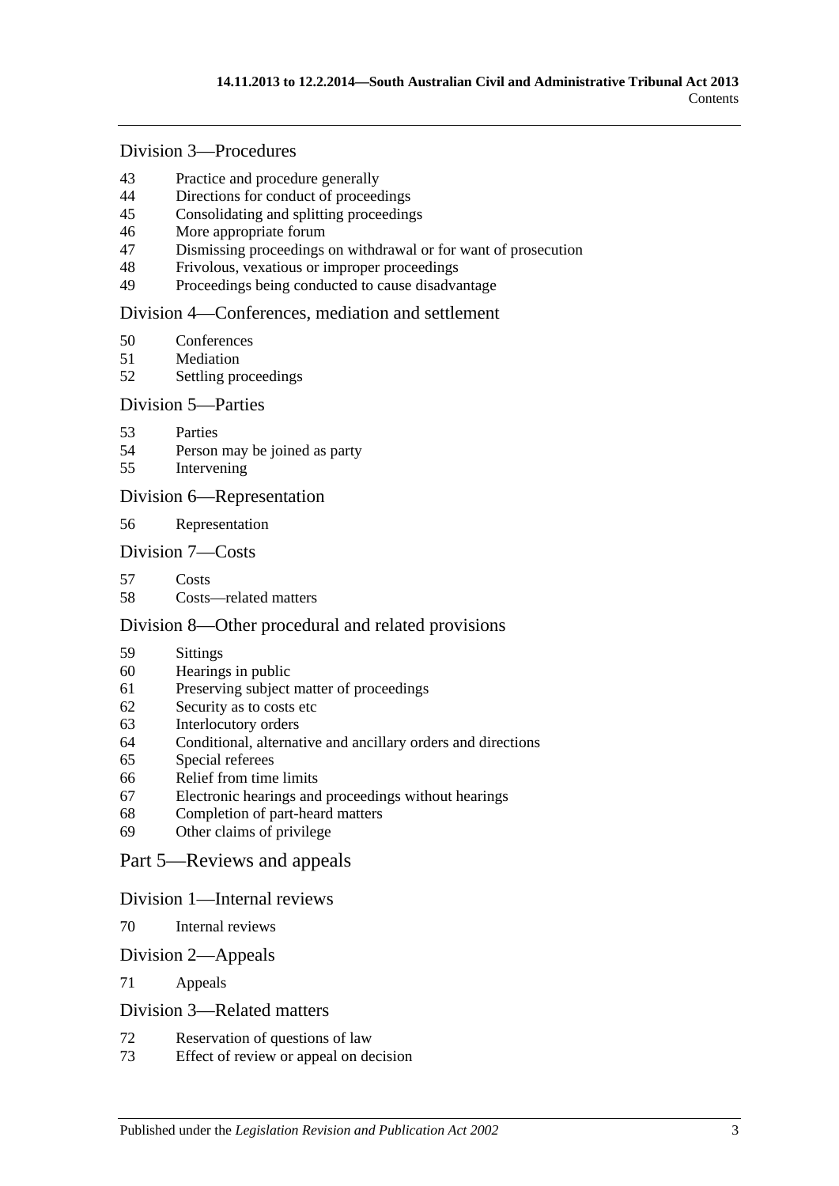## Division 3—Procedures

43 Practice and procedure generally
44 Directions for conduct of proceedings
45 Consolidating and splitting proceedings
46 More appropriate forum
47 Dismissing proceedings on withdrawal or for want of prosecution
48 Frivolous, vexatious or improper proceedings
49 Proceedings being conducted to cause disadvantage

## Division 4—Conferences, mediation and settlement

50 Conferences
51 Mediation
52 Settling proceedings

## Division 5—Parties

53 Parties
54 Person may be joined as party
55 Intervening

## Division 6—Representation

56 Representation

## Division 7—Costs

57 Costs
58 Costs—related matters

## Division 8—Other procedural and related provisions

59 Sittings
60 Hearings in public
61 Preserving subject matter of proceedings
62 Security as to costs etc
63 Interlocutory orders
64 Conditional, alternative and ancillary orders and directions
65 Special referees
66 Relief from time limits
67 Electronic hearings and proceedings without hearings
68 Completion of part-heard matters
69 Other claims of privilege

# Part 5—Reviews and appeals

## Division 1—Internal reviews

70 Internal reviews

## Division 2—Appeals

71 Appeals

## Division 3—Related matters

72 Reservation of questions of law
73 Effect of review or appeal on decision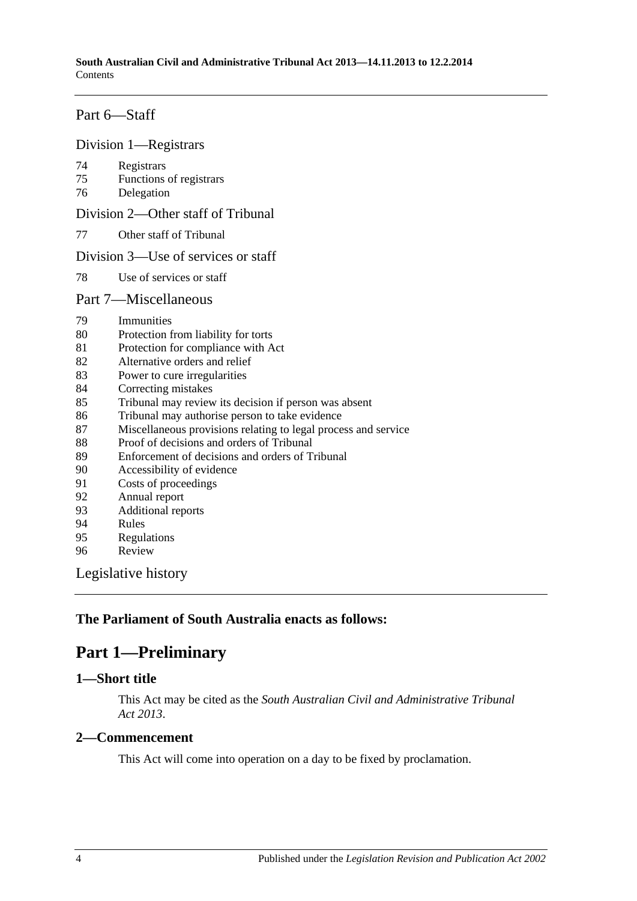## Part 6—Staff

### Division 1—Registrars

74 Registrars
75 Functions of registrars
76 Delegation

### Division 2—Other staff of Tribunal

77 Other staff of Tribunal

### Division 3—Use of services or staff

78 Use of services or staff

## Part 7—Miscellaneous

79 Immunities
80 Protection from liability for torts
81 Protection for compliance with Act
82 Alternative orders and relief
83 Power to cure irregularities
84 Correcting mistakes
85 Tribunal may review its decision if person was absent
86 Tribunal may authorise person to take evidence
87 Miscellaneous provisions relating to legal process and service
88 Proof of decisions and orders of Tribunal
89 Enforcement of decisions and orders of Tribunal
90 Accessibility of evidence
91 Costs of proceedings
92 Annual report
93 Additional reports
94 Rules
95 Regulations
96 Review

## Legislative history

**The Parliament of South Australia enacts as follows:**

# Part 1—Preliminary

### 1—Short title

This Act may be cited as the *South Australian Civil and Administrative Tribunal Act 2013*.

### 2—Commencement

This Act will come into operation on a day to be fixed by proclamation.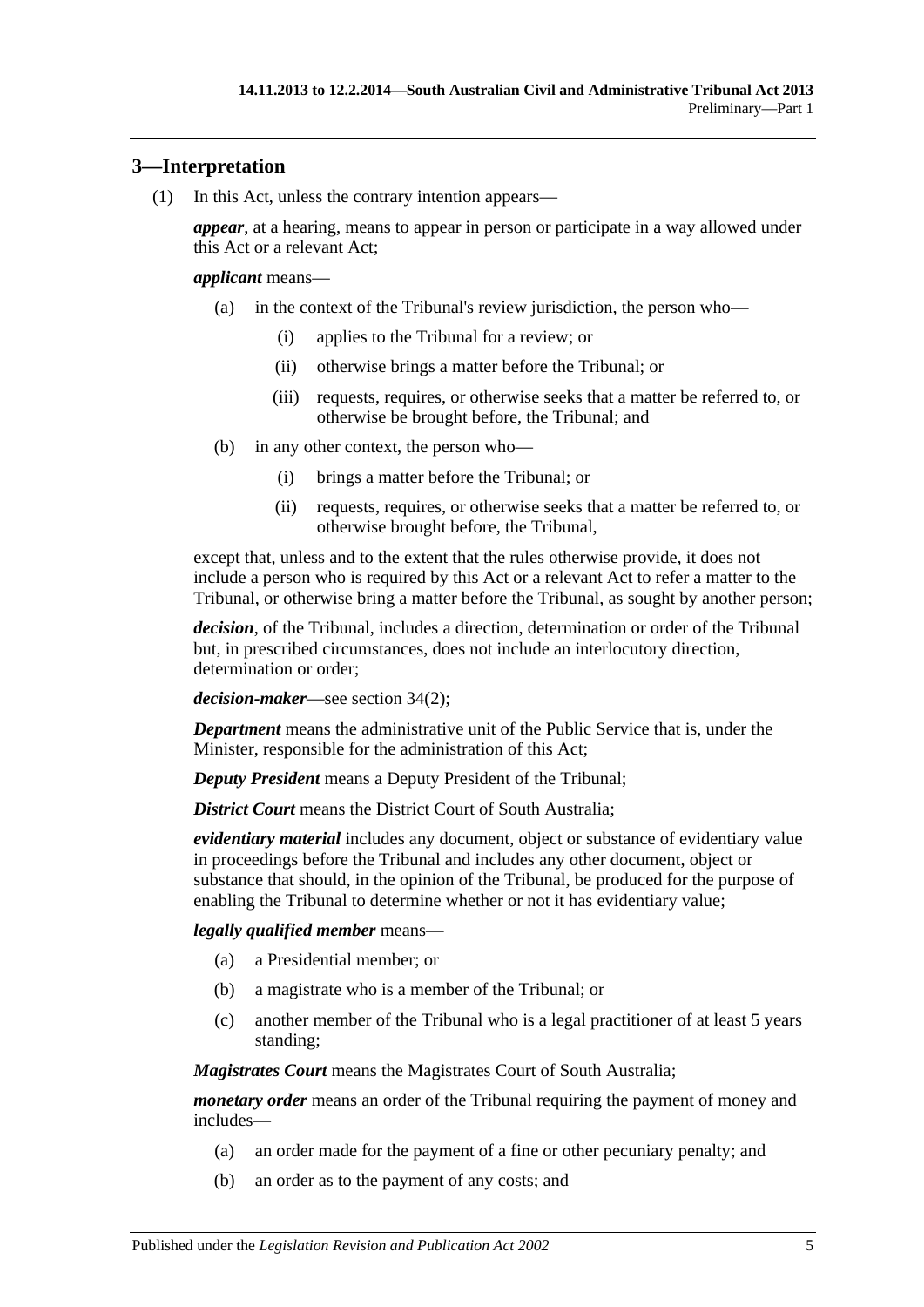## 3—Interpretation

(1) In this Act, unless the contrary intention appears—

***appear***, at a hearing, means to appear in person or participate in a way allowed under this Act or a relevant Act;

***applicant*** means—

- (a) in the context of the Tribunal's review jurisdiction, the person who—
  - (i) applies to the Tribunal for a review; or
  - (ii) otherwise brings a matter before the Tribunal; or
  - (iii) requests, requires, or otherwise seeks that a matter be referred to, or otherwise be brought before, the Tribunal; and
- (b) in any other context, the person who—
  - (i) brings a matter before the Tribunal; or
  - (ii) requests, requires, or otherwise seeks that a matter be referred to, or otherwise brought before, the Tribunal,

except that, unless and to the extent that the rules otherwise provide, it does not include a person who is required by this Act or a relevant Act to refer a matter to the Tribunal, or otherwise bring a matter before the Tribunal, as sought by another person;

***decision***, of the Tribunal, includes a direction, determination or order of the Tribunal but, in prescribed circumstances, does not include an interlocutory direction, determination or order;

***decision-maker***—see section 34(2);

***Department*** means the administrative unit of the Public Service that is, under the Minister, responsible for the administration of this Act;

***Deputy President*** means a Deputy President of the Tribunal;

***District Court*** means the District Court of South Australia;

***evidentiary material*** includes any document, object or substance of evidentiary value in proceedings before the Tribunal and includes any other document, object or substance that should, in the opinion of the Tribunal, be produced for the purpose of enabling the Tribunal to determine whether or not it has evidentiary value;

***legally qualified member*** means—

- (a) a Presidential member; or
- (b) a magistrate who is a member of the Tribunal; or
- (c) another member of the Tribunal who is a legal practitioner of at least 5 years standing;

***Magistrates Court*** means the Magistrates Court of South Australia;

***monetary order*** means an order of the Tribunal requiring the payment of money and includes—

- (a) an order made for the payment of a fine or other pecuniary penalty; and
- (b) an order as to the payment of any costs; and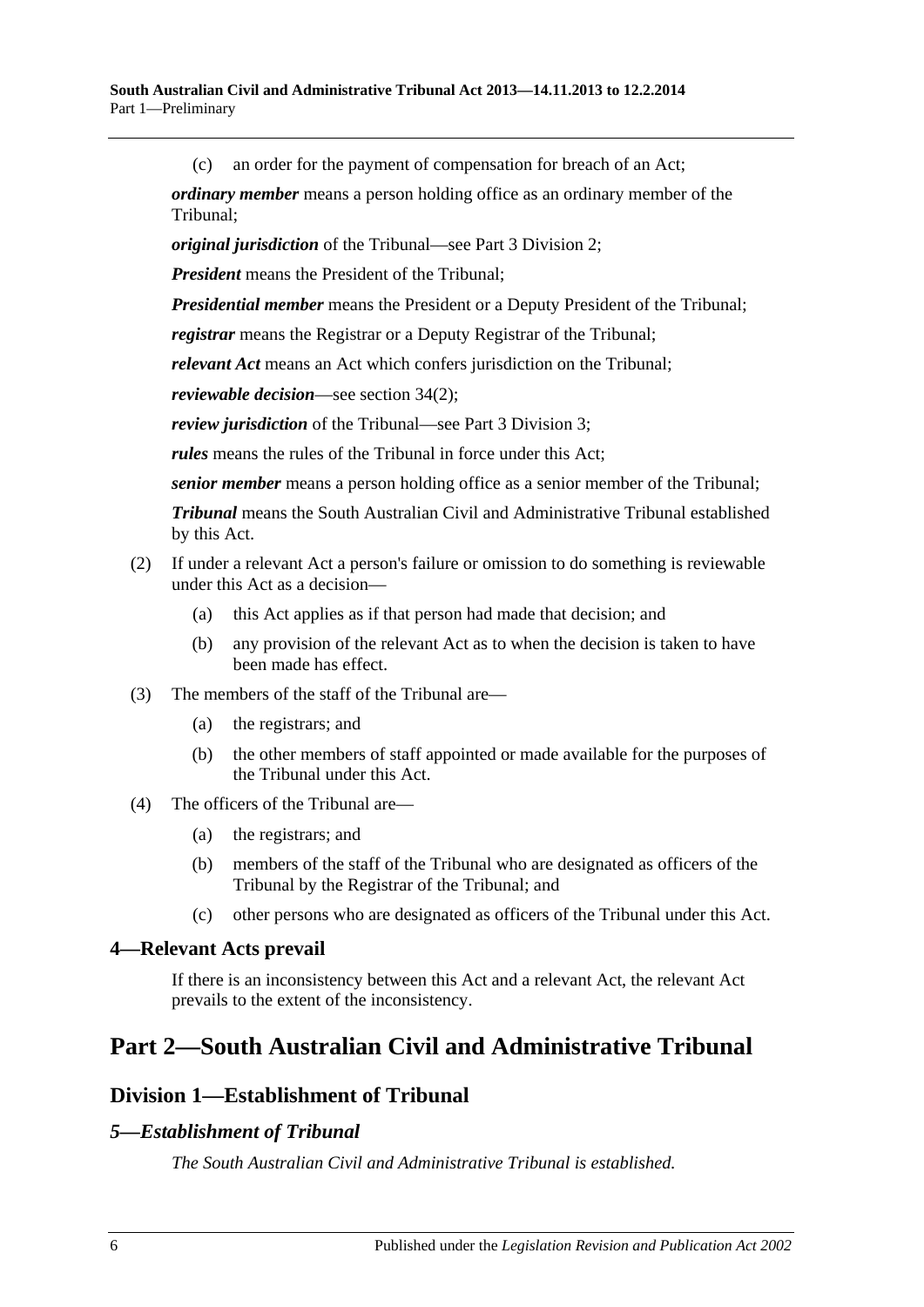(c) an order for the payment of compensation for breach of an Act;

***ordinary member*** means a person holding office as an ordinary member of the Tribunal;

***original jurisdiction*** of the Tribunal—see Part 3 Division 2;

***President*** means the President of the Tribunal;

***Presidential member*** means the President or a Deputy President of the Tribunal;

***registrar*** means the Registrar or a Deputy Registrar of the Tribunal;

***relevant Act*** means an Act which confers jurisdiction on the Tribunal;

***reviewable decision***—see section 34(2);

***review jurisdiction*** of the Tribunal—see Part 3 Division 3;

***rules*** means the rules of the Tribunal in force under this Act;

***senior member*** means a person holding office as a senior member of the Tribunal;

***Tribunal*** means the South Australian Civil and Administrative Tribunal established by this Act.

(2) If under a relevant Act a person's failure or omission to do something is reviewable under this Act as a decision—

(a) this Act applies as if that person had made that decision; and

(b) any provision of the relevant Act as to when the decision is taken to have been made has effect.

(3) The members of the staff of the Tribunal are—

(a) the registrars; and

(b) the other members of staff appointed or made available for the purposes of the Tribunal under this Act.

(4) The officers of the Tribunal are—

(a) the registrars; and

(b) members of the staff of the Tribunal who are designated as officers of the Tribunal by the Registrar of the Tribunal; and

(c) other persons who are designated as officers of the Tribunal under this Act.

### 4—Relevant Acts prevail

If there is an inconsistency between this Act and a relevant Act, the relevant Act prevails to the extent of the inconsistency.

# Part 2—South Australian Civil and Administrative Tribunal

## Division 1—Establishment of Tribunal

### *5—Establishment of Tribunal*

*The South Australian Civil and Administrative Tribunal is established.*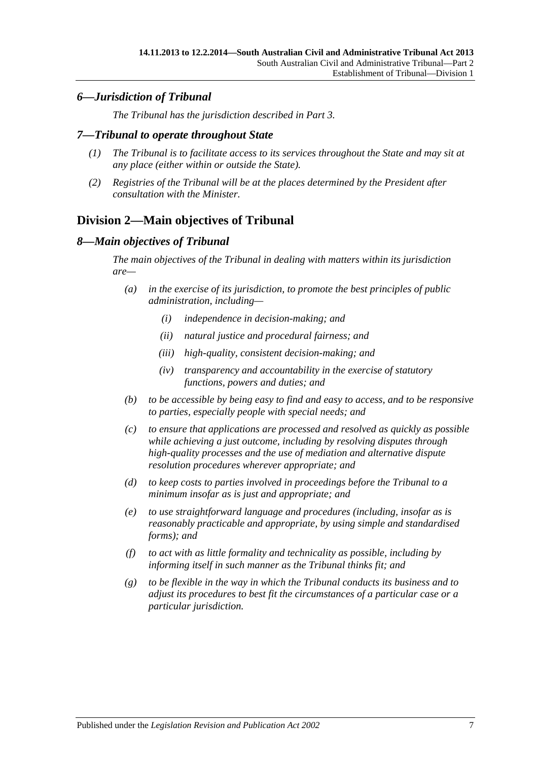### *6—Jurisdiction of Tribunal*

*The Tribunal has the jurisdiction described in Part 3.*

### *7—Tribunal to operate throughout State*

*(1) The Tribunal is to facilitate access to its services throughout the State and may sit at any place (either within or outside the State).*

*(2) Registries of the Tribunal will be at the places determined by the President after consultation with the Minister.*

## Division 2—Main objectives of Tribunal

### *8—Main objectives of Tribunal*

*The main objectives of the Tribunal in dealing with matters within its jurisdiction are—*

*(a) in the exercise of its jurisdiction, to promote the best principles of public administration, including—*

*(i) independence in decision-making; and*

*(ii) natural justice and procedural fairness; and*

*(iii) high-quality, consistent decision-making; and*

*(iv) transparency and accountability in the exercise of statutory functions, powers and duties; and*

*(b) to be accessible by being easy to find and easy to access, and to be responsive to parties, especially people with special needs; and*

*(c) to ensure that applications are processed and resolved as quickly as possible while achieving a just outcome, including by resolving disputes through high-quality processes and the use of mediation and alternative dispute resolution procedures wherever appropriate; and*

*(d) to keep costs to parties involved in proceedings before the Tribunal to a minimum insofar as is just and appropriate; and*

*(e) to use straightforward language and procedures (including, insofar as is reasonably practicable and appropriate, by using simple and standardised forms); and*

*(f) to act with as little formality and technicality as possible, including by informing itself in such manner as the Tribunal thinks fit; and*

*(g) to be flexible in the way in which the Tribunal conducts its business and to adjust its procedures to best fit the circumstances of a particular case or a particular jurisdiction.*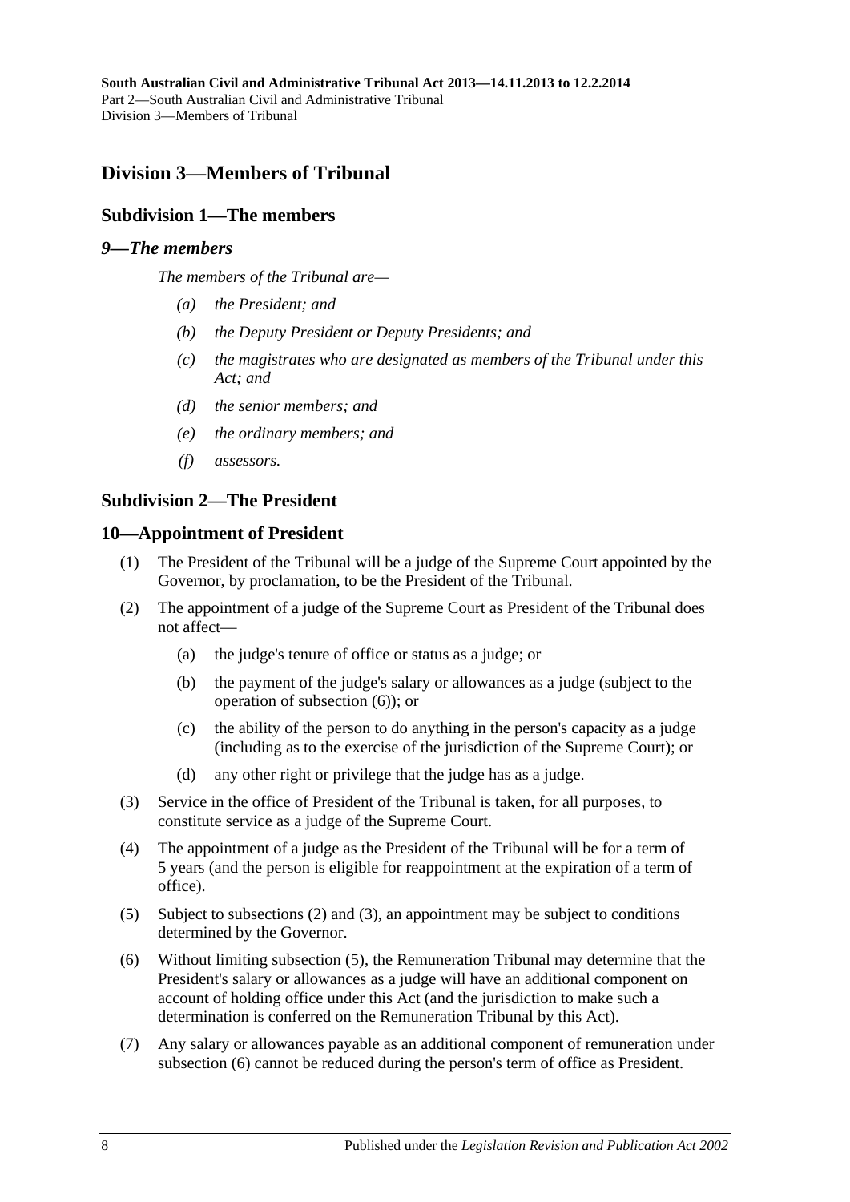## Division 3—Members of Tribunal

### Subdivision 1—The members

#### *9—The members*

*The members of the Tribunal are—*

- *(a) the President; and*
- *(b) the Deputy President or Deputy Presidents; and*
- *(c) the magistrates who are designated as members of the Tribunal under this Act; and*
- *(d) the senior members; and*
- *(e) the ordinary members; and*
- *(f) assessors.*

### Subdivision 2—The President

#### 10—Appointment of President

(1) The President of the Tribunal will be a judge of the Supreme Court appointed by the Governor, by proclamation, to be the President of the Tribunal.

(2) The appointment of a judge of the Supreme Court as President of the Tribunal does not affect—

- (a) the judge's tenure of office or status as a judge; or
- (b) the payment of the judge's salary or allowances as a judge (subject to the operation of subsection (6)); or
- (c) the ability of the person to do anything in the person's capacity as a judge (including as to the exercise of the jurisdiction of the Supreme Court); or
- (d) any other right or privilege that the judge has as a judge.

(3) Service in the office of President of the Tribunal is taken, for all purposes, to constitute service as a judge of the Supreme Court.

(4) The appointment of a judge as the President of the Tribunal will be for a term of 5 years (and the person is eligible for reappointment at the expiration of a term of office).

(5) Subject to subsections (2) and (3), an appointment may be subject to conditions determined by the Governor.

(6) Without limiting subsection (5), the Remuneration Tribunal may determine that the President's salary or allowances as a judge will have an additional component on account of holding office under this Act (and the jurisdiction to make such a determination is conferred on the Remuneration Tribunal by this Act).

(7) Any salary or allowances payable as an additional component of remuneration under subsection (6) cannot be reduced during the person's term of office as President.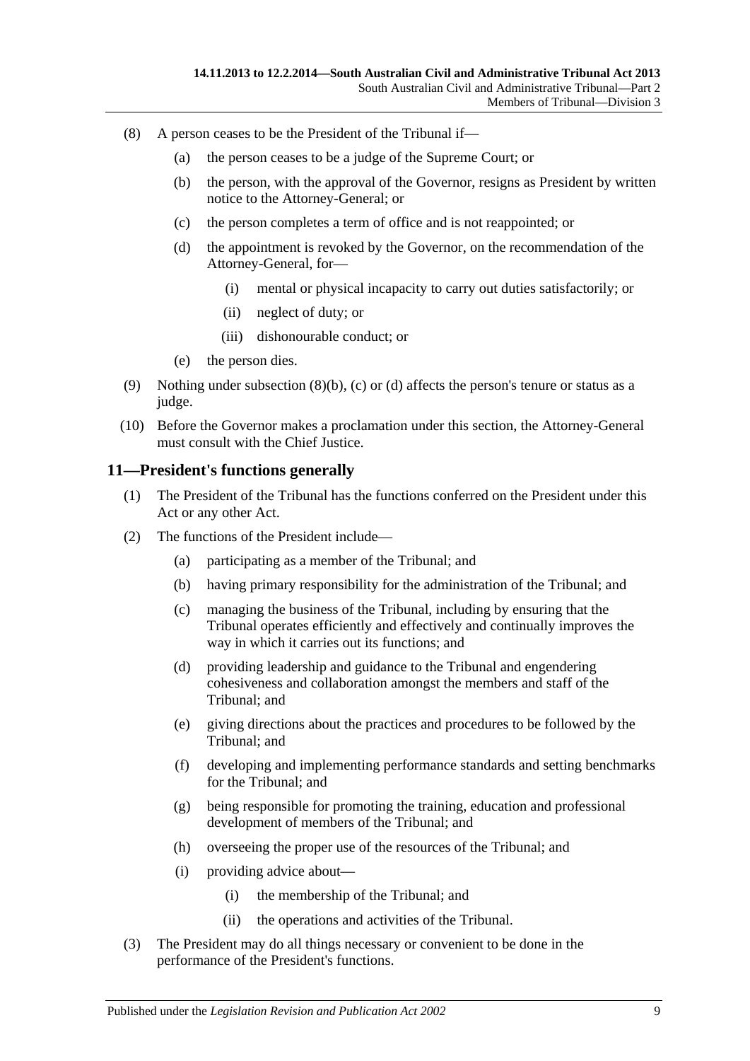(8) A person ceases to be the President of the Tribunal if—

(a) the person ceases to be a judge of the Supreme Court; or

(b) the person, with the approval of the Governor, resigns as President by written notice to the Attorney-General; or

(c) the person completes a term of office and is not reappointed; or

(d) the appointment is revoked by the Governor, on the recommendation of the Attorney-General, for—

(i) mental or physical incapacity to carry out duties satisfactorily; or

(ii) neglect of duty; or

(iii) dishonourable conduct; or

(e) the person dies.

(9) Nothing under subsection (8)(b), (c) or (d) affects the person's tenure or status as a judge.

(10) Before the Governor makes a proclamation under this section, the Attorney-General must consult with the Chief Justice.

## 11—President's functions generally

(1) The President of the Tribunal has the functions conferred on the President under this Act or any other Act.

(2) The functions of the President include—

(a) participating as a member of the Tribunal; and

(b) having primary responsibility for the administration of the Tribunal; and

(c) managing the business of the Tribunal, including by ensuring that the Tribunal operates efficiently and effectively and continually improves the way in which it carries out its functions; and

(d) providing leadership and guidance to the Tribunal and engendering cohesiveness and collaboration amongst the members and staff of the Tribunal; and

(e) giving directions about the practices and procedures to be followed by the Tribunal; and

(f) developing and implementing performance standards and setting benchmarks for the Tribunal; and

(g) being responsible for promoting the training, education and professional development of members of the Tribunal; and

(h) overseeing the proper use of the resources of the Tribunal; and

(i) providing advice about—

(i) the membership of the Tribunal; and

(ii) the operations and activities of the Tribunal.

(3) The President may do all things necessary or convenient to be done in the performance of the President's functions.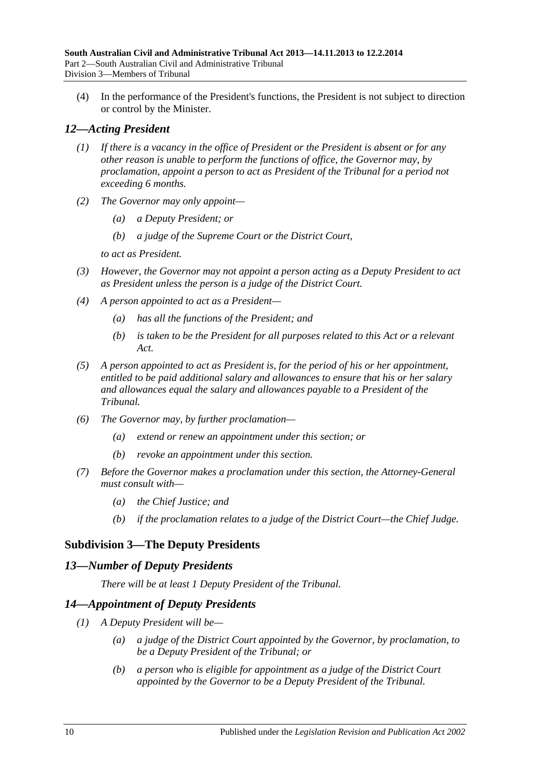(4) In the performance of the President's functions, the President is not subject to direction or control by the Minister.

### *12—Acting President*

*(1) If there is a vacancy in the office of President or the President is absent or for any other reason is unable to perform the functions of office, the Governor may, by proclamation, appoint a person to act as President of the Tribunal for a period not exceeding 6 months.*

*(2) The Governor may only appoint—*

*(a) a Deputy President; or*

*(b) a judge of the Supreme Court or the District Court,*

*to act as President.*

*(3) However, the Governor may not appoint a person acting as a Deputy President to act as President unless the person is a judge of the District Court.*

*(4) A person appointed to act as a President—*

*(a) has all the functions of the President; and*

*(b) is taken to be the President for all purposes related to this Act or a relevant Act.*

*(5) A person appointed to act as President is, for the period of his or her appointment, entitled to be paid additional salary and allowances to ensure that his or her salary and allowances equal the salary and allowances payable to a President of the Tribunal.*

*(6) The Governor may, by further proclamation—*

*(a) extend or renew an appointment under this section; or*

*(b) revoke an appointment under this section.*

*(7) Before the Governor makes a proclamation under this section, the Attorney-General must consult with—*

*(a) the Chief Justice; and*

*(b) if the proclamation relates to a judge of the District Court—the Chief Judge.*

## Subdivision 3—The Deputy Presidents

### *13—Number of Deputy Presidents*

*There will be at least 1 Deputy President of the Tribunal.*

### *14—Appointment of Deputy Presidents*

*(1) A Deputy President will be—*

*(a) a judge of the District Court appointed by the Governor, by proclamation, to be a Deputy President of the Tribunal; or*

*(b) a person who is eligible for appointment as a judge of the District Court appointed by the Governor to be a Deputy President of the Tribunal.*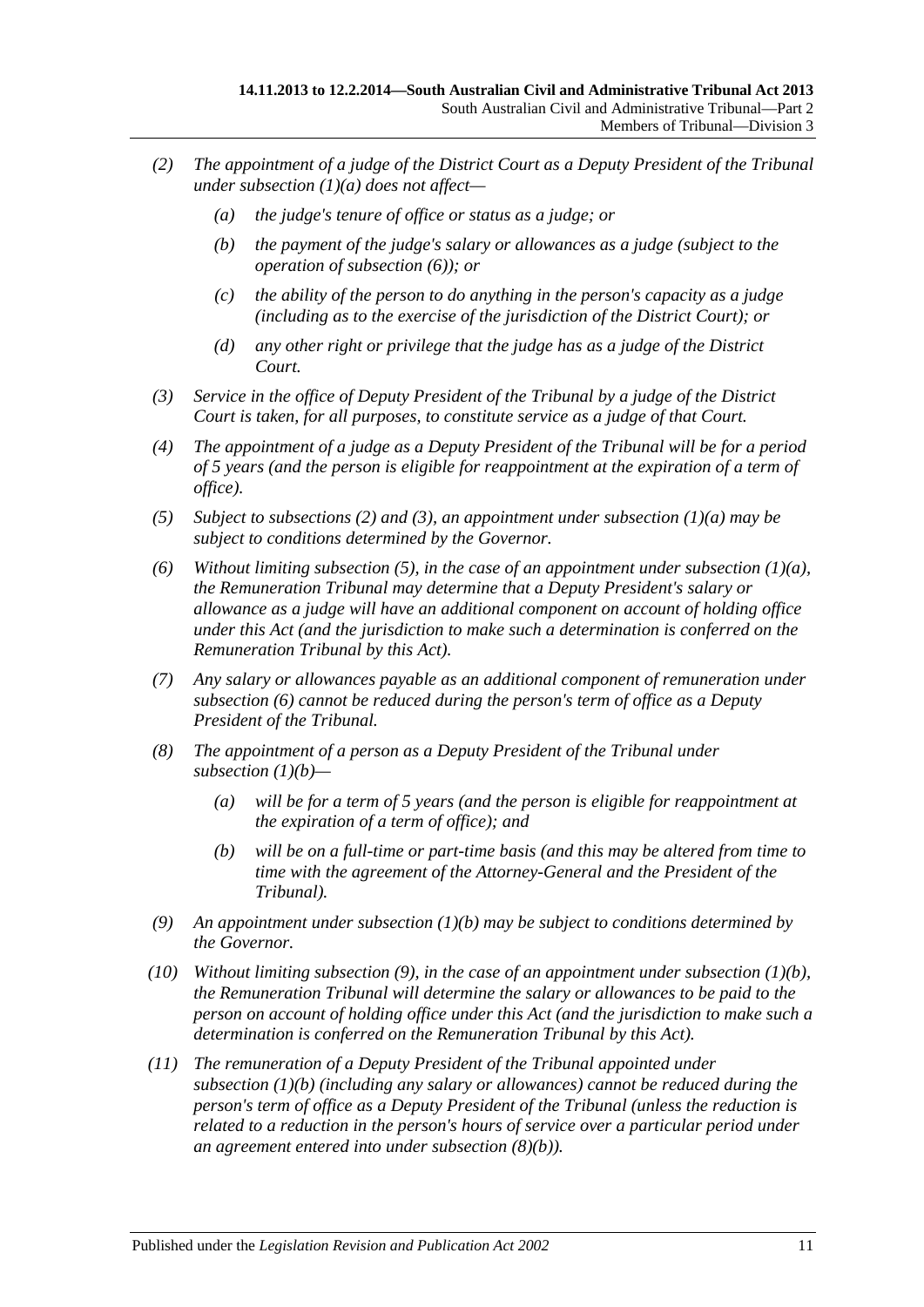*(2) The appointment of a judge of the District Court as a Deputy President of the Tribunal under subsection (1)(a) does not affect—*

*(a) the judge's tenure of office or status as a judge; or*

*(b) the payment of the judge's salary or allowances as a judge (subject to the operation of subsection (6)); or*

*(c) the ability of the person to do anything in the person's capacity as a judge (including as to the exercise of the jurisdiction of the District Court); or*

*(d) any other right or privilege that the judge has as a judge of the District Court.*

*(3) Service in the office of Deputy President of the Tribunal by a judge of the District Court is taken, for all purposes, to constitute service as a judge of that Court.*

*(4) The appointment of a judge as a Deputy President of the Tribunal will be for a period of 5 years (and the person is eligible for reappointment at the expiration of a term of office).*

*(5) Subject to subsections (2) and (3), an appointment under subsection (1)(a) may be subject to conditions determined by the Governor.*

*(6) Without limiting subsection (5), in the case of an appointment under subsection (1)(a), the Remuneration Tribunal may determine that a Deputy President's salary or allowance as a judge will have an additional component on account of holding office under this Act (and the jurisdiction to make such a determination is conferred on the Remuneration Tribunal by this Act).*

*(7) Any salary or allowances payable as an additional component of remuneration under subsection (6) cannot be reduced during the person's term of office as a Deputy President of the Tribunal.*

*(8) The appointment of a person as a Deputy President of the Tribunal under subsection (1)(b)—*

*(a) will be for a term of 5 years (and the person is eligible for reappointment at the expiration of a term of office); and*

*(b) will be on a full-time or part-time basis (and this may be altered from time to time with the agreement of the Attorney-General and the President of the Tribunal).*

*(9) An appointment under subsection (1)(b) may be subject to conditions determined by the Governor.*

*(10) Without limiting subsection (9), in the case of an appointment under subsection (1)(b), the Remuneration Tribunal will determine the salary or allowances to be paid to the person on account of holding office under this Act (and the jurisdiction to make such a determination is conferred on the Remuneration Tribunal by this Act).*

*(11) The remuneration of a Deputy President of the Tribunal appointed under subsection (1)(b) (including any salary or allowances) cannot be reduced during the person's term of office as a Deputy President of the Tribunal (unless the reduction is related to a reduction in the person's hours of service over a particular period under an agreement entered into under subsection (8)(b)).*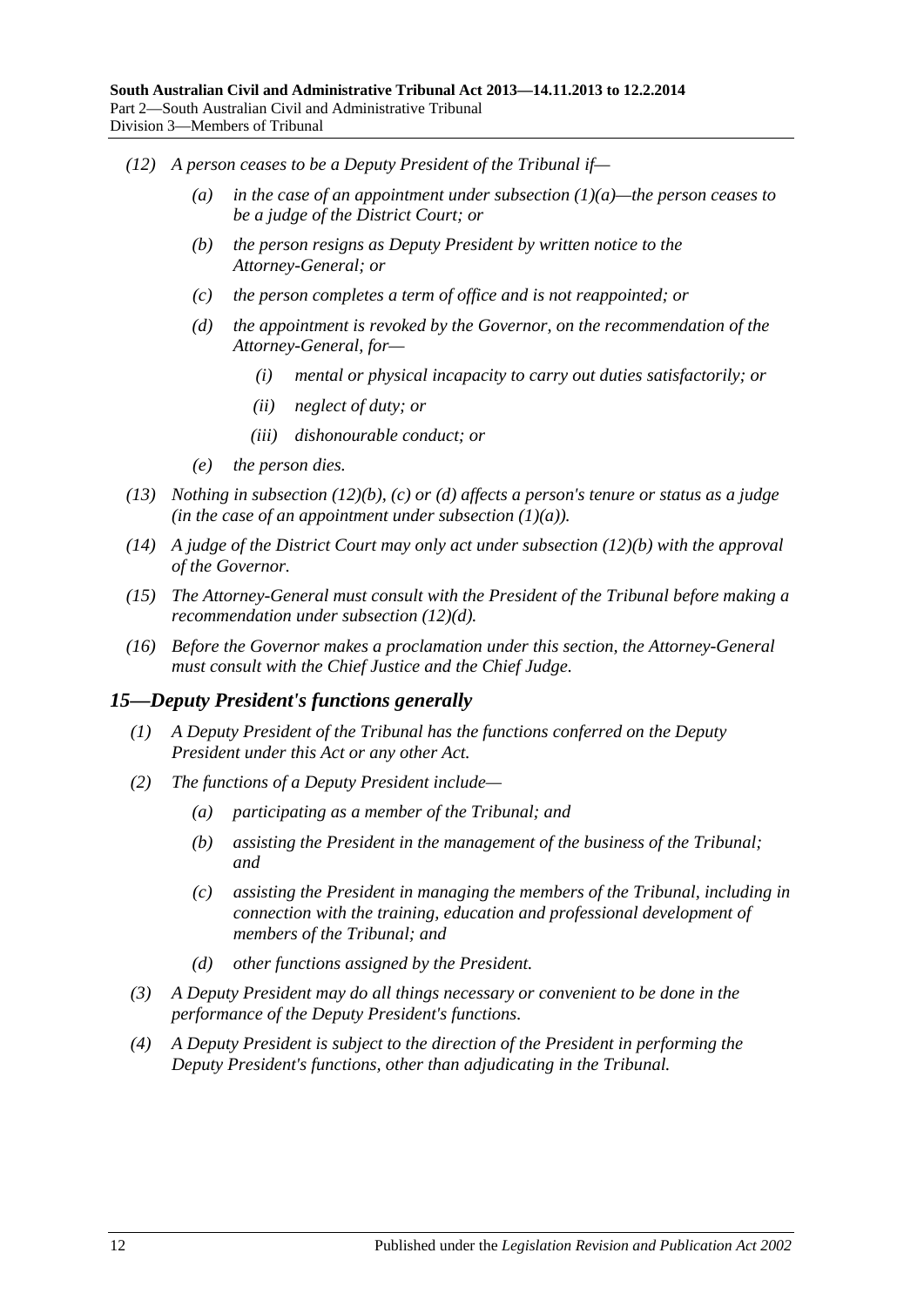*(12)* *A person ceases to be a Deputy President of the Tribunal if—*

*(a)* *in the case of an appointment under subsection (1)(a)—the person ceases to be a judge of the District Court; or*

*(b)* *the person resigns as Deputy President by written notice to the Attorney-General; or*

*(c)* *the person completes a term of office and is not reappointed; or*

*(d)* *the appointment is revoked by the Governor, on the recommendation of the Attorney-General, for—*

*(i)* *mental or physical incapacity to carry out duties satisfactorily; or*

*(ii)* *neglect of duty; or*

*(iii)* *dishonourable conduct; or*

*(e)* *the person dies.*

*(13)* *Nothing in subsection (12)(b), (c) or (d) affects a person's tenure or status as a judge (in the case of an appointment under subsection (1)(a)).*

*(14)* *A judge of the District Court may only act under subsection (12)(b) with the approval of the Governor.*

*(15)* *The Attorney-General must consult with the President of the Tribunal before making a recommendation under subsection (12)(d).*

*(16)* *Before the Governor makes a proclamation under this section, the Attorney-General must consult with the Chief Justice and the Chief Judge.*

## *15—Deputy President's functions generally*

*(1)* *A Deputy President of the Tribunal has the functions conferred on the Deputy President under this Act or any other Act.*

*(2)* *The functions of a Deputy President include—*

*(a)* *participating as a member of the Tribunal; and*

*(b)* *assisting the President in the management of the business of the Tribunal; and*

*(c)* *assisting the President in managing the members of the Tribunal, including in connection with the training, education and professional development of members of the Tribunal; and*

*(d)* *other functions assigned by the President.*

*(3)* *A Deputy President may do all things necessary or convenient to be done in the performance of the Deputy President's functions.*

*(4)* *A Deputy President is subject to the direction of the President in performing the Deputy President's functions, other than adjudicating in the Tribunal.*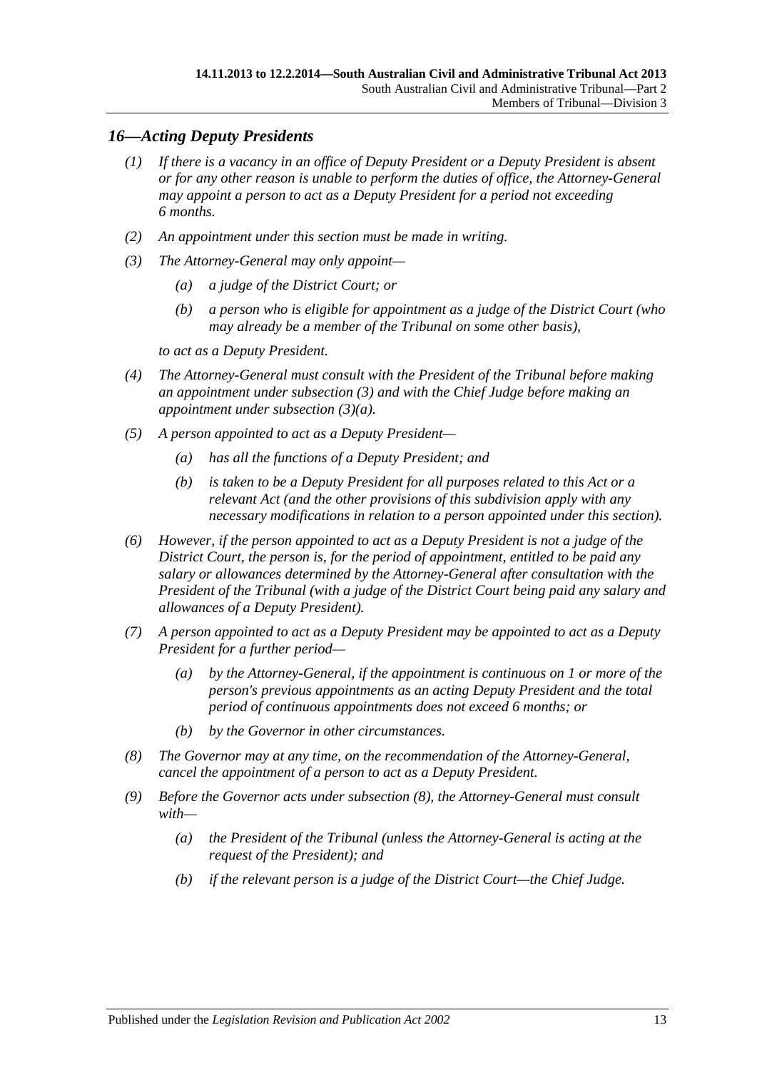### *16—Acting Deputy Presidents*

*(1) If there is a vacancy in an office of Deputy President or a Deputy President is absent or for any other reason is unable to perform the duties of office, the Attorney-General may appoint a person to act as a Deputy President for a period not exceeding 6 months.*

*(2) An appointment under this section must be made in writing.*

*(3) The Attorney-General may only appoint—*

*(a) a judge of the District Court; or*

*(b) a person who is eligible for appointment as a judge of the District Court (who may already be a member of the Tribunal on some other basis),*

*to act as a Deputy President.*

*(4) The Attorney-General must consult with the President of the Tribunal before making an appointment under subsection (3) and with the Chief Judge before making an appointment under subsection (3)(a).*

*(5) A person appointed to act as a Deputy President—*

*(a) has all the functions of a Deputy President; and*

*(b) is taken to be a Deputy President for all purposes related to this Act or a relevant Act (and the other provisions of this subdivision apply with any necessary modifications in relation to a person appointed under this section).*

*(6) However, if the person appointed to act as a Deputy President is not a judge of the District Court, the person is, for the period of appointment, entitled to be paid any salary or allowances determined by the Attorney-General after consultation with the President of the Tribunal (with a judge of the District Court being paid any salary and allowances of a Deputy President).*

*(7) A person appointed to act as a Deputy President may be appointed to act as a Deputy President for a further period—*

*(a) by the Attorney-General, if the appointment is continuous on 1 or more of the person's previous appointments as an acting Deputy President and the total period of continuous appointments does not exceed 6 months; or*

*(b) by the Governor in other circumstances.*

*(8) The Governor may at any time, on the recommendation of the Attorney-General, cancel the appointment of a person to act as a Deputy President.*

*(9) Before the Governor acts under subsection (8), the Attorney-General must consult with—*

*(a) the President of the Tribunal (unless the Attorney-General is acting at the request of the President); and*

*(b) if the relevant person is a judge of the District Court—the Chief Judge.*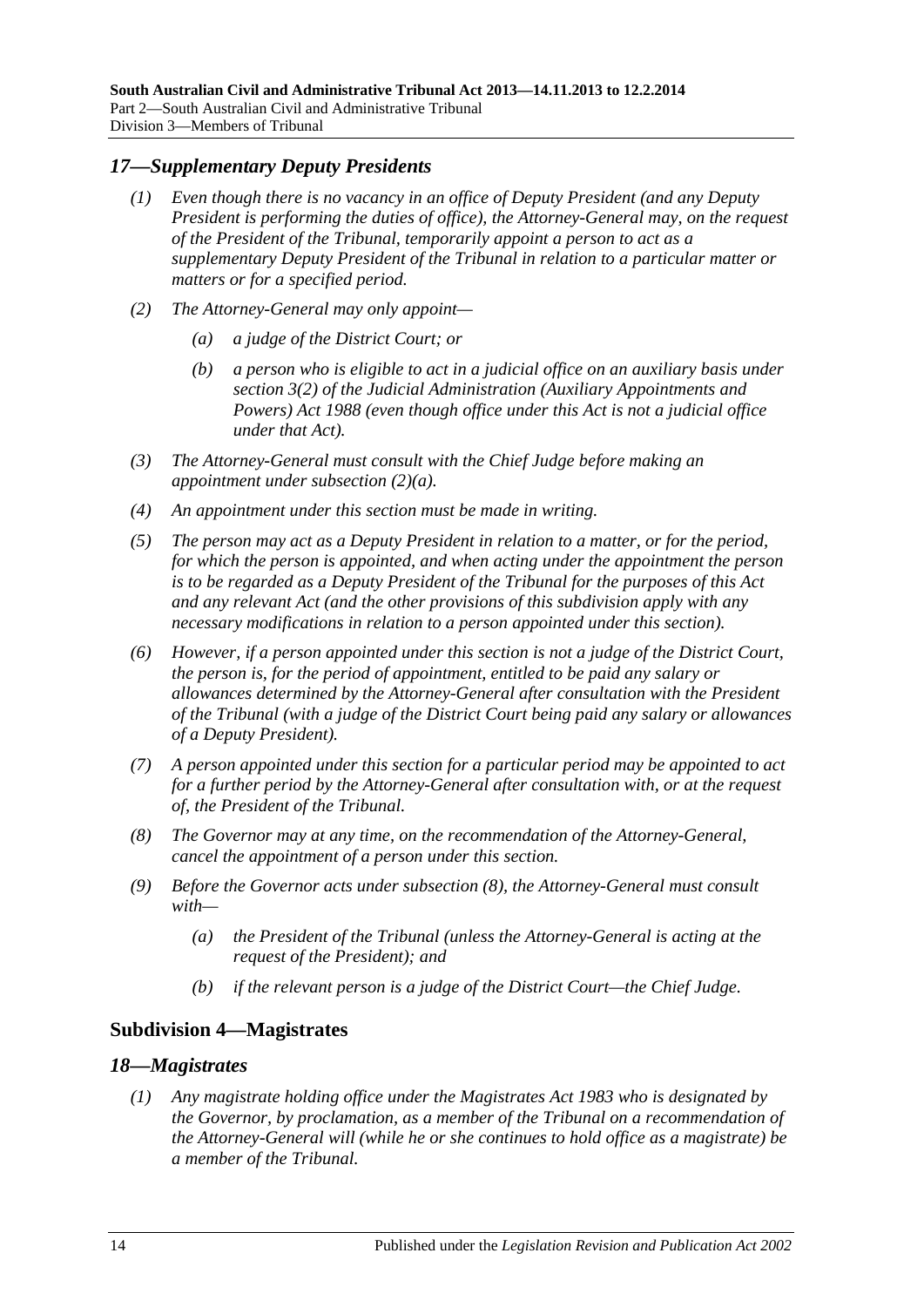## *17—Supplementary Deputy Presidents*

*(1) Even though there is no vacancy in an office of Deputy President (and any Deputy President is performing the duties of office), the Attorney-General may, on the request of the President of the Tribunal, temporarily appoint a person to act as a supplementary Deputy President of the Tribunal in relation to a particular matter or matters or for a specified period.*

*(2) The Attorney-General may only appoint—*

*(a) a judge of the District Court; or*

*(b) a person who is eligible to act in a judicial office on an auxiliary basis under section 3(2) of the Judicial Administration (Auxiliary Appointments and Powers) Act 1988 (even though office under this Act is not a judicial office under that Act).*

*(3) The Attorney-General must consult with the Chief Judge before making an appointment under subsection (2)(a).*

*(4) An appointment under this section must be made in writing.*

*(5) The person may act as a Deputy President in relation to a matter, or for the period, for which the person is appointed, and when acting under the appointment the person is to be regarded as a Deputy President of the Tribunal for the purposes of this Act and any relevant Act (and the other provisions of this subdivision apply with any necessary modifications in relation to a person appointed under this section).*

*(6) However, if a person appointed under this section is not a judge of the District Court, the person is, for the period of appointment, entitled to be paid any salary or allowances determined by the Attorney-General after consultation with the President of the Tribunal (with a judge of the District Court being paid any salary or allowances of a Deputy President).*

*(7) A person appointed under this section for a particular period may be appointed to act for a further period by the Attorney-General after consultation with, or at the request of, the President of the Tribunal.*

*(8) The Governor may at any time, on the recommendation of the Attorney-General, cancel the appointment of a person under this section.*

*(9) Before the Governor acts under subsection (8), the Attorney-General must consult with—*

*(a) the President of the Tribunal (unless the Attorney-General is acting at the request of the President); and*

*(b) if the relevant person is a judge of the District Court—the Chief Judge.*

### Subdivision 4—Magistrates

## *18—Magistrates*

*(1) Any magistrate holding office under the Magistrates Act 1983 who is designated by the Governor, by proclamation, as a member of the Tribunal on a recommendation of the Attorney-General will (while he or she continues to hold office as a magistrate) be a member of the Tribunal.*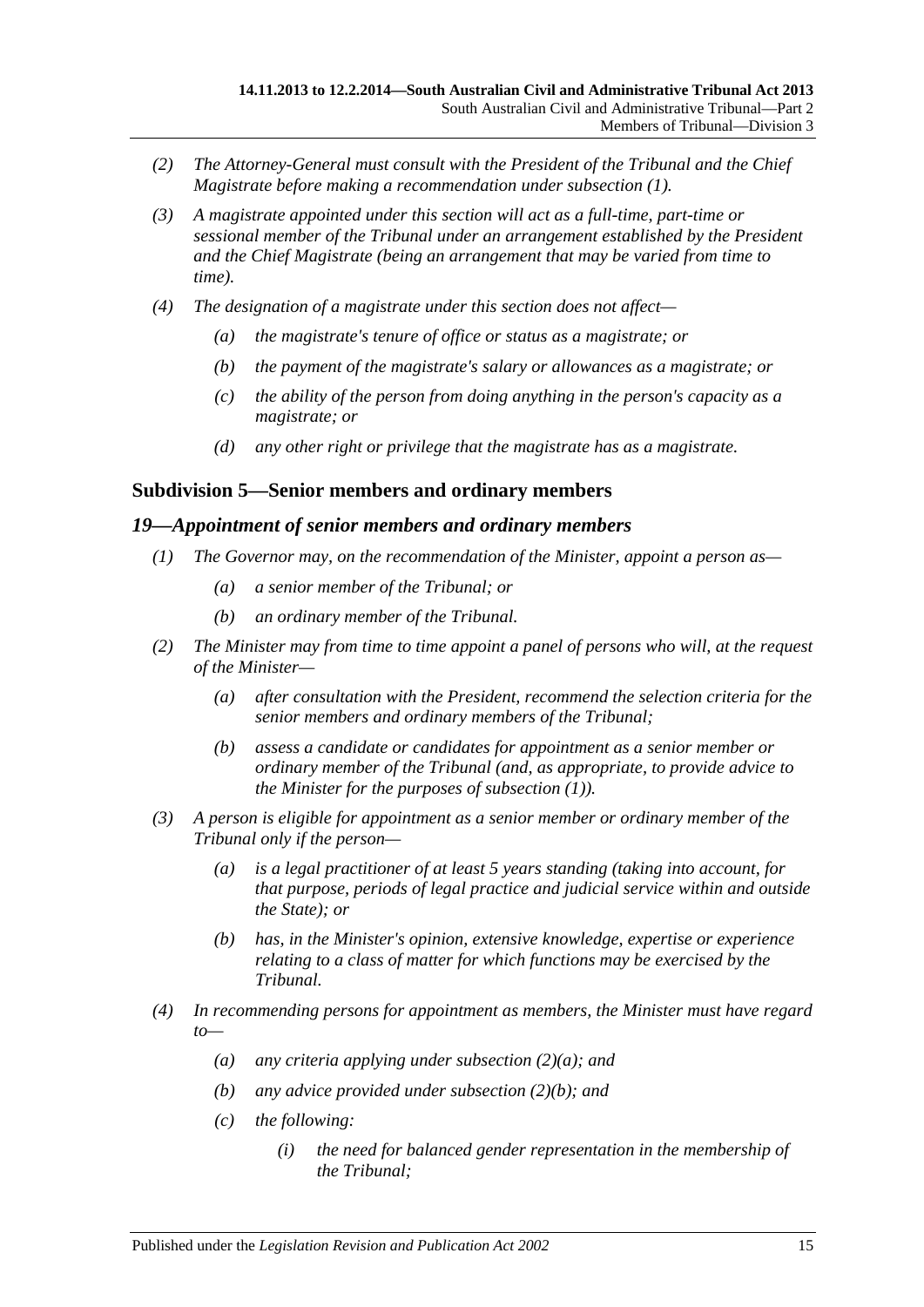- *(2) The Attorney-General must consult with the President of the Tribunal and the Chief Magistrate before making a recommendation under subsection (1).*
- *(3) A magistrate appointed under this section will act as a full-time, part-time or sessional member of the Tribunal under an arrangement established by the President and the Chief Magistrate (being an arrangement that may be varied from time to time).*
- *(4) The designation of a magistrate under this section does not affect—*
    - *(a) the magistrate's tenure of office or status as a magistrate; or*
    - *(b) the payment of the magistrate's salary or allowances as a magistrate; or*
    - *(c) the ability of the person from doing anything in the person's capacity as a magistrate; or*
    - *(d) any other right or privilege that the magistrate has as a magistrate.*

## Subdivision 5—Senior members and ordinary members

### *19—Appointment of senior members and ordinary members*

- *(1) The Governor may, on the recommendation of the Minister, appoint a person as—*
    - *(a) a senior member of the Tribunal; or*
    - *(b) an ordinary member of the Tribunal.*
- *(2) The Minister may from time to time appoint a panel of persons who will, at the request of the Minister—*
    - *(a) after consultation with the President, recommend the selection criteria for the senior members and ordinary members of the Tribunal;*
    - *(b) assess a candidate or candidates for appointment as a senior member or ordinary member of the Tribunal (and, as appropriate, to provide advice to the Minister for the purposes of subsection (1)).*
- *(3) A person is eligible for appointment as a senior member or ordinary member of the Tribunal only if the person—*
    - *(a) is a legal practitioner of at least 5 years standing (taking into account, for that purpose, periods of legal practice and judicial service within and outside the State); or*
    - *(b) has, in the Minister's opinion, extensive knowledge, expertise or experience relating to a class of matter for which functions may be exercised by the Tribunal.*
- *(4) In recommending persons for appointment as members, the Minister must have regard to—*
    - *(a) any criteria applying under subsection (2)(a); and*
    - *(b) any advice provided under subsection (2)(b); and*
    - *(c) the following:*
        - *(i) the need for balanced gender representation in the membership of the Tribunal;*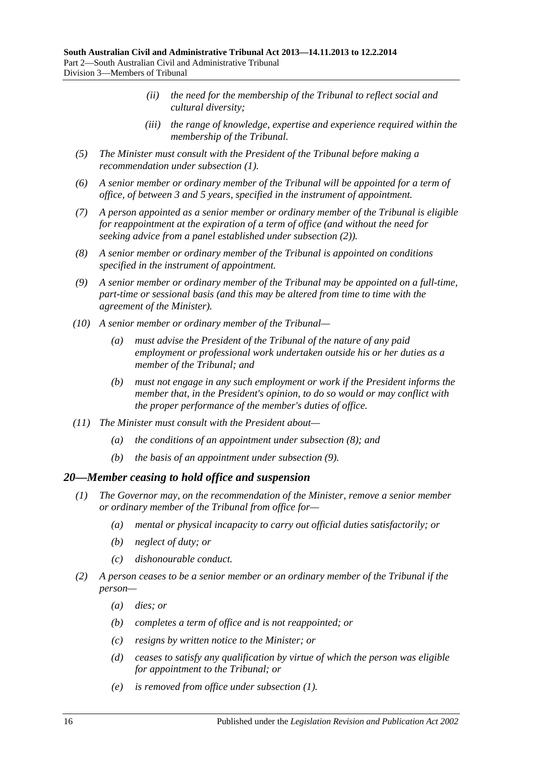- (ii) the need for the membership of the Tribunal to reflect social and cultural diversity;
- (iii) the range of knowledge, expertise and experience required within the membership of the Tribunal.

(5) The Minister must consult with the President of the Tribunal before making a recommendation under subsection (1).

(6) A senior member or ordinary member of the Tribunal will be appointed for a term of office, of between 3 and 5 years, specified in the instrument of appointment.

(7) A person appointed as a senior member or ordinary member of the Tribunal is eligible for reappointment at the expiration of a term of office (and without the need for seeking advice from a panel established under subsection (2)).

(8) A senior member or ordinary member of the Tribunal is appointed on conditions specified in the instrument of appointment.

(9) A senior member or ordinary member of the Tribunal may be appointed on a full-time, part-time or sessional basis (and this may be altered from time to time with the agreement of the Minister).

(10) A senior member or ordinary member of the Tribunal—

- (a) must advise the President of the Tribunal of the nature of any paid employment or professional work undertaken outside his or her duties as a member of the Tribunal; and
- (b) must not engage in any such employment or work if the President informs the member that, in the President's opinion, to do so would or may conflict with the proper performance of the member's duties of office.

(11) The Minister must consult with the President about—

- (a) the conditions of an appointment under subsection (8); and
- (b) the basis of an appointment under subsection (9).

## 20—Member ceasing to hold office and suspension

(1) The Governor may, on the recommendation of the Minister, remove a senior member or ordinary member of the Tribunal from office for—

- (a) mental or physical incapacity to carry out official duties satisfactorily; or
- (b) neglect of duty; or
- (c) dishonourable conduct.

(2) A person ceases to be a senior member or an ordinary member of the Tribunal if the person—

- (a) dies; or
- (b) completes a term of office and is not reappointed; or
- (c) resigns by written notice to the Minister; or
- (d) ceases to satisfy any qualification by virtue of which the person was eligible for appointment to the Tribunal; or
- (e) is removed from office under subsection (1).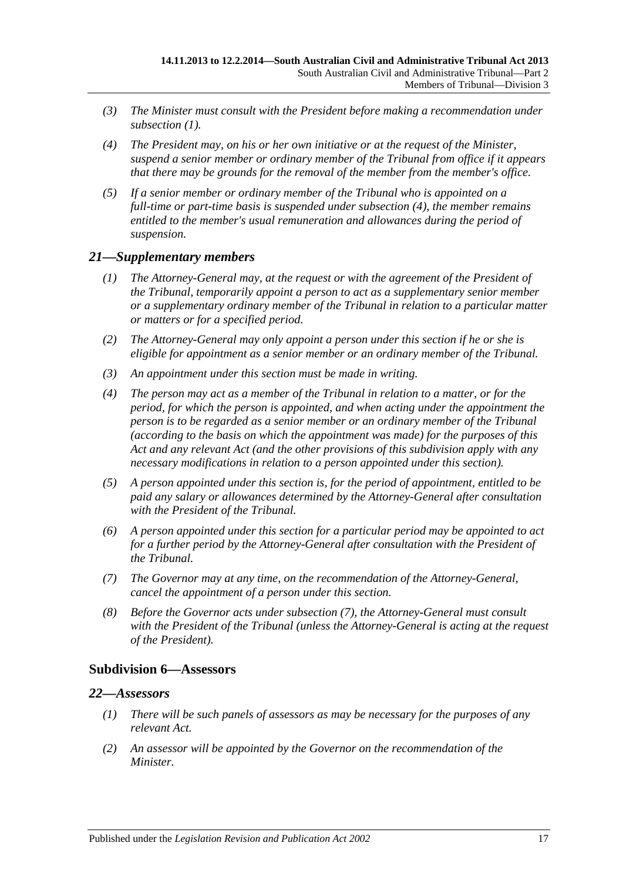- *(3) The Minister must consult with the President before making a recommendation under subsection (1).*
- *(4) The President may, on his or her own initiative or at the request of the Minister, suspend a senior member or ordinary member of the Tribunal from office if it appears that there may be grounds for the removal of the member from the member's office.*
- *(5) If a senior member or ordinary member of the Tribunal who is appointed on a full-time or part-time basis is suspended under subsection (4), the member remains entitled to the member's usual remuneration and allowances during the period of suspension.*

## *21—Supplementary members*

- *(1) The Attorney-General may, at the request or with the agreement of the President of the Tribunal, temporarily appoint a person to act as a supplementary senior member or a supplementary ordinary member of the Tribunal in relation to a particular matter or matters or for a specified period.*
- *(2) The Attorney-General may only appoint a person under this section if he or she is eligible for appointment as a senior member or an ordinary member of the Tribunal.*
- *(3) An appointment under this section must be made in writing.*
- *(4) The person may act as a member of the Tribunal in relation to a matter, or for the period, for which the person is appointed, and when acting under the appointment the person is to be regarded as a senior member or an ordinary member of the Tribunal (according to the basis on which the appointment was made) for the purposes of this Act and any relevant Act (and the other provisions of this subdivision apply with any necessary modifications in relation to a person appointed under this section).*
- *(5) A person appointed under this section is, for the period of appointment, entitled to be paid any salary or allowances determined by the Attorney-General after consultation with the President of the Tribunal.*
- *(6) A person appointed under this section for a particular period may be appointed to act for a further period by the Attorney-General after consultation with the President of the Tribunal.*
- *(7) The Governor may at any time, on the recommendation of the Attorney-General, cancel the appointment of a person under this section.*
- *(8) Before the Governor acts under subsection (7), the Attorney-General must consult with the President of the Tribunal (unless the Attorney-General is acting at the request of the President).*

### Subdivision 6—Assessors

## *22—Assessors*

- *(1) There will be such panels of assessors as may be necessary for the purposes of any relevant Act.*
- *(2) An assessor will be appointed by the Governor on the recommendation of the Minister.*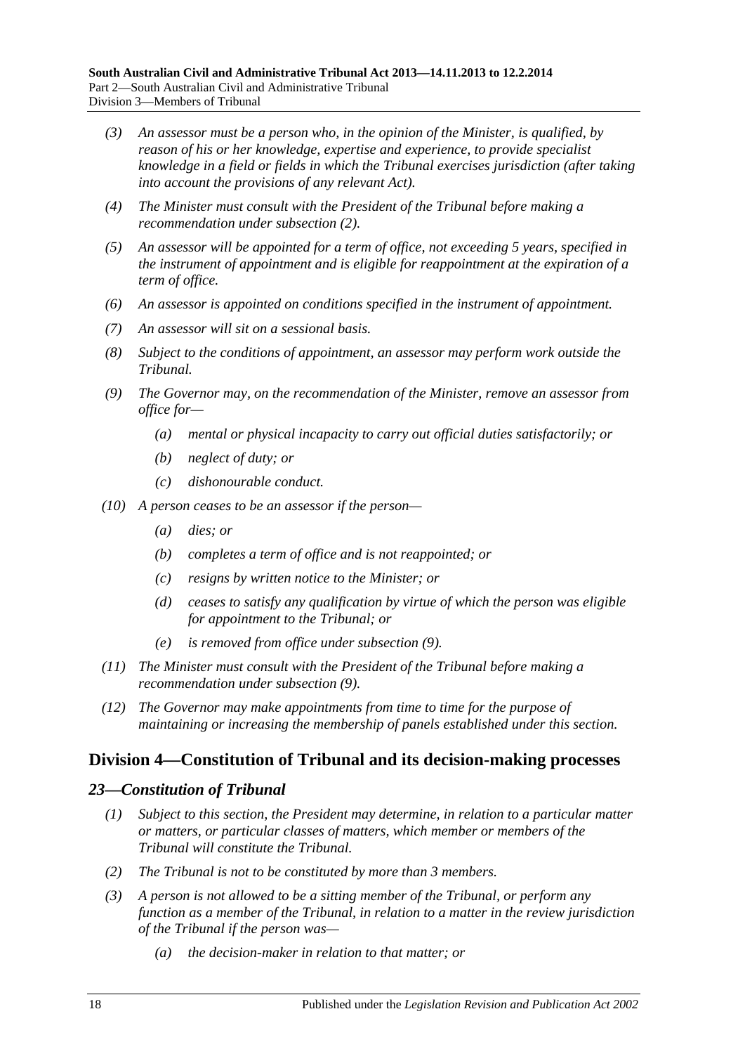*(3) An assessor must be a person who, in the opinion of the Minister, is qualified, by reason of his or her knowledge, expertise and experience, to provide specialist knowledge in a field or fields in which the Tribunal exercises jurisdiction (after taking into account the provisions of any relevant Act).*

*(4) The Minister must consult with the President of the Tribunal before making a recommendation under subsection (2).*

*(5) An assessor will be appointed for a term of office, not exceeding 5 years, specified in the instrument of appointment and is eligible for reappointment at the expiration of a term of office.*

*(6) An assessor is appointed on conditions specified in the instrument of appointment.*

*(7) An assessor will sit on a sessional basis.*

*(8) Subject to the conditions of appointment, an assessor may perform work outside the Tribunal.*

*(9) The Governor may, on the recommendation of the Minister, remove an assessor from office for—*

*(a) mental or physical incapacity to carry out official duties satisfactorily; or*

*(b) neglect of duty; or*

*(c) dishonourable conduct.*

*(10) A person ceases to be an assessor if the person—*

*(a) dies; or*

*(b) completes a term of office and is not reappointed; or*

*(c) resigns by written notice to the Minister; or*

*(d) ceases to satisfy any qualification by virtue of which the person was eligible for appointment to the Tribunal; or*

*(e) is removed from office under subsection (9).*

*(11) The Minister must consult with the President of the Tribunal before making a recommendation under subsection (9).*

*(12) The Governor may make appointments from time to time for the purpose of maintaining or increasing the membership of panels established under this section.*

## Division 4—Constitution of Tribunal and its decision-making processes

### *23—Constitution of Tribunal*

*(1) Subject to this section, the President may determine, in relation to a particular matter or matters, or particular classes of matters, which member or members of the Tribunal will constitute the Tribunal.*

*(2) The Tribunal is not to be constituted by more than 3 members.*

*(3) A person is not allowed to be a sitting member of the Tribunal, or perform any function as a member of the Tribunal, in relation to a matter in the review jurisdiction of the Tribunal if the person was—*

*(a) the decision-maker in relation to that matter; or*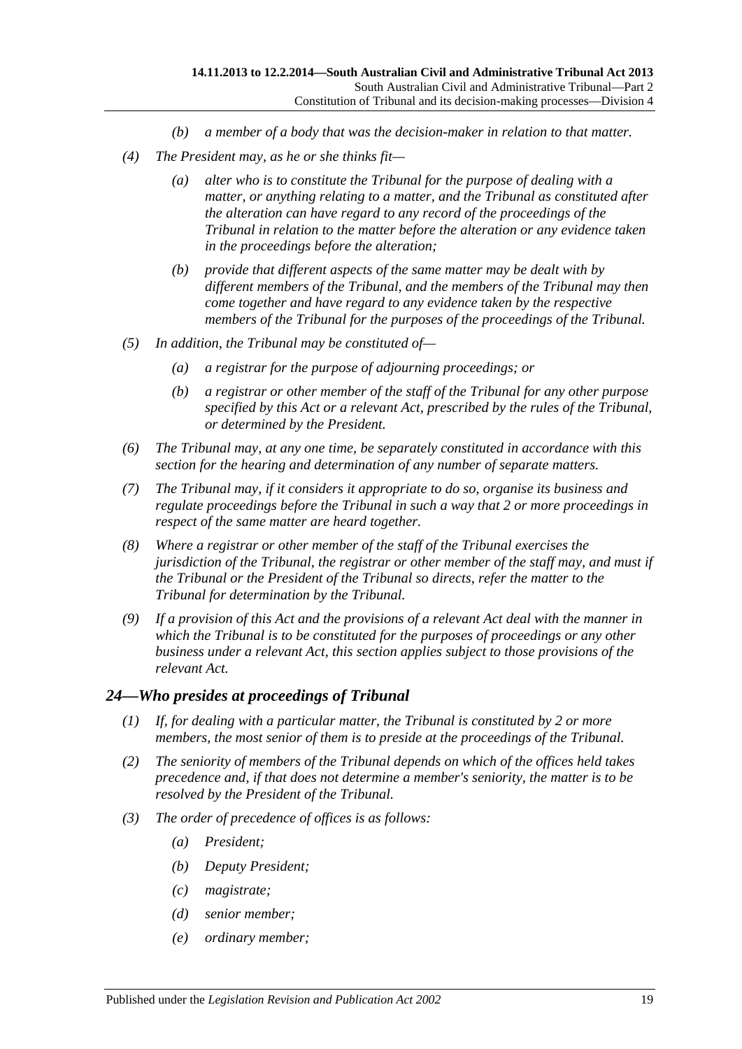*(b) a member of a body that was the decision-maker in relation to that matter.*

*(4) The President may, as he or she thinks fit—*

*(a) alter who is to constitute the Tribunal for the purpose of dealing with a matter, or anything relating to a matter, and the Tribunal as constituted after the alteration can have regard to any record of the proceedings of the Tribunal in relation to the matter before the alteration or any evidence taken in the proceedings before the alteration;*

*(b) provide that different aspects of the same matter may be dealt with by different members of the Tribunal, and the members of the Tribunal may then come together and have regard to any evidence taken by the respective members of the Tribunal for the purposes of the proceedings of the Tribunal.*

*(5) In addition, the Tribunal may be constituted of—*

*(a) a registrar for the purpose of adjourning proceedings; or*

*(b) a registrar or other member of the staff of the Tribunal for any other purpose specified by this Act or a relevant Act, prescribed by the rules of the Tribunal, or determined by the President.*

*(6) The Tribunal may, at any one time, be separately constituted in accordance with this section for the hearing and determination of any number of separate matters.*

*(7) The Tribunal may, if it considers it appropriate to do so, organise its business and regulate proceedings before the Tribunal in such a way that 2 or more proceedings in respect of the same matter are heard together.*

*(8) Where a registrar or other member of the staff of the Tribunal exercises the jurisdiction of the Tribunal, the registrar or other member of the staff may, and must if the Tribunal or the President of the Tribunal so directs, refer the matter to the Tribunal for determination by the Tribunal.*

*(9) If a provision of this Act and the provisions of a relevant Act deal with the manner in which the Tribunal is to be constituted for the purposes of proceedings or any other business under a relevant Act, this section applies subject to those provisions of the relevant Act.*

## *24—Who presides at proceedings of Tribunal*

*(1) If, for dealing with a particular matter, the Tribunal is constituted by 2 or more members, the most senior of them is to preside at the proceedings of the Tribunal.*

*(2) The seniority of members of the Tribunal depends on which of the offices held takes precedence and, if that does not determine a member's seniority, the matter is to be resolved by the President of the Tribunal.*

*(3) The order of precedence of offices is as follows:*

*(a) President;*

*(b) Deputy President;*

*(c) magistrate;*

*(d) senior member;*

*(e) ordinary member;*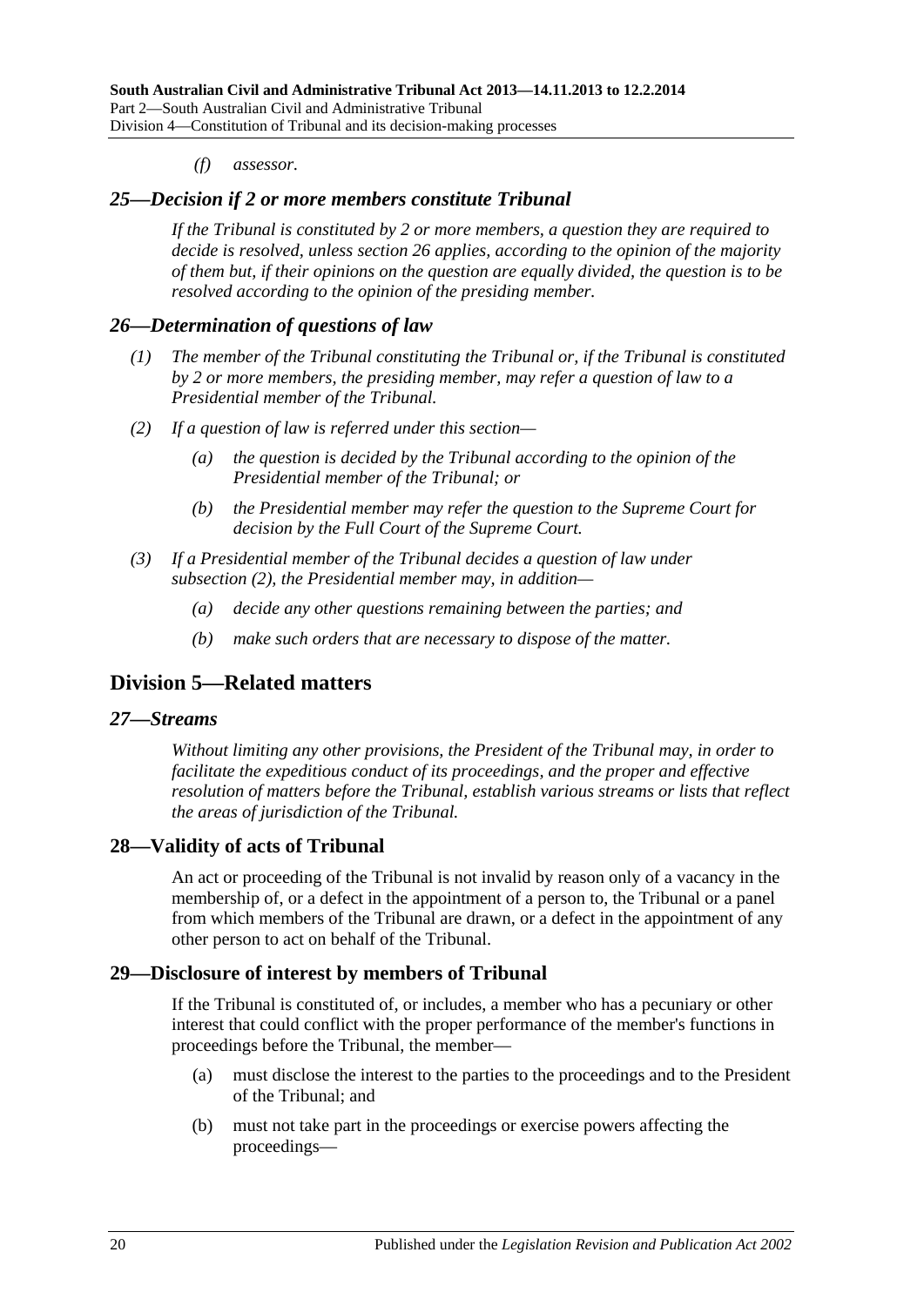*(f) assessor.*

### *25—Decision if 2 or more members constitute Tribunal*

*If the Tribunal is constituted by 2 or more members, a question they are required to decide is resolved, unless section 26 applies, according to the opinion of the majority of them but, if their opinions on the question are equally divided, the question is to be resolved according to the opinion of the presiding member.*

### *26—Determination of questions of law*

*(1) The member of the Tribunal constituting the Tribunal or, if the Tribunal is constituted by 2 or more members, the presiding member, may refer a question of law to a Presidential member of the Tribunal.*

*(2) If a question of law is referred under this section—*

*(a) the question is decided by the Tribunal according to the opinion of the Presidential member of the Tribunal; or*

*(b) the Presidential member may refer the question to the Supreme Court for decision by the Full Court of the Supreme Court.*

*(3) If a Presidential member of the Tribunal decides a question of law under subsection (2), the Presidential member may, in addition—*

*(a) decide any other questions remaining between the parties; and*

*(b) make such orders that are necessary to dispose of the matter.*

## Division 5—Related matters

### *27—Streams*

*Without limiting any other provisions, the President of the Tribunal may, in order to facilitate the expeditious conduct of its proceedings, and the proper and effective resolution of matters before the Tribunal, establish various streams or lists that reflect the areas of jurisdiction of the Tribunal.*

### 28—Validity of acts of Tribunal

An act or proceeding of the Tribunal is not invalid by reason only of a vacancy in the membership of, or a defect in the appointment of a person to, the Tribunal or a panel from which members of the Tribunal are drawn, or a defect in the appointment of any other person to act on behalf of the Tribunal.

### 29—Disclosure of interest by members of Tribunal

If the Tribunal is constituted of, or includes, a member who has a pecuniary or other interest that could conflict with the proper performance of the member's functions in proceedings before the Tribunal, the member—

(a) must disclose the interest to the parties to the proceedings and to the President of the Tribunal; and

(b) must not take part in the proceedings or exercise powers affecting the proceedings—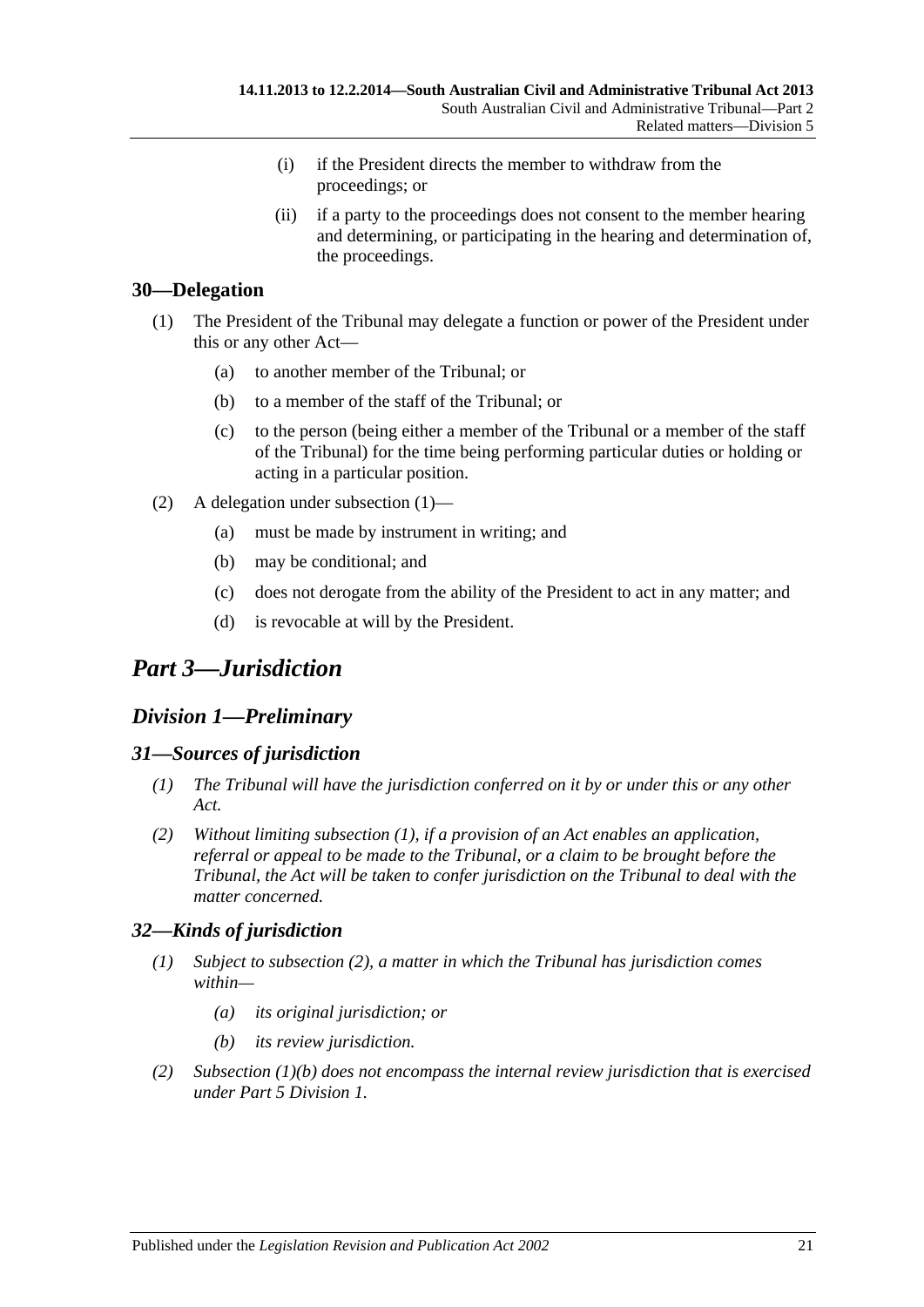(i) if the President directs the member to withdraw from the proceedings; or

(ii) if a party to the proceedings does not consent to the member hearing and determining, or participating in the hearing and determination of, the proceedings.

## 30—Delegation

(1) The President of the Tribunal may delegate a function or power of the President under this or any other Act—

(a) to another member of the Tribunal; or

(b) to a member of the staff of the Tribunal; or

(c) to the person (being either a member of the Tribunal or a member of the staff of the Tribunal) for the time being performing particular duties or holding or acting in a particular position.

(2) A delegation under subsection (1)—

(a) must be made by instrument in writing; and

(b) may be conditional; and

(c) does not derogate from the ability of the President to act in any matter; and

(d) is revocable at will by the President.

# *Part 3—Jurisdiction*

## *Division 1—Preliminary*

### *31—Sources of jurisdiction*

*(1) The Tribunal will have the jurisdiction conferred on it by or under this or any other Act.*

*(2) Without limiting subsection (1), if a provision of an Act enables an application, referral or appeal to be made to the Tribunal, or a claim to be brought before the Tribunal, the Act will be taken to confer jurisdiction on the Tribunal to deal with the matter concerned.*

### *32—Kinds of jurisdiction*

*(1) Subject to subsection (2), a matter in which the Tribunal has jurisdiction comes within—*

*(a) its original jurisdiction; or*

*(b) its review jurisdiction.*

*(2) Subsection (1)(b) does not encompass the internal review jurisdiction that is exercised under Part 5 Division 1.*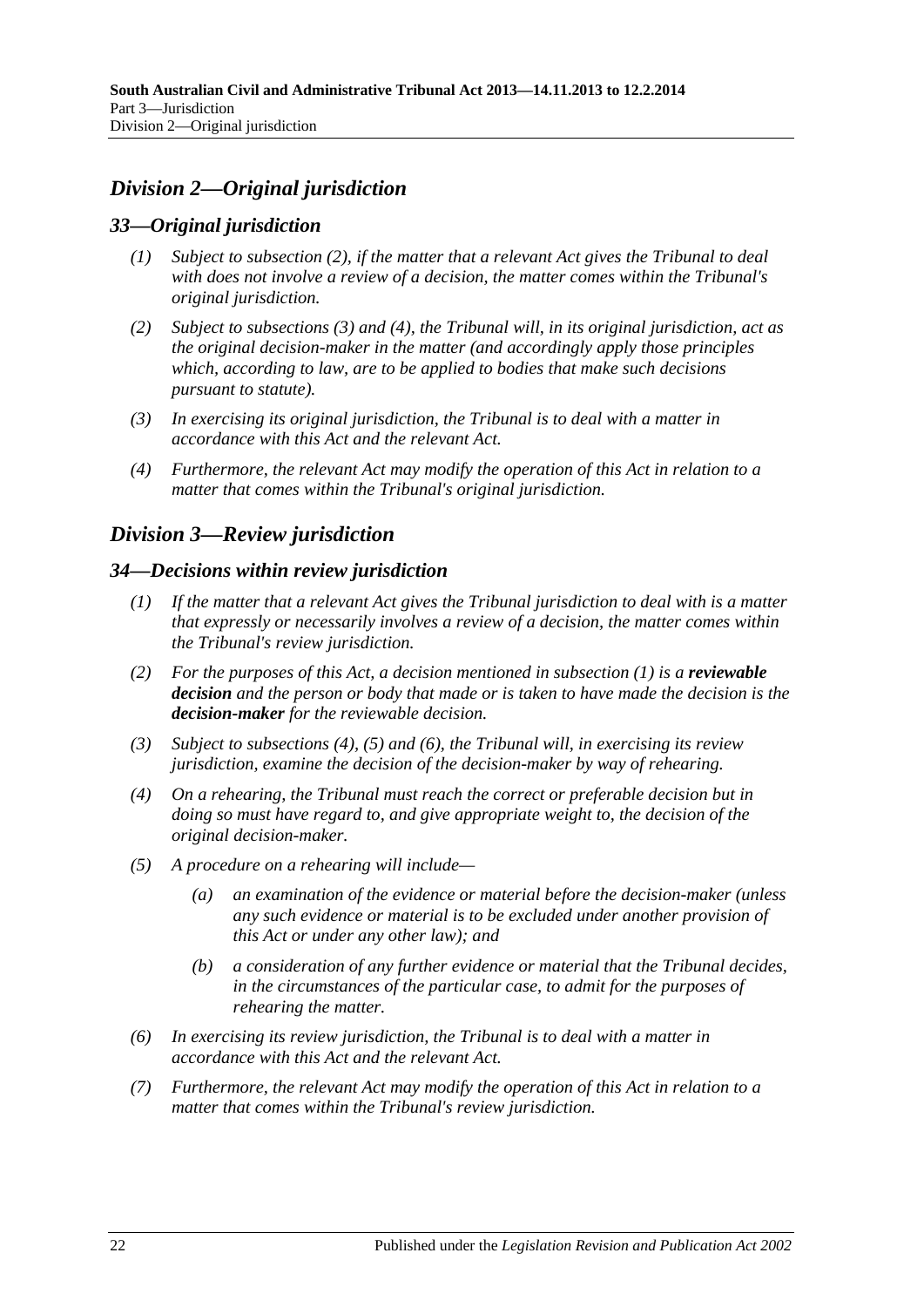## *Division 2—Original jurisdiction*

### *33—Original jurisdiction*

*(1) Subject to subsection (2), if the matter that a relevant Act gives the Tribunal to deal with does not involve a review of a decision, the matter comes within the Tribunal's original jurisdiction.*

*(2) Subject to subsections (3) and (4), the Tribunal will, in its original jurisdiction, act as the original decision-maker in the matter (and accordingly apply those principles which, according to law, are to be applied to bodies that make such decisions pursuant to statute).*

*(3) In exercising its original jurisdiction, the Tribunal is to deal with a matter in accordance with this Act and the relevant Act.*

*(4) Furthermore, the relevant Act may modify the operation of this Act in relation to a matter that comes within the Tribunal's original jurisdiction.*

## *Division 3—Review jurisdiction*

### *34—Decisions within review jurisdiction*

*(1) If the matter that a relevant Act gives the Tribunal jurisdiction to deal with is a matter that expressly or necessarily involves a review of a decision, the matter comes within the Tribunal's review jurisdiction.*

*(2) For the purposes of this Act, a decision mentioned in subsection (1) is a **reviewable decision** and the person or body that made or is taken to have made the decision is the **decision-maker** for the reviewable decision.*

*(3) Subject to subsections (4), (5) and (6), the Tribunal will, in exercising its review jurisdiction, examine the decision of the decision-maker by way of rehearing.*

*(4) On a rehearing, the Tribunal must reach the correct or preferable decision but in doing so must have regard to, and give appropriate weight to, the decision of the original decision-maker.*

*(5) A procedure on a rehearing will include—*

*(a) an examination of the evidence or material before the decision-maker (unless any such evidence or material is to be excluded under another provision of this Act or under any other law); and*

*(b) a consideration of any further evidence or material that the Tribunal decides, in the circumstances of the particular case, to admit for the purposes of rehearing the matter.*

*(6) In exercising its review jurisdiction, the Tribunal is to deal with a matter in accordance with this Act and the relevant Act.*

*(7) Furthermore, the relevant Act may modify the operation of this Act in relation to a matter that comes within the Tribunal's review jurisdiction.*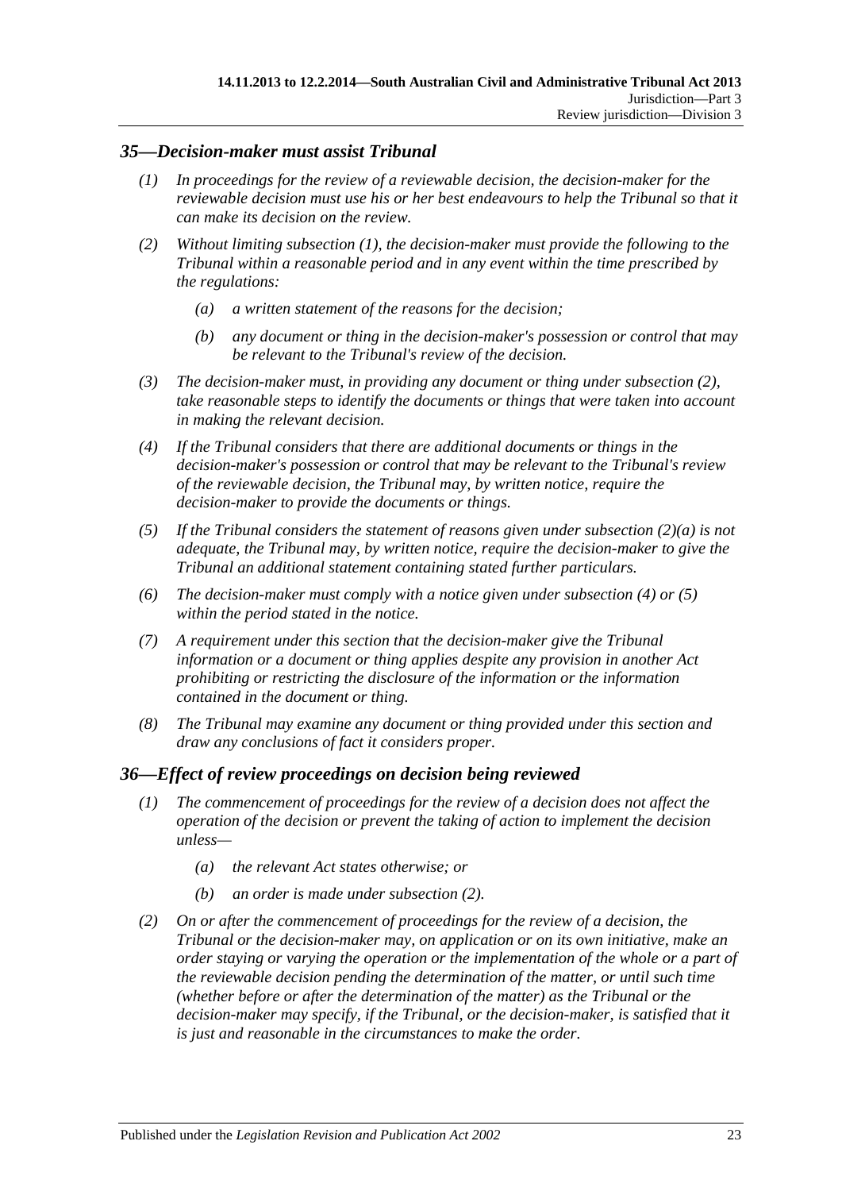## *35—Decision-maker must assist Tribunal*

*(1) In proceedings for the review of a reviewable decision, the decision-maker for the reviewable decision must use his or her best endeavours to help the Tribunal so that it can make its decision on the review.*

*(2) Without limiting subsection (1), the decision-maker must provide the following to the Tribunal within a reasonable period and in any event within the time prescribed by the regulations:*

- *(a) a written statement of the reasons for the decision;*
- *(b) any document or thing in the decision-maker's possession or control that may be relevant to the Tribunal's review of the decision.*

*(3) The decision-maker must, in providing any document or thing under subsection (2), take reasonable steps to identify the documents or things that were taken into account in making the relevant decision.*

*(4) If the Tribunal considers that there are additional documents or things in the decision-maker's possession or control that may be relevant to the Tribunal's review of the reviewable decision, the Tribunal may, by written notice, require the decision-maker to provide the documents or things.*

*(5) If the Tribunal considers the statement of reasons given under subsection (2)(a) is not adequate, the Tribunal may, by written notice, require the decision-maker to give the Tribunal an additional statement containing stated further particulars.*

*(6) The decision-maker must comply with a notice given under subsection (4) or (5) within the period stated in the notice.*

*(7) A requirement under this section that the decision-maker give the Tribunal information or a document or thing applies despite any provision in another Act prohibiting or restricting the disclosure of the information or the information contained in the document or thing.*

*(8) The Tribunal may examine any document or thing provided under this section and draw any conclusions of fact it considers proper.*

## *36—Effect of review proceedings on decision being reviewed*

*(1) The commencement of proceedings for the review of a decision does not affect the operation of the decision or prevent the taking of action to implement the decision unless—*

- *(a) the relevant Act states otherwise; or*
- *(b) an order is made under subsection (2).*

*(2) On or after the commencement of proceedings for the review of a decision, the Tribunal or the decision-maker may, on application or on its own initiative, make an order staying or varying the operation or the implementation of the whole or a part of the reviewable decision pending the determination of the matter, or until such time (whether before or after the determination of the matter) as the Tribunal or the decision-maker may specify, if the Tribunal, or the decision-maker, is satisfied that it is just and reasonable in the circumstances to make the order.*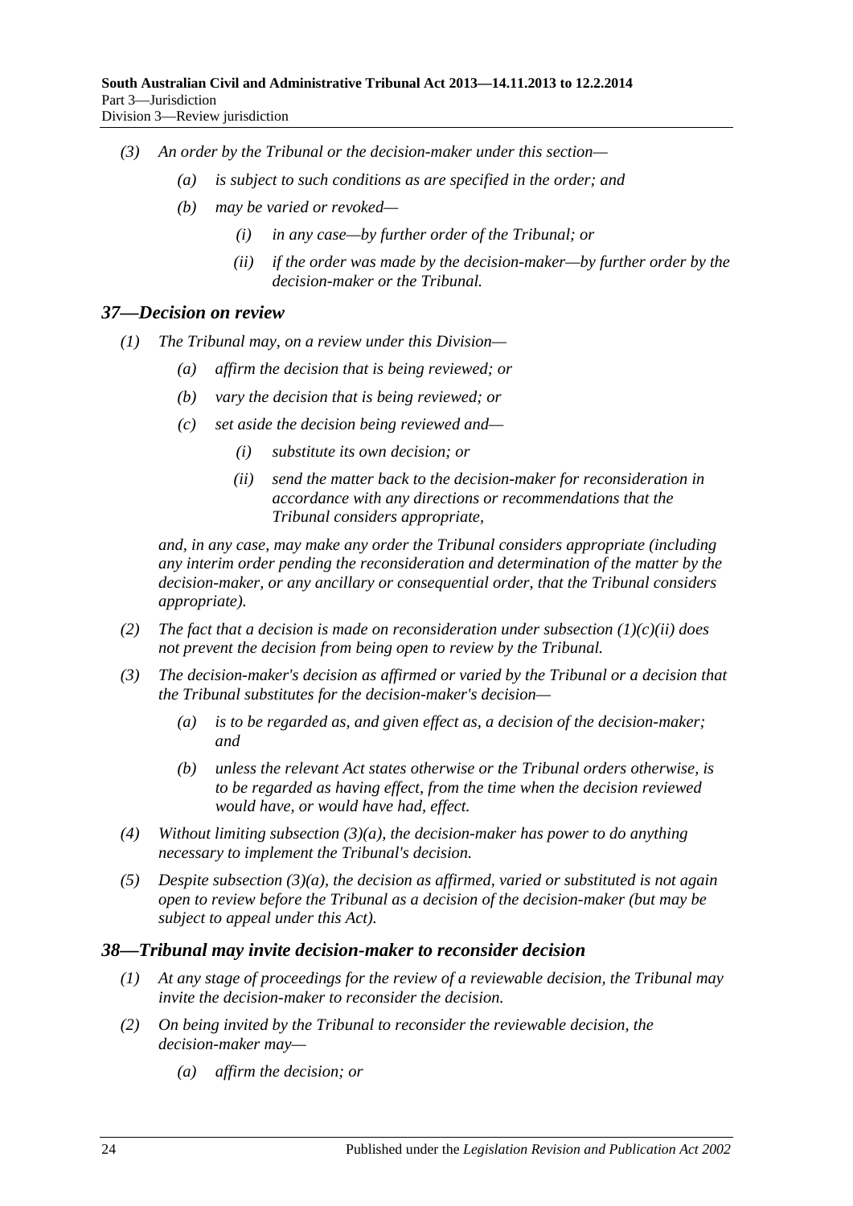*(3) An order by the Tribunal or the decision-maker under this section—*

*(a) is subject to such conditions as are specified in the order; and*

*(b) may be varied or revoked—*

*(i) in any case—by further order of the Tribunal; or*

*(ii) if the order was made by the decision-maker—by further order by the decision-maker or the Tribunal.*

## *37—Decision on review*

*(1) The Tribunal may, on a review under this Division—*

*(a) affirm the decision that is being reviewed; or*

*(b) vary the decision that is being reviewed; or*

*(c) set aside the decision being reviewed and—*

*(i) substitute its own decision; or*

*(ii) send the matter back to the decision-maker for reconsideration in accordance with any directions or recommendations that the Tribunal considers appropriate,*

*and, in any case, may make any order the Tribunal considers appropriate (including any interim order pending the reconsideration and determination of the matter by the decision-maker, or any ancillary or consequential order, that the Tribunal considers appropriate).*

*(2) The fact that a decision is made on reconsideration under subsection (1)(c)(ii) does not prevent the decision from being open to review by the Tribunal.*

*(3) The decision-maker's decision as affirmed or varied by the Tribunal or a decision that the Tribunal substitutes for the decision-maker's decision—*

*(a) is to be regarded as, and given effect as, a decision of the decision-maker; and*

*(b) unless the relevant Act states otherwise or the Tribunal orders otherwise, is to be regarded as having effect, from the time when the decision reviewed would have, or would have had, effect.*

*(4) Without limiting subsection (3)(a), the decision-maker has power to do anything necessary to implement the Tribunal's decision.*

*(5) Despite subsection (3)(a), the decision as affirmed, varied or substituted is not again open to review before the Tribunal as a decision of the decision-maker (but may be subject to appeal under this Act).*

## *38—Tribunal may invite decision-maker to reconsider decision*

*(1) At any stage of proceedings for the review of a reviewable decision, the Tribunal may invite the decision-maker to reconsider the decision.*

*(2) On being invited by the Tribunal to reconsider the reviewable decision, the decision-maker may—*

*(a) affirm the decision; or*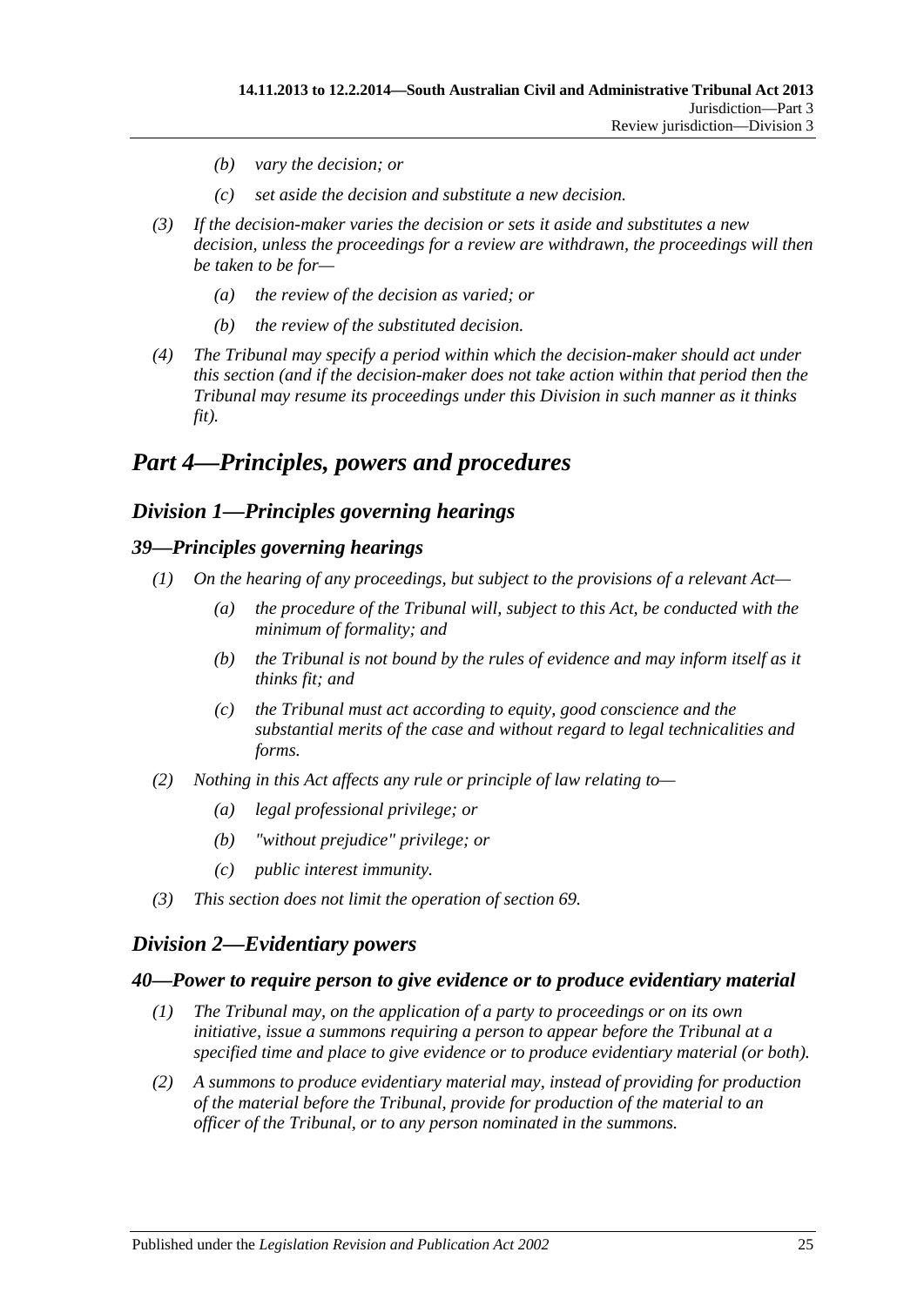(b) vary the decision; or

(c) set aside the decision and substitute a new decision.

(3) If the decision-maker varies the decision or sets it aside and substitutes a new decision, unless the proceedings for a review are withdrawn, the proceedings will then be taken to be for—

(a) the review of the decision as varied; or

(b) the review of the substituted decision.

(4) The Tribunal may specify a period within which the decision-maker should act under this section (and if the decision-maker does not take action within that period then the Tribunal may resume its proceedings under this Division in such manner as it thinks fit).

# Part 4—Principles, powers and procedures

## Division 1—Principles governing hearings

### 39—Principles governing hearings

(1) On the hearing of any proceedings, but subject to the provisions of a relevant Act—

(a) the procedure of the Tribunal will, subject to this Act, be conducted with the minimum of formality; and

(b) the Tribunal is not bound by the rules of evidence and may inform itself as it thinks fit; and

(c) the Tribunal must act according to equity, good conscience and the substantial merits of the case and without regard to legal technicalities and forms.

(2) Nothing in this Act affects any rule or principle of law relating to—

(a) legal professional privilege; or

(b) "without prejudice" privilege; or

(c) public interest immunity.

(3) This section does not limit the operation of section 69.

## Division 2—Evidentiary powers

### 40—Power to require person to give evidence or to produce evidentiary material

(1) The Tribunal may, on the application of a party to proceedings or on its own initiative, issue a summons requiring a person to appear before the Tribunal at a specified time and place to give evidence or to produce evidentiary material (or both).

(2) A summons to produce evidentiary material may, instead of providing for production of the material before the Tribunal, provide for production of the material to an officer of the Tribunal, or to any person nominated in the summons.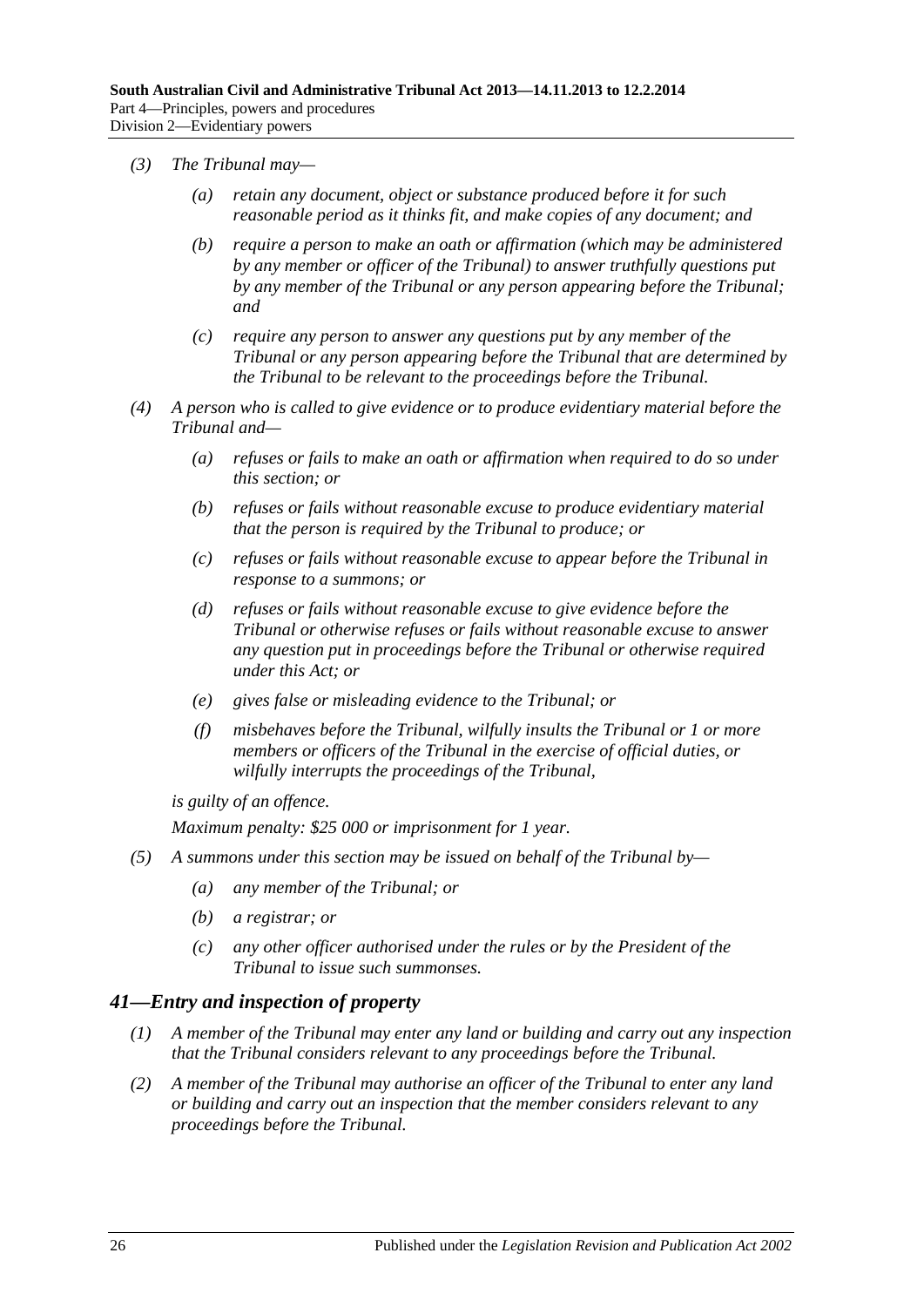- (3) The Tribunal may—
  - (a) retain any document, object or substance produced before it for such reasonable period as it thinks fit, and make copies of any document; and
  - (b) require a person to make an oath or affirmation (which may be administered by any member or officer of the Tribunal) to answer truthfully questions put by any member of the Tribunal or any person appearing before the Tribunal; and
  - (c) require any person to answer any questions put by any member of the Tribunal or any person appearing before the Tribunal that are determined by the Tribunal to be relevant to the proceedings before the Tribunal.
- (4) A person who is called to give evidence or to produce evidentiary material before the Tribunal and—
  - (a) refuses or fails to make an oath or affirmation when required to do so under this section; or
  - (b) refuses or fails without reasonable excuse to produce evidentiary material that the person is required by the Tribunal to produce; or
  - (c) refuses or fails without reasonable excuse to appear before the Tribunal in response to a summons; or
  - (d) refuses or fails without reasonable excuse to give evidence before the Tribunal or otherwise refuses or fails without reasonable excuse to answer any question put in proceedings before the Tribunal or otherwise required under this Act; or
  - (e) gives false or misleading evidence to the Tribunal; or
  - (f) misbehaves before the Tribunal, wilfully insults the Tribunal or 1 or more members or officers of the Tribunal in the exercise of official duties, or wilfully interrupts the proceedings of the Tribunal,

  is guilty of an offence.

  Maximum penalty: $25 000 or imprisonment for 1 year.
- (5) A summons under this section may be issued on behalf of the Tribunal by—
  - (a) any member of the Tribunal; or
  - (b) a registrar; or
  - (c) any other officer authorised under the rules or by the President of the Tribunal to issue such summonses.

## 41—Entry and inspection of property

- (1) A member of the Tribunal may enter any land or building and carry out any inspection that the Tribunal considers relevant to any proceedings before the Tribunal.
- (2) A member of the Tribunal may authorise an officer of the Tribunal to enter any land or building and carry out an inspection that the member considers relevant to any proceedings before the Tribunal.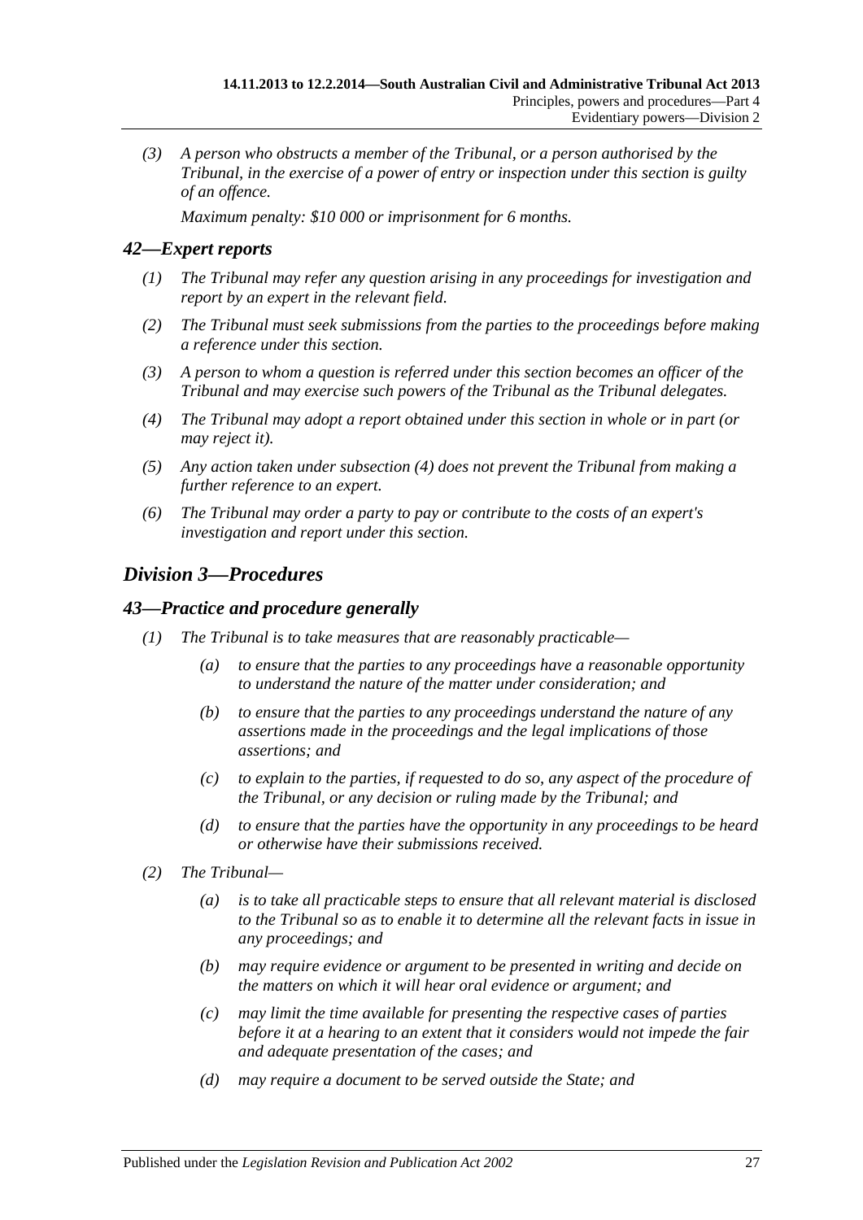*(3) A person who obstructs a member of the Tribunal, or a person authorised by the Tribunal, in the exercise of a power of entry or inspection under this section is guilty of an offence.*

*Maximum penalty: $10 000 or imprisonment for 6 months.*

### *42—Expert reports*

*(1) The Tribunal may refer any question arising in any proceedings for investigation and report by an expert in the relevant field.*

*(2) The Tribunal must seek submissions from the parties to the proceedings before making a reference under this section.*

*(3) A person to whom a question is referred under this section becomes an officer of the Tribunal and may exercise such powers of the Tribunal as the Tribunal delegates.*

*(4) The Tribunal may adopt a report obtained under this section in whole or in part (or may reject it).*

*(5) Any action taken under subsection (4) does not prevent the Tribunal from making a further reference to an expert.*

*(6) The Tribunal may order a party to pay or contribute to the costs of an expert's investigation and report under this section.*

## *Division 3—Procedures*

### *43—Practice and procedure generally*

*(1) The Tribunal is to take measures that are reasonably practicable—*

*(a) to ensure that the parties to any proceedings have a reasonable opportunity to understand the nature of the matter under consideration; and*

*(b) to ensure that the parties to any proceedings understand the nature of any assertions made in the proceedings and the legal implications of those assertions; and*

*(c) to explain to the parties, if requested to do so, any aspect of the procedure of the Tribunal, or any decision or ruling made by the Tribunal; and*

*(d) to ensure that the parties have the opportunity in any proceedings to be heard or otherwise have their submissions received.*

*(2) The Tribunal—*

*(a) is to take all practicable steps to ensure that all relevant material is disclosed to the Tribunal so as to enable it to determine all the relevant facts in issue in any proceedings; and*

*(b) may require evidence or argument to be presented in writing and decide on the matters on which it will hear oral evidence or argument; and*

*(c) may limit the time available for presenting the respective cases of parties before it at a hearing to an extent that it considers would not impede the fair and adequate presentation of the cases; and*

*(d) may require a document to be served outside the State; and*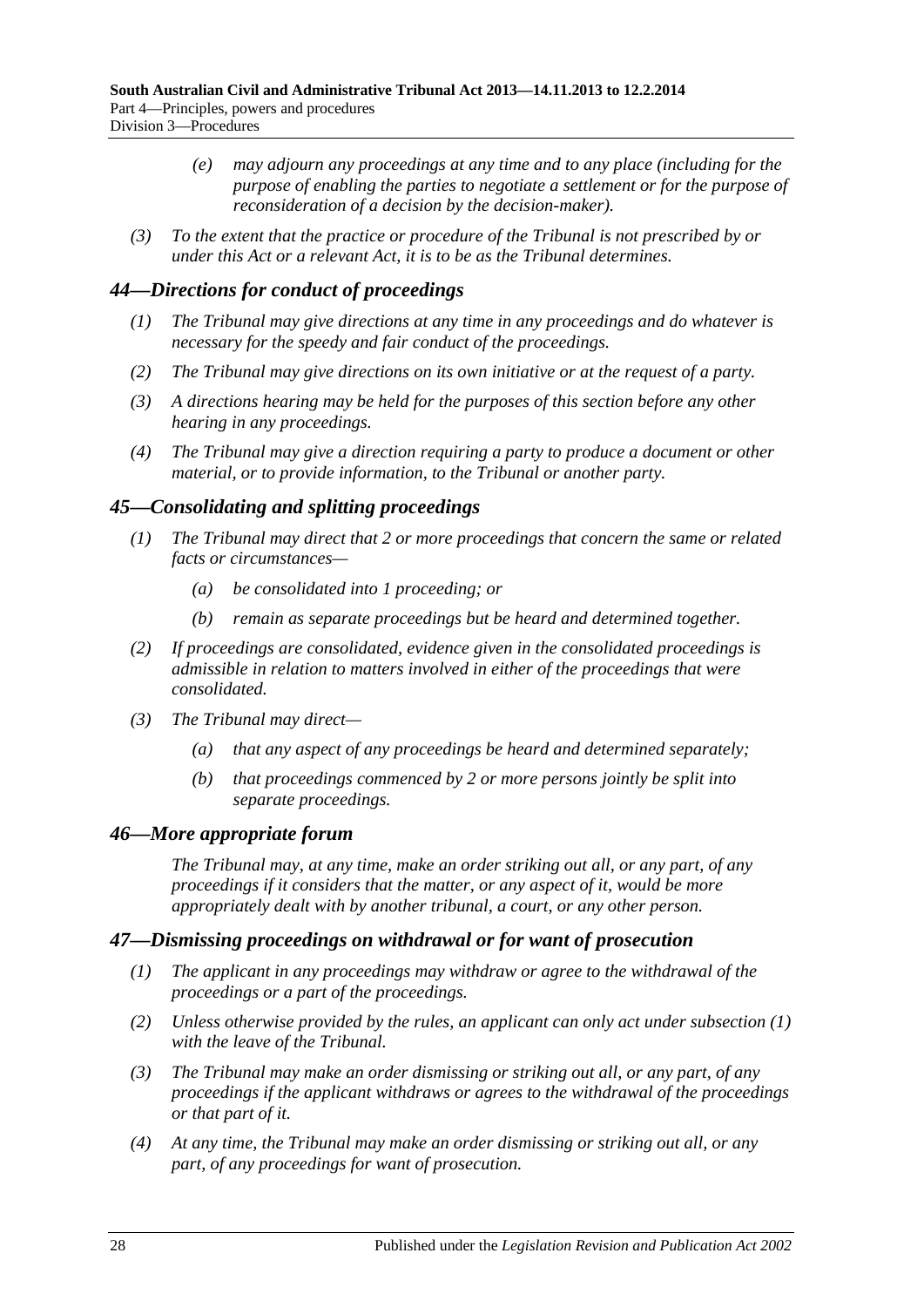*(e) may adjourn any proceedings at any time and to any place (including for the purpose of enabling the parties to negotiate a settlement or for the purpose of reconsideration of a decision by the decision-maker).*

*(3) To the extent that the practice or procedure of the Tribunal is not prescribed by or under this Act or a relevant Act, it is to be as the Tribunal determines.*

## *44—Directions for conduct of proceedings*

*(1) The Tribunal may give directions at any time in any proceedings and do whatever is necessary for the speedy and fair conduct of the proceedings.*

*(2) The Tribunal may give directions on its own initiative or at the request of a party.*

*(3) A directions hearing may be held for the purposes of this section before any other hearing in any proceedings.*

*(4) The Tribunal may give a direction requiring a party to produce a document or other material, or to provide information, to the Tribunal or another party.*

## *45—Consolidating and splitting proceedings*

*(1) The Tribunal may direct that 2 or more proceedings that concern the same or related facts or circumstances—*

*(a) be consolidated into 1 proceeding; or*

*(b) remain as separate proceedings but be heard and determined together.*

*(2) If proceedings are consolidated, evidence given in the consolidated proceedings is admissible in relation to matters involved in either of the proceedings that were consolidated.*

*(3) The Tribunal may direct—*

*(a) that any aspect of any proceedings be heard and determined separately;*

*(b) that proceedings commenced by 2 or more persons jointly be split into separate proceedings.*

## *46—More appropriate forum*

*The Tribunal may, at any time, make an order striking out all, or any part, of any proceedings if it considers that the matter, or any aspect of it, would be more appropriately dealt with by another tribunal, a court, or any other person.*

## *47—Dismissing proceedings on withdrawal or for want of prosecution*

*(1) The applicant in any proceedings may withdraw or agree to the withdrawal of the proceedings or a part of the proceedings.*

*(2) Unless otherwise provided by the rules, an applicant can only act under subsection (1) with the leave of the Tribunal.*

*(3) The Tribunal may make an order dismissing or striking out all, or any part, of any proceedings if the applicant withdraws or agrees to the withdrawal of the proceedings or that part of it.*

*(4) At any time, the Tribunal may make an order dismissing or striking out all, or any part, of any proceedings for want of prosecution.*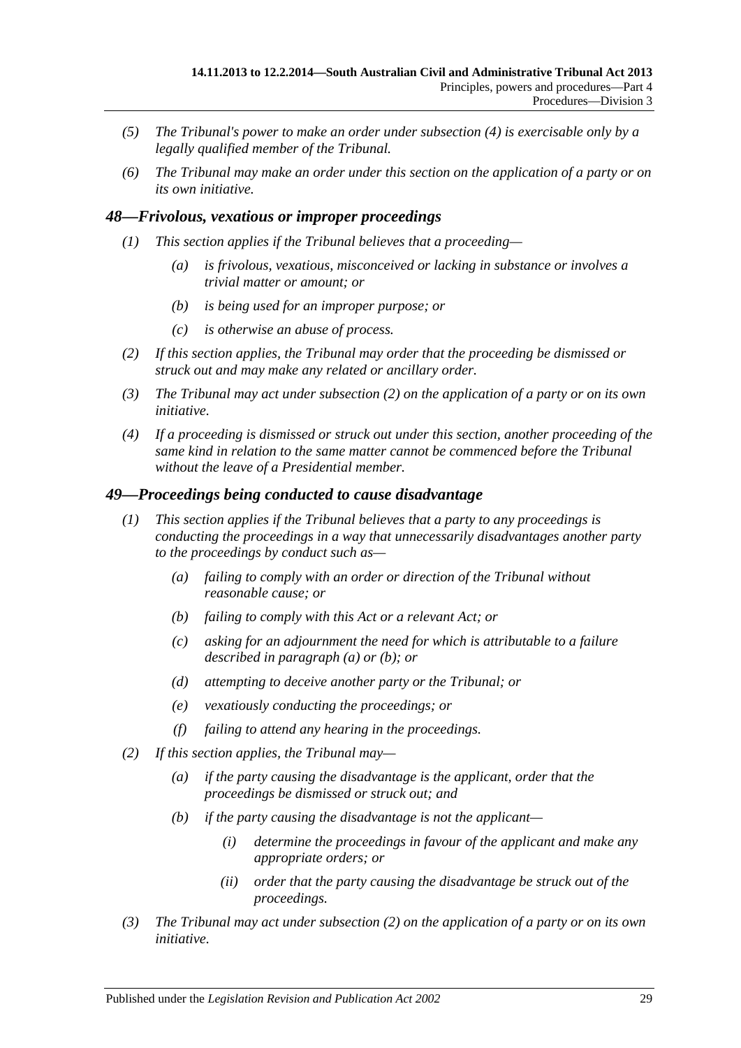(5) The Tribunal's power to make an order under subsection (4) is exercisable only by a legally qualified member of the Tribunal.

(6) The Tribunal may make an order under this section on the application of a party or on its own initiative.

## 48—Frivolous, vexatious or improper proceedings

(1) This section applies if the Tribunal believes that a proceeding—

(a) is frivolous, vexatious, misconceived or lacking in substance or involves a trivial matter or amount; or

(b) is being used for an improper purpose; or

(c) is otherwise an abuse of process.

(2) If this section applies, the Tribunal may order that the proceeding be dismissed or struck out and may make any related or ancillary order.

(3) The Tribunal may act under subsection (2) on the application of a party or on its own initiative.

(4) If a proceeding is dismissed or struck out under this section, another proceeding of the same kind in relation to the same matter cannot be commenced before the Tribunal without the leave of a Presidential member.

## 49—Proceedings being conducted to cause disadvantage

(1) This section applies if the Tribunal believes that a party to any proceedings is conducting the proceedings in a way that unnecessarily disadvantages another party to the proceedings by conduct such as—

(a) failing to comply with an order or direction of the Tribunal without reasonable cause; or

(b) failing to comply with this Act or a relevant Act; or

(c) asking for an adjournment the need for which is attributable to a failure described in paragraph (a) or (b); or

(d) attempting to deceive another party or the Tribunal; or

(e) vexatiously conducting the proceedings; or

(f) failing to attend any hearing in the proceedings.

(2) If this section applies, the Tribunal may—

(a) if the party causing the disadvantage is the applicant, order that the proceedings be dismissed or struck out; and

(b) if the party causing the disadvantage is not the applicant—

(i) determine the proceedings in favour of the applicant and make any appropriate orders; or

(ii) order that the party causing the disadvantage be struck out of the proceedings.

(3) The Tribunal may act under subsection (2) on the application of a party or on its own initiative.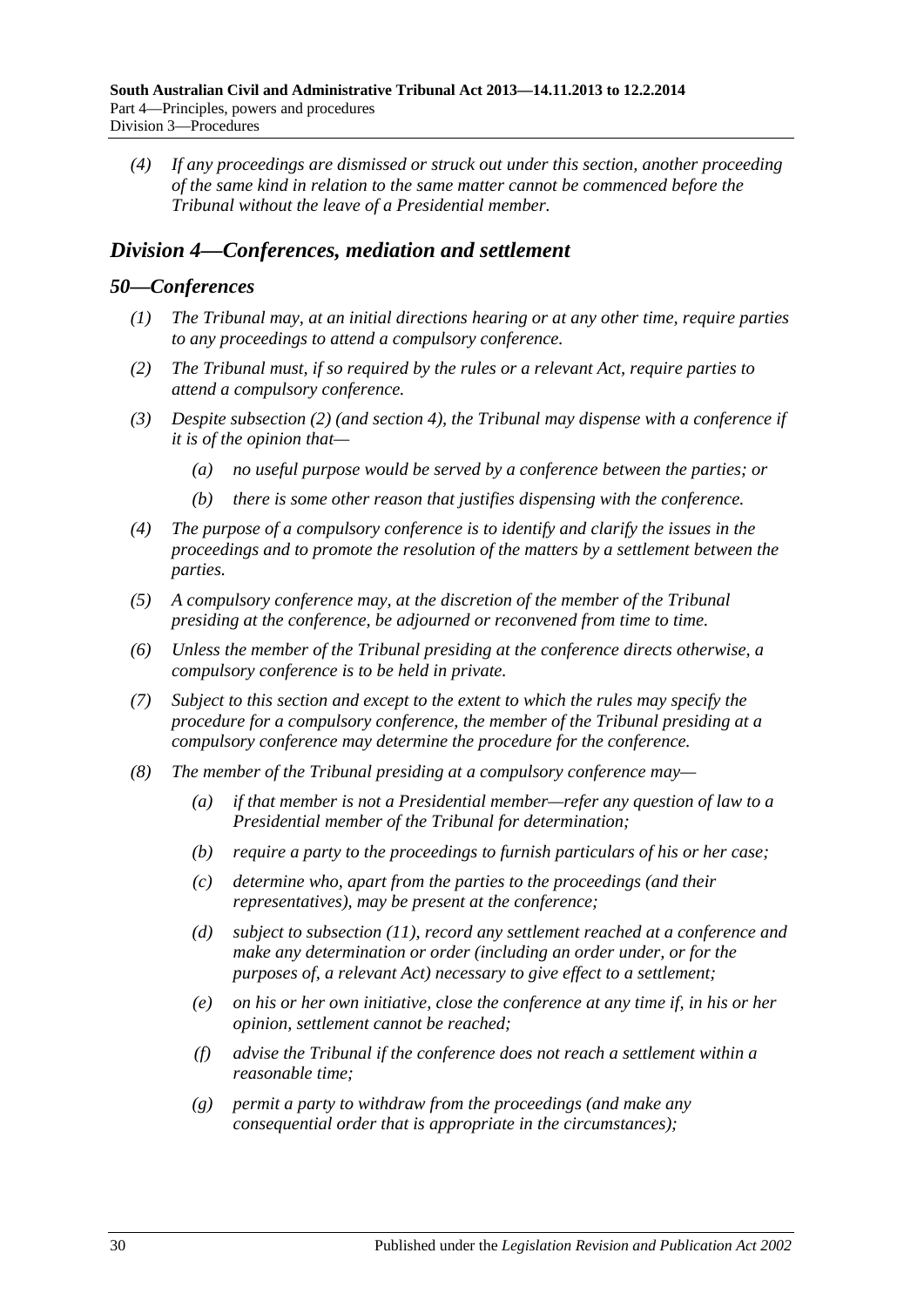*(4) If any proceedings are dismissed or struck out under this section, another proceeding of the same kind in relation to the same matter cannot be commenced before the Tribunal without the leave of a Presidential member.*

## *Division 4—Conferences, mediation and settlement*

### *50—Conferences*

*(1) The Tribunal may, at an initial directions hearing or at any other time, require parties to any proceedings to attend a compulsory conference.*

*(2) The Tribunal must, if so required by the rules or a relevant Act, require parties to attend a compulsory conference.*

*(3) Despite subsection (2) (and section 4), the Tribunal may dispense with a conference if it is of the opinion that—*

*(a) no useful purpose would be served by a conference between the parties; or*

*(b) there is some other reason that justifies dispensing with the conference.*

*(4) The purpose of a compulsory conference is to identify and clarify the issues in the proceedings and to promote the resolution of the matters by a settlement between the parties.*

*(5) A compulsory conference may, at the discretion of the member of the Tribunal presiding at the conference, be adjourned or reconvened from time to time.*

*(6) Unless the member of the Tribunal presiding at the conference directs otherwise, a compulsory conference is to be held in private.*

*(7) Subject to this section and except to the extent to which the rules may specify the procedure for a compulsory conference, the member of the Tribunal presiding at a compulsory conference may determine the procedure for the conference.*

*(8) The member of the Tribunal presiding at a compulsory conference may—*

*(a) if that member is not a Presidential member—refer any question of law to a Presidential member of the Tribunal for determination;*

*(b) require a party to the proceedings to furnish particulars of his or her case;*

*(c) determine who, apart from the parties to the proceedings (and their representatives), may be present at the conference;*

*(d) subject to subsection (11), record any settlement reached at a conference and make any determination or order (including an order under, or for the purposes of, a relevant Act) necessary to give effect to a settlement;*

*(e) on his or her own initiative, close the conference at any time if, in his or her opinion, settlement cannot be reached;*

*(f) advise the Tribunal if the conference does not reach a settlement within a reasonable time;*

*(g) permit a party to withdraw from the proceedings (and make any consequential order that is appropriate in the circumstances);*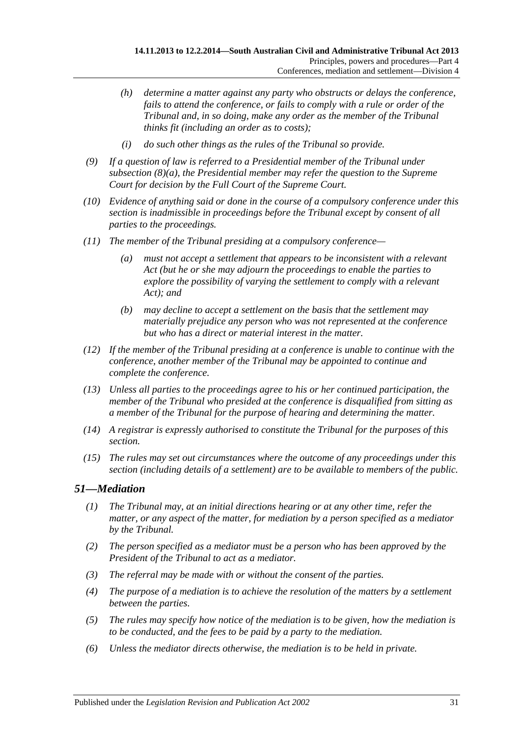*(h) determine a matter against any party who obstructs or delays the conference, fails to attend the conference, or fails to comply with a rule or order of the Tribunal and, in so doing, make any order as the member of the Tribunal thinks fit (including an order as to costs);*

*(i) do such other things as the rules of the Tribunal so provide.*

*(9) If a question of law is referred to a Presidential member of the Tribunal under subsection (8)(a), the Presidential member may refer the question to the Supreme Court for decision by the Full Court of the Supreme Court.*

*(10) Evidence of anything said or done in the course of a compulsory conference under this section is inadmissible in proceedings before the Tribunal except by consent of all parties to the proceedings.*

*(11) The member of the Tribunal presiding at a compulsory conference—*

*(a) must not accept a settlement that appears to be inconsistent with a relevant Act (but he or she may adjourn the proceedings to enable the parties to explore the possibility of varying the settlement to comply with a relevant Act); and*

*(b) may decline to accept a settlement on the basis that the settlement may materially prejudice any person who was not represented at the conference but who has a direct or material interest in the matter.*

*(12) If the member of the Tribunal presiding at a conference is unable to continue with the conference, another member of the Tribunal may be appointed to continue and complete the conference.*

*(13) Unless all parties to the proceedings agree to his or her continued participation, the member of the Tribunal who presided at the conference is disqualified from sitting as a member of the Tribunal for the purpose of hearing and determining the matter.*

*(14) A registrar is expressly authorised to constitute the Tribunal for the purposes of this section.*

*(15) The rules may set out circumstances where the outcome of any proceedings under this section (including details of a settlement) are to be available to members of the public.*

## *51—Mediation*

*(1) The Tribunal may, at an initial directions hearing or at any other time, refer the matter, or any aspect of the matter, for mediation by a person specified as a mediator by the Tribunal.*

*(2) The person specified as a mediator must be a person who has been approved by the President of the Tribunal to act as a mediator.*

*(3) The referral may be made with or without the consent of the parties.*

*(4) The purpose of a mediation is to achieve the resolution of the matters by a settlement between the parties.*

*(5) The rules may specify how notice of the mediation is to be given, how the mediation is to be conducted, and the fees to be paid by a party to the mediation.*

*(6) Unless the mediator directs otherwise, the mediation is to be held in private.*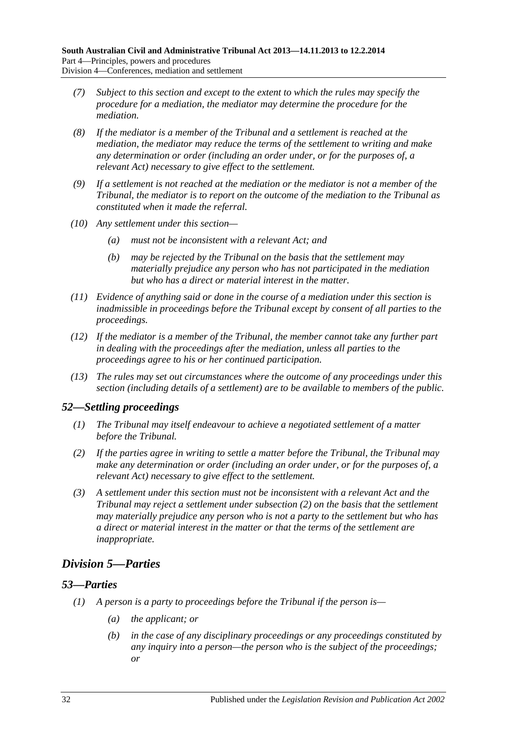*(7) Subject to this section and except to the extent to which the rules may specify the procedure for a mediation, the mediator may determine the procedure for the mediation.*

*(8) If the mediator is a member of the Tribunal and a settlement is reached at the mediation, the mediator may reduce the terms of the settlement to writing and make any determination or order (including an order under, or for the purposes of, a relevant Act) necessary to give effect to the settlement.*

*(9) If a settlement is not reached at the mediation or the mediator is not a member of the Tribunal, the mediator is to report on the outcome of the mediation to the Tribunal as constituted when it made the referral.*

*(10) Any settlement under this section—*

*(a) must not be inconsistent with a relevant Act; and*

*(b) may be rejected by the Tribunal on the basis that the settlement may materially prejudice any person who has not participated in the mediation but who has a direct or material interest in the matter.*

*(11) Evidence of anything said or done in the course of a mediation under this section is inadmissible in proceedings before the Tribunal except by consent of all parties to the proceedings.*

*(12) If the mediator is a member of the Tribunal, the member cannot take any further part in dealing with the proceedings after the mediation, unless all parties to the proceedings agree to his or her continued participation.*

*(13) The rules may set out circumstances where the outcome of any proceedings under this section (including details of a settlement) are to be available to members of the public.*

### *52—Settling proceedings*

*(1) The Tribunal may itself endeavour to achieve a negotiated settlement of a matter before the Tribunal.*

*(2) If the parties agree in writing to settle a matter before the Tribunal, the Tribunal may make any determination or order (including an order under, or for the purposes of, a relevant Act) necessary to give effect to the settlement.*

*(3) A settlement under this section must not be inconsistent with a relevant Act and the Tribunal may reject a settlement under subsection (2) on the basis that the settlement may materially prejudice any person who is not a party to the settlement but who has a direct or material interest in the matter or that the terms of the settlement are inappropriate.*

## *Division 5—Parties*

### *53—Parties*

*(1) A person is a party to proceedings before the Tribunal if the person is—*

*(a) the applicant; or*

*(b) in the case of any disciplinary proceedings or any proceedings constituted by any inquiry into a person—the person who is the subject of the proceedings; or*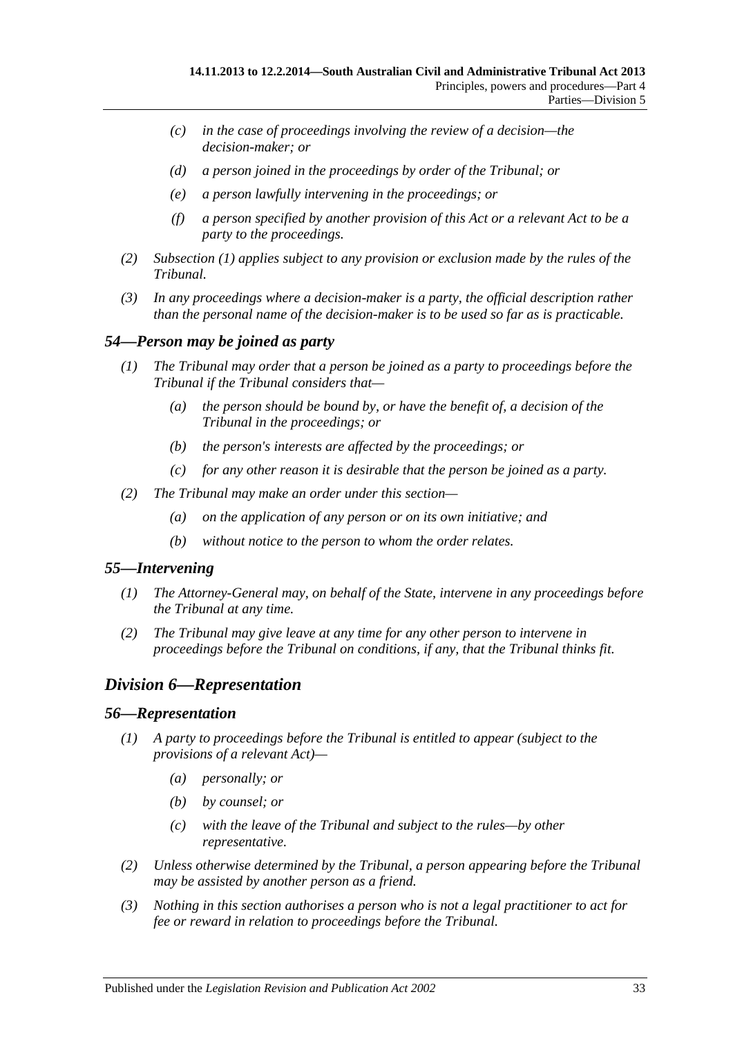- (c) in the case of proceedings involving the review of a decision—the decision-maker; or
- (d) a person joined in the proceedings by order of the Tribunal; or
- (e) a person lawfully intervening in the proceedings; or
- (f) a person specified by another provision of this Act or a relevant Act to be a party to the proceedings.

(2) Subsection (1) applies subject to any provision or exclusion made by the rules of the Tribunal.

(3) In any proceedings where a decision-maker is a party, the official description rather than the personal name of the decision-maker is to be used so far as is practicable.

### 54—Person may be joined as party

(1) The Tribunal may order that a person be joined as a party to proceedings before the Tribunal if the Tribunal considers that—

- (a) the person should be bound by, or have the benefit of, a decision of the Tribunal in the proceedings; or
- (b) the person's interests are affected by the proceedings; or
- (c) for any other reason it is desirable that the person be joined as a party.

(2) The Tribunal may make an order under this section—

- (a) on the application of any person or on its own initiative; and
- (b) without notice to the person to whom the order relates.

### 55—Intervening

(1) The Attorney-General may, on behalf of the State, intervene in any proceedings before the Tribunal at any time.

(2) The Tribunal may give leave at any time for any other person to intervene in proceedings before the Tribunal on conditions, if any, that the Tribunal thinks fit.

## Division 6—Representation

### 56—Representation

(1) A party to proceedings before the Tribunal is entitled to appear (subject to the provisions of a relevant Act)—

- (a) personally; or
- (b) by counsel; or
- (c) with the leave of the Tribunal and subject to the rules—by other representative.

(2) Unless otherwise determined by the Tribunal, a person appearing before the Tribunal may be assisted by another person as a friend.

(3) Nothing in this section authorises a person who is not a legal practitioner to act for fee or reward in relation to proceedings before the Tribunal.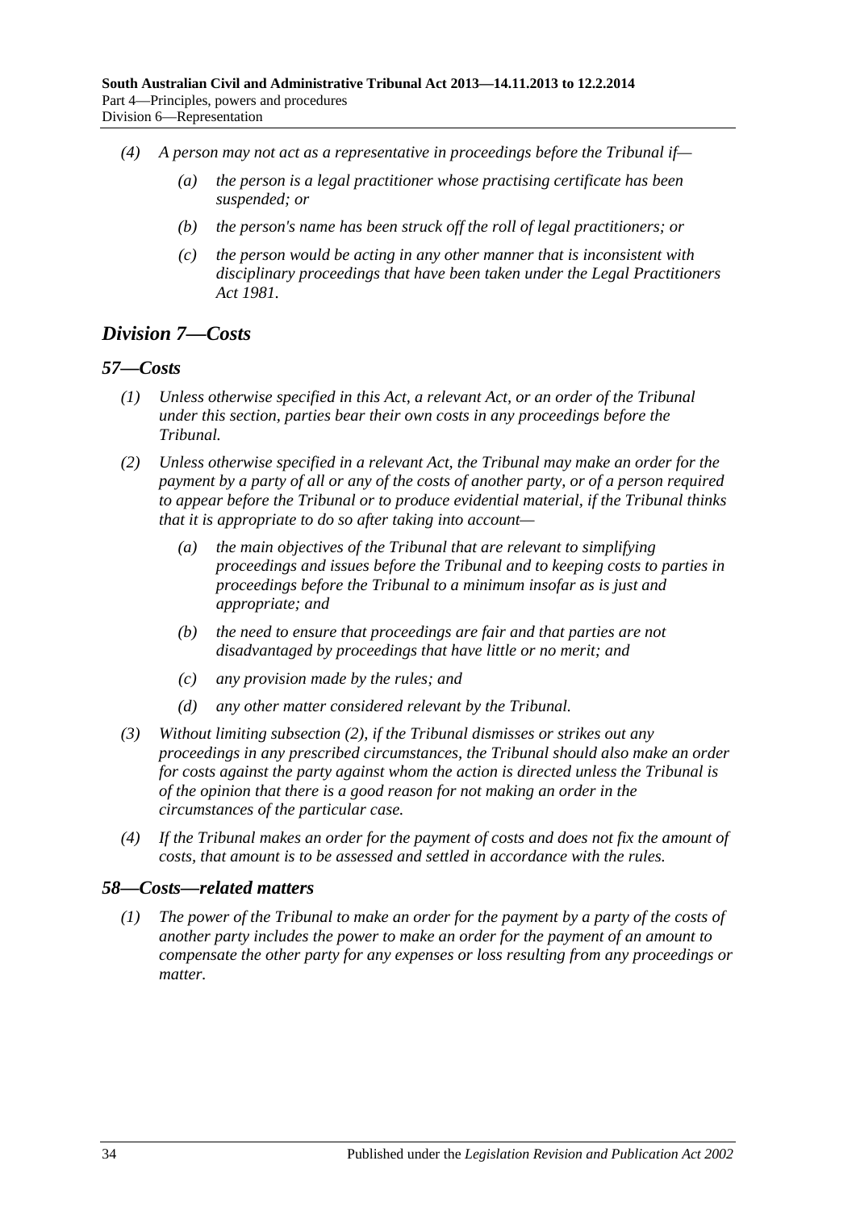*(4) A person may not act as a representative in proceedings before the Tribunal if—*

*(a) the person is a legal practitioner whose practising certificate has been suspended; or*

*(b) the person's name has been struck off the roll of legal practitioners; or*

*(c) the person would be acting in any other manner that is inconsistent with disciplinary proceedings that have been taken under the Legal Practitioners Act 1981.*

## *Division 7—Costs*

### *57—Costs*

*(1) Unless otherwise specified in this Act, a relevant Act, or an order of the Tribunal under this section, parties bear their own costs in any proceedings before the Tribunal.*

*(2) Unless otherwise specified in a relevant Act, the Tribunal may make an order for the payment by a party of all or any of the costs of another party, or of a person required to appear before the Tribunal or to produce evidential material, if the Tribunal thinks that it is appropriate to do so after taking into account—*

*(a) the main objectives of the Tribunal that are relevant to simplifying proceedings and issues before the Tribunal and to keeping costs to parties in proceedings before the Tribunal to a minimum insofar as is just and appropriate; and*

*(b) the need to ensure that proceedings are fair and that parties are not disadvantaged by proceedings that have little or no merit; and*

*(c) any provision made by the rules; and*

*(d) any other matter considered relevant by the Tribunal.*

*(3) Without limiting subsection (2), if the Tribunal dismisses or strikes out any proceedings in any prescribed circumstances, the Tribunal should also make an order for costs against the party against whom the action is directed unless the Tribunal is of the opinion that there is a good reason for not making an order in the circumstances of the particular case.*

*(4) If the Tribunal makes an order for the payment of costs and does not fix the amount of costs, that amount is to be assessed and settled in accordance with the rules.*

### *58—Costs—related matters*

*(1) The power of the Tribunal to make an order for the payment by a party of the costs of another party includes the power to make an order for the payment of an amount to compensate the other party for any expenses or loss resulting from any proceedings or matter.*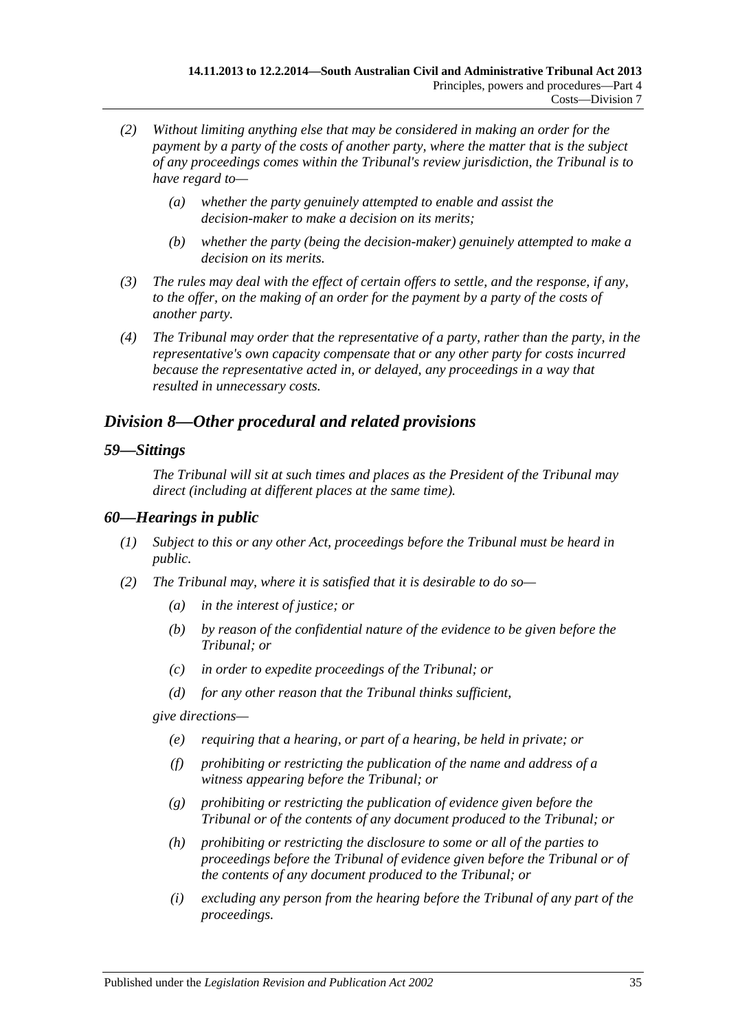(2) Without limiting anything else that may be considered in making an order for the payment by a party of the costs of another party, where the matter that is the subject of any proceedings comes within the Tribunal's review jurisdiction, the Tribunal is to have regard to—

(a) whether the party genuinely attempted to enable and assist the decision-maker to make a decision on its merits;

(b) whether the party (being the decision-maker) genuinely attempted to make a decision on its merits.

(3) The rules may deal with the effect of certain offers to settle, and the response, if any, to the offer, on the making of an order for the payment by a party of the costs of another party.

(4) The Tribunal may order that the representative of a party, rather than the party, in the representative's own capacity compensate that or any other party for costs incurred because the representative acted in, or delayed, any proceedings in a way that resulted in unnecessary costs.

## Division 8—Other procedural and related provisions

### 59—Sittings

The Tribunal will sit at such times and places as the President of the Tribunal may direct (including at different places at the same time).

### 60—Hearings in public

(1) Subject to this or any other Act, proceedings before the Tribunal must be heard in public.

(2) The Tribunal may, where it is satisfied that it is desirable to do so—

(a) in the interest of justice; or

(b) by reason of the confidential nature of the evidence to be given before the Tribunal; or

(c) in order to expedite proceedings of the Tribunal; or

(d) for any other reason that the Tribunal thinks sufficient,

give directions—

(e) requiring that a hearing, or part of a hearing, be held in private; or

(f) prohibiting or restricting the publication of the name and address of a witness appearing before the Tribunal; or

(g) prohibiting or restricting the publication of evidence given before the Tribunal or of the contents of any document produced to the Tribunal; or

(h) prohibiting or restricting the disclosure to some or all of the parties to proceedings before the Tribunal of evidence given before the Tribunal or of the contents of any document produced to the Tribunal; or

(i) excluding any person from the hearing before the Tribunal of any part of the proceedings.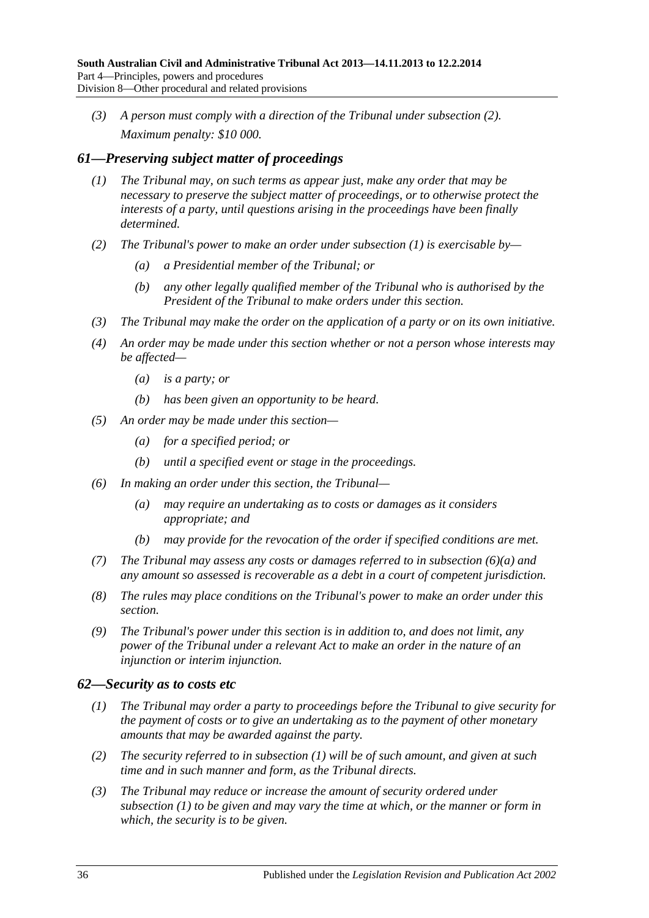*(3) A person must comply with a direction of the Tribunal under subsection (2).*

*Maximum penalty: $10 000.*

## *61—Preserving subject matter of proceedings*

*(1) The Tribunal may, on such terms as appear just, make any order that may be necessary to preserve the subject matter of proceedings, or to otherwise protect the interests of a party, until questions arising in the proceedings have been finally determined.*

*(2) The Tribunal's power to make an order under subsection (1) is exercisable by—*

*(a) a Presidential member of the Tribunal; or*

*(b) any other legally qualified member of the Tribunal who is authorised by the President of the Tribunal to make orders under this section.*

*(3) The Tribunal may make the order on the application of a party or on its own initiative.*

*(4) An order may be made under this section whether or not a person whose interests may be affected—*

*(a) is a party; or*

*(b) has been given an opportunity to be heard.*

*(5) An order may be made under this section—*

*(a) for a specified period; or*

*(b) until a specified event or stage in the proceedings.*

*(6) In making an order under this section, the Tribunal—*

*(a) may require an undertaking as to costs or damages as it considers appropriate; and*

*(b) may provide for the revocation of the order if specified conditions are met.*

*(7) The Tribunal may assess any costs or damages referred to in subsection (6)(a) and any amount so assessed is recoverable as a debt in a court of competent jurisdiction.*

*(8) The rules may place conditions on the Tribunal's power to make an order under this section.*

*(9) The Tribunal's power under this section is in addition to, and does not limit, any power of the Tribunal under a relevant Act to make an order in the nature of an injunction or interim injunction.*

## *62—Security as to costs etc*

*(1) The Tribunal may order a party to proceedings before the Tribunal to give security for the payment of costs or to give an undertaking as to the payment of other monetary amounts that may be awarded against the party.*

*(2) The security referred to in subsection (1) will be of such amount, and given at such time and in such manner and form, as the Tribunal directs.*

*(3) The Tribunal may reduce or increase the amount of security ordered under subsection (1) to be given and may vary the time at which, or the manner or form in which, the security is to be given.*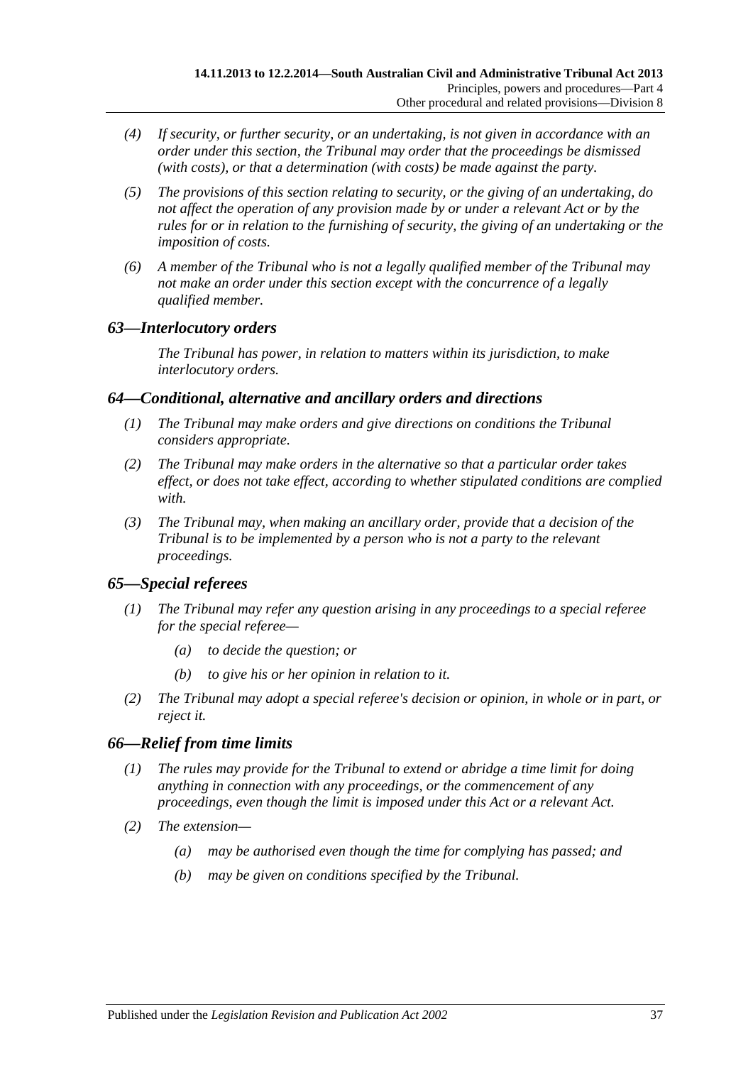(4) If security, or further security, or an undertaking, is not given in accordance with an order under this section, the Tribunal may order that the proceedings be dismissed (with costs), or that a determination (with costs) be made against the party.

(5) The provisions of this section relating to security, or the giving of an undertaking, do not affect the operation of any provision made by or under a relevant Act or by the rules for or in relation to the furnishing of security, the giving of an undertaking or the imposition of costs.

(6) A member of the Tribunal who is not a legally qualified member of the Tribunal may not make an order under this section except with the concurrence of a legally qualified member.

## 63—Interlocutory orders

The Tribunal has power, in relation to matters within its jurisdiction, to make interlocutory orders.

## 64—Conditional, alternative and ancillary orders and directions

(1) The Tribunal may make orders and give directions on conditions the Tribunal considers appropriate.

(2) The Tribunal may make orders in the alternative so that a particular order takes effect, or does not take effect, according to whether stipulated conditions are complied with.

(3) The Tribunal may, when making an ancillary order, provide that a decision of the Tribunal is to be implemented by a person who is not a party to the relevant proceedings.

## 65—Special referees

(1) The Tribunal may refer any question arising in any proceedings to a special referee for the special referee—

- (a) to decide the question; or
- (b) to give his or her opinion in relation to it.

(2) The Tribunal may adopt a special referee's decision or opinion, in whole or in part, or reject it.

## 66—Relief from time limits

(1) The rules may provide for the Tribunal to extend or abridge a time limit for doing anything in connection with any proceedings, or the commencement of any proceedings, even though the limit is imposed under this Act or a relevant Act.

(2) The extension—

- (a) may be authorised even though the time for complying has passed; and
- (b) may be given on conditions specified by the Tribunal.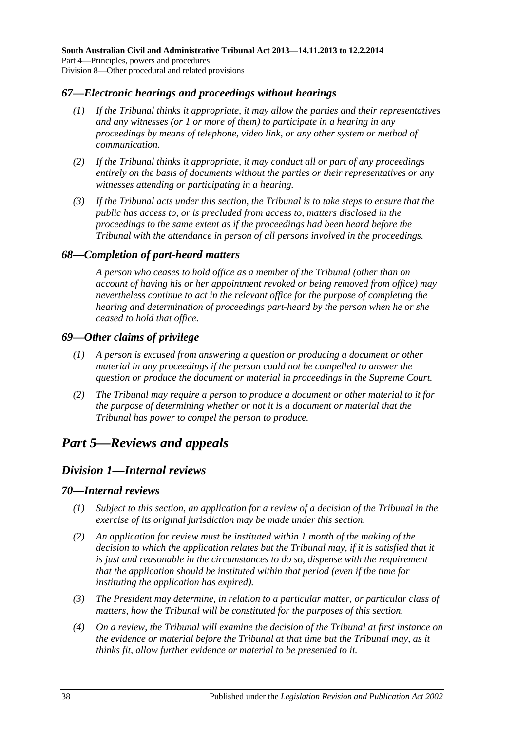## *67—Electronic hearings and proceedings without hearings*

*(1) If the Tribunal thinks it appropriate, it may allow the parties and their representatives and any witnesses (or 1 or more of them) to participate in a hearing in any proceedings by means of telephone, video link, or any other system or method of communication.*

*(2) If the Tribunal thinks it appropriate, it may conduct all or part of any proceedings entirely on the basis of documents without the parties or their representatives or any witnesses attending or participating in a hearing.*

*(3) If the Tribunal acts under this section, the Tribunal is to take steps to ensure that the public has access to, or is precluded from access to, matters disclosed in the proceedings to the same extent as if the proceedings had been heard before the Tribunal with the attendance in person of all persons involved in the proceedings.*

## *68—Completion of part-heard matters*

*A person who ceases to hold office as a member of the Tribunal (other than on account of having his or her appointment revoked or being removed from office) may nevertheless continue to act in the relevant office for the purpose of completing the hearing and determination of proceedings part-heard by the person when he or she ceased to hold that office.*

## *69—Other claims of privilege*

*(1) A person is excused from answering a question or producing a document or other material in any proceedings if the person could not be compelled to answer the question or produce the document or material in proceedings in the Supreme Court.*

*(2) The Tribunal may require a person to produce a document or other material to it for the purpose of determining whether or not it is a document or material that the Tribunal has power to compel the person to produce.*

# *Part 5—Reviews and appeals*

## *Division 1—Internal reviews*

## *70—Internal reviews*

*(1) Subject to this section, an application for a review of a decision of the Tribunal in the exercise of its original jurisdiction may be made under this section.*

*(2) An application for review must be instituted within 1 month of the making of the decision to which the application relates but the Tribunal may, if it is satisfied that it is just and reasonable in the circumstances to do so, dispense with the requirement that the application should be instituted within that period (even if the time for instituting the application has expired).*

*(3) The President may determine, in relation to a particular matter, or particular class of matters, how the Tribunal will be constituted for the purposes of this section.*

*(4) On a review, the Tribunal will examine the decision of the Tribunal at first instance on the evidence or material before the Tribunal at that time but the Tribunal may, as it thinks fit, allow further evidence or material to be presented to it.*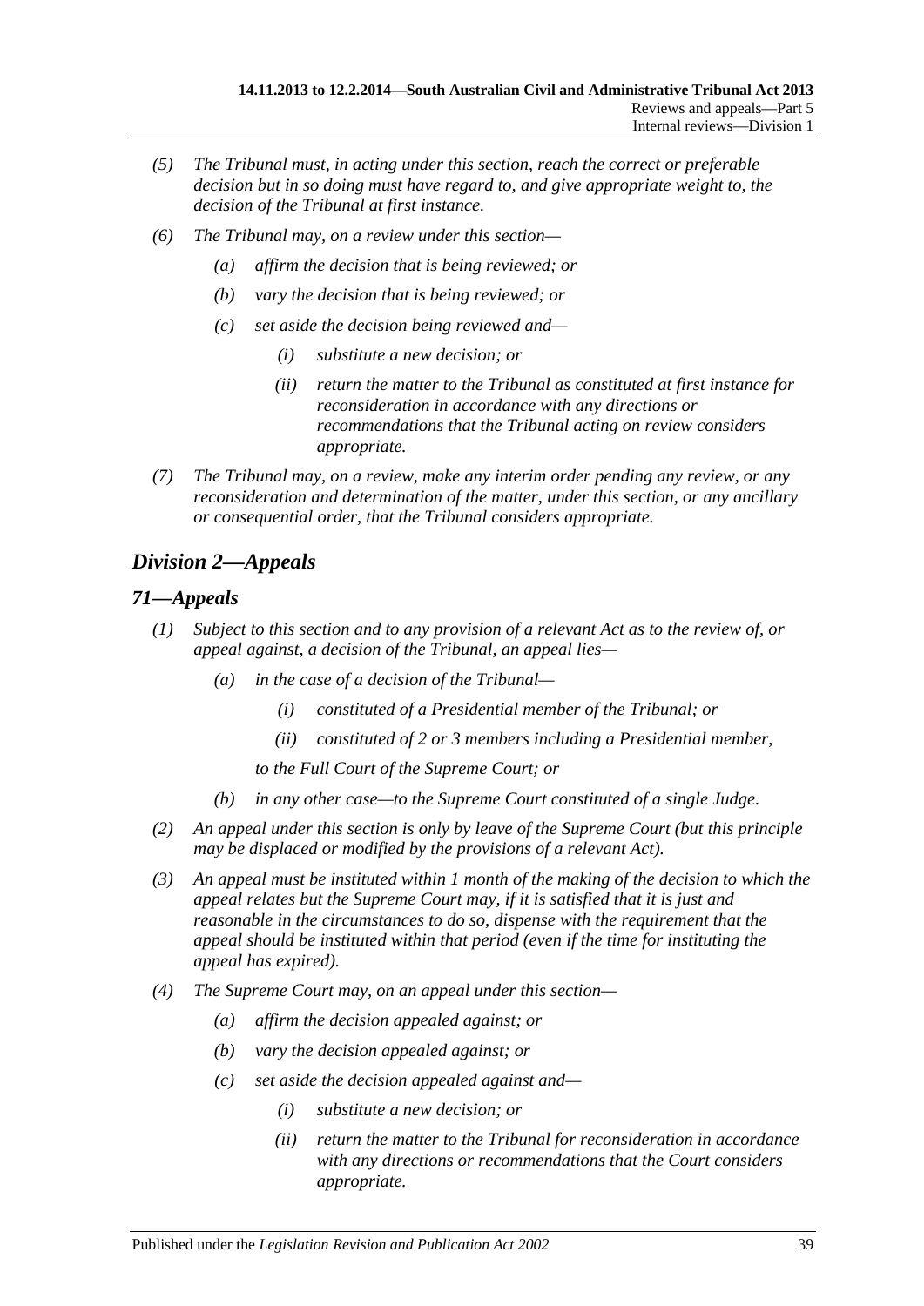*(5) The Tribunal must, in acting under this section, reach the correct or preferable decision but in so doing must have regard to, and give appropriate weight to, the decision of the Tribunal at first instance.*

*(6) The Tribunal may, on a review under this section—*

*(a) affirm the decision that is being reviewed; or*

*(b) vary the decision that is being reviewed; or*

*(c) set aside the decision being reviewed and—*

*(i) substitute a new decision; or*

*(ii) return the matter to the Tribunal as constituted at first instance for reconsideration in accordance with any directions or recommendations that the Tribunal acting on review considers appropriate.*

*(7) The Tribunal may, on a review, make any interim order pending any review, or any reconsideration and determination of the matter, under this section, or any ancillary or consequential order, that the Tribunal considers appropriate.*

## *Division 2—Appeals*

### *71—Appeals*

*(1) Subject to this section and to any provision of a relevant Act as to the review of, or appeal against, a decision of the Tribunal, an appeal lies—*

*(a) in the case of a decision of the Tribunal—*

*(i) constituted of a Presidential member of the Tribunal; or*

*(ii) constituted of 2 or 3 members including a Presidential member,*

*to the Full Court of the Supreme Court; or*

*(b) in any other case—to the Supreme Court constituted of a single Judge.*

*(2) An appeal under this section is only by leave of the Supreme Court (but this principle may be displaced or modified by the provisions of a relevant Act).*

*(3) An appeal must be instituted within 1 month of the making of the decision to which the appeal relates but the Supreme Court may, if it is satisfied that it is just and reasonable in the circumstances to do so, dispense with the requirement that the appeal should be instituted within that period (even if the time for instituting the appeal has expired).*

*(4) The Supreme Court may, on an appeal under this section—*

*(a) affirm the decision appealed against; or*

*(b) vary the decision appealed against; or*

*(c) set aside the decision appealed against and—*

*(i) substitute a new decision; or*

*(ii) return the matter to the Tribunal for reconsideration in accordance with any directions or recommendations that the Court considers appropriate.*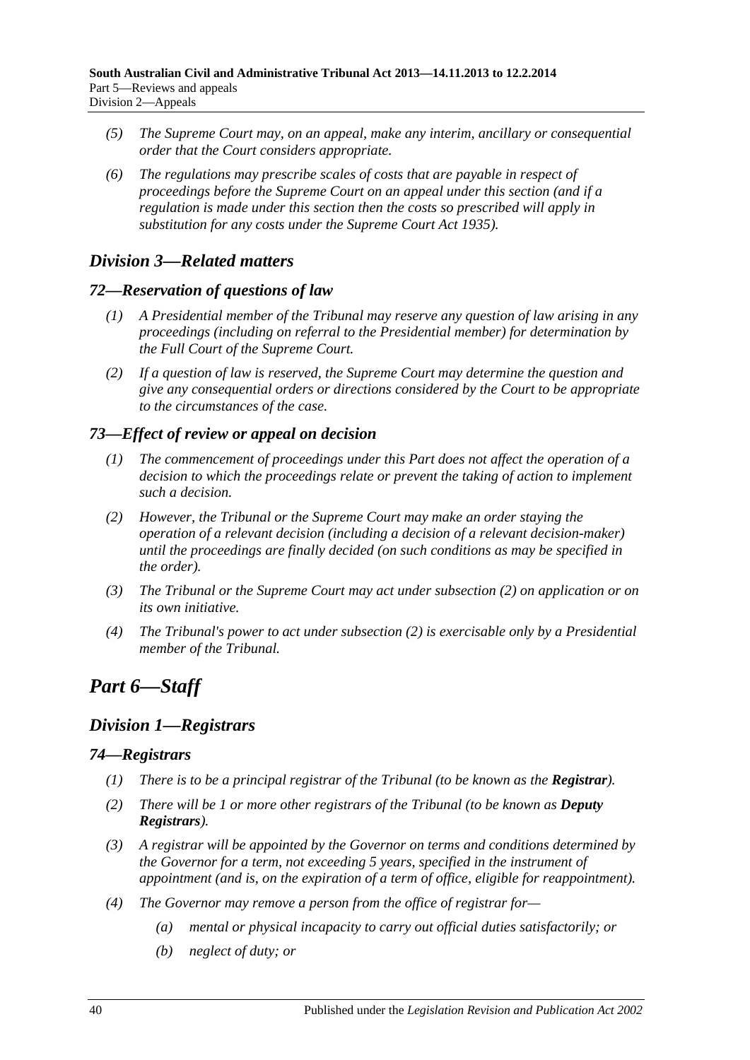- *(5) The Supreme Court may, on an appeal, make any interim, ancillary or consequential order that the Court considers appropriate.*
- *(6) The regulations may prescribe scales of costs that are payable in respect of proceedings before the Supreme Court on an appeal under this section (and if a regulation is made under this section then the costs so prescribed will apply in substitution for any costs under the Supreme Court Act 1935).*

## *Division 3—Related matters*

### *72—Reservation of questions of law*

- *(1) A Presidential member of the Tribunal may reserve any question of law arising in any proceedings (including on referral to the Presidential member) for determination by the Full Court of the Supreme Court.*
- *(2) If a question of law is reserved, the Supreme Court may determine the question and give any consequential orders or directions considered by the Court to be appropriate to the circumstances of the case.*

### *73—Effect of review or appeal on decision*

- *(1) The commencement of proceedings under this Part does not affect the operation of a decision to which the proceedings relate or prevent the taking of action to implement such a decision.*
- *(2) However, the Tribunal or the Supreme Court may make an order staying the operation of a relevant decision (including a decision of a relevant decision-maker) until the proceedings are finally decided (on such conditions as may be specified in the order).*
- *(3) The Tribunal or the Supreme Court may act under subsection (2) on application or on its own initiative.*
- *(4) The Tribunal's power to act under subsection (2) is exercisable only by a Presidential member of the Tribunal.*

# *Part 6—Staff*

## *Division 1—Registrars*

### *74—Registrars*

- *(1) There is to be a principal registrar of the Tribunal (to be known as the **Registrar**).*
- *(2) There will be 1 or more other registrars of the Tribunal (to be known as **Deputy Registrars**).*
- *(3) A registrar will be appointed by the Governor on terms and conditions determined by the Governor for a term, not exceeding 5 years, specified in the instrument of appointment (and is, on the expiration of a term of office, eligible for reappointment).*
- *(4) The Governor may remove a person from the office of registrar for—*
  - *(a) mental or physical incapacity to carry out official duties satisfactorily; or*
  - *(b) neglect of duty; or*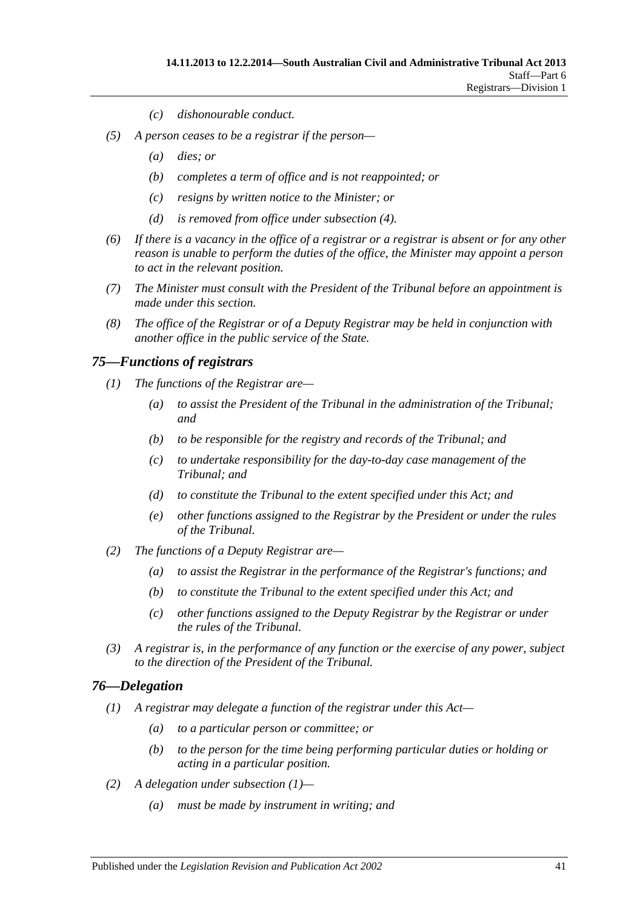(c) dishonourable conduct.

(5) A person ceases to be a registrar if the person—

(a) dies; or

(b) completes a term of office and is not reappointed; or

(c) resigns by written notice to the Minister; or

(d) is removed from office under subsection (4).

(6) If there is a vacancy in the office of a registrar or a registrar is absent or for any other reason is unable to perform the duties of the office, the Minister may appoint a person to act in the relevant position.

(7) The Minister must consult with the President of the Tribunal before an appointment is made under this section.

(8) The office of the Registrar or of a Deputy Registrar may be held in conjunction with another office in the public service of the State.

## 75—Functions of registrars

(1) The functions of the Registrar are—

(a) to assist the President of the Tribunal in the administration of the Tribunal; and

(b) to be responsible for the registry and records of the Tribunal; and

(c) to undertake responsibility for the day-to-day case management of the Tribunal; and

(d) to constitute the Tribunal to the extent specified under this Act; and

(e) other functions assigned to the Registrar by the President or under the rules of the Tribunal.

(2) The functions of a Deputy Registrar are—

(a) to assist the Registrar in the performance of the Registrar's functions; and

(b) to constitute the Tribunal to the extent specified under this Act; and

(c) other functions assigned to the Deputy Registrar by the Registrar or under the rules of the Tribunal.

(3) A registrar is, in the performance of any function or the exercise of any power, subject to the direction of the President of the Tribunal.

## 76—Delegation

(1) A registrar may delegate a function of the registrar under this Act—

(a) to a particular person or committee; or

(b) to the person for the time being performing particular duties or holding or acting in a particular position.

(2) A delegation under subsection (1)—

(a) must be made by instrument in writing; and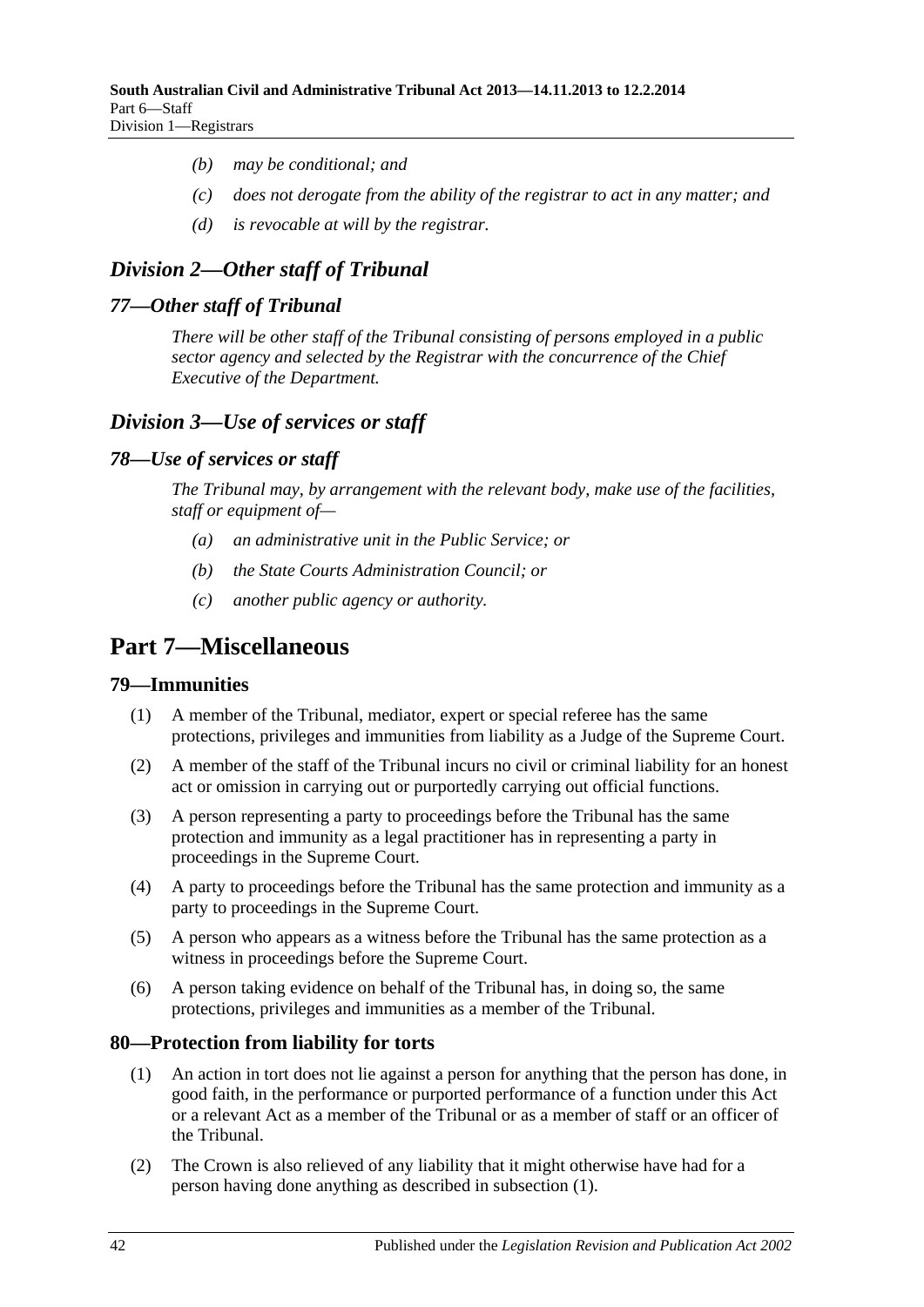- *(b)* *may be conditional; and*
- *(c)* *does not derogate from the ability of the registrar to act in any matter; and*
- *(d)* *is revocable at will by the registrar.*

## *Division 2—Other staff of Tribunal*

### *77—Other staff of Tribunal*

*There will be other staff of the Tribunal consisting of persons employed in a public sector agency and selected by the Registrar with the concurrence of the Chief Executive of the Department.*

## *Division 3—Use of services or staff*

### *78—Use of services or staff*

*The Tribunal may, by arrangement with the relevant body, make use of the facilities, staff or equipment of—*

- *(a)* *an administrative unit in the Public Service; or*
- *(b)* *the State Courts Administration Council; or*
- *(c)* *another public agency or authority.*

# Part 7—Miscellaneous

### 79—Immunities

(1) A member of the Tribunal, mediator, expert or special referee has the same protections, privileges and immunities from liability as a Judge of the Supreme Court.

(2) A member of the staff of the Tribunal incurs no civil or criminal liability for an honest act or omission in carrying out or purportedly carrying out official functions.

(3) A person representing a party to proceedings before the Tribunal has the same protection and immunity as a legal practitioner has in representing a party in proceedings in the Supreme Court.

(4) A party to proceedings before the Tribunal has the same protection and immunity as a party to proceedings in the Supreme Court.

(5) A person who appears as a witness before the Tribunal has the same protection as a witness in proceedings before the Supreme Court.

(6) A person taking evidence on behalf of the Tribunal has, in doing so, the same protections, privileges and immunities as a member of the Tribunal.

### 80—Protection from liability for torts

(1) An action in tort does not lie against a person for anything that the person has done, in good faith, in the performance or purported performance of a function under this Act or a relevant Act as a member of the Tribunal or as a member of staff or an officer of the Tribunal.

(2) The Crown is also relieved of any liability that it might otherwise have had for a person having done anything as described in subsection (1).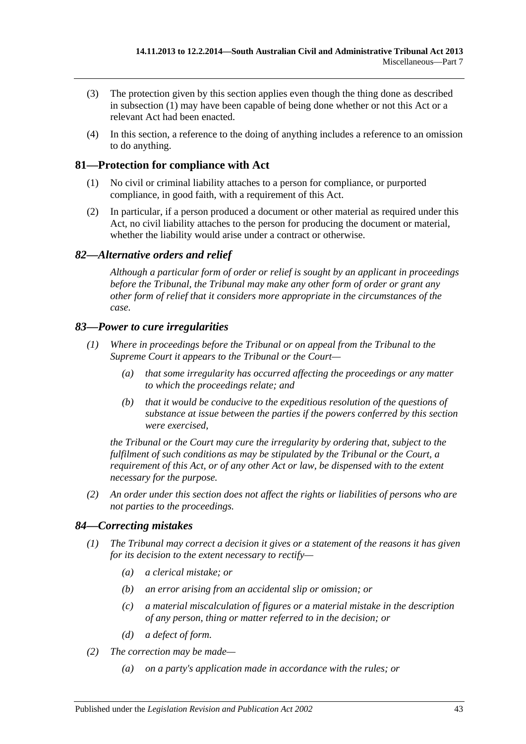(3) The protection given by this section applies even though the thing done as described in subsection (1) may have been capable of being done whether or not this Act or a relevant Act had been enacted.

(4) In this section, a reference to the doing of anything includes a reference to an omission to do anything.

## 81—Protection for compliance with Act

(1) No civil or criminal liability attaches to a person for compliance, or purported compliance, in good faith, with a requirement of this Act.

(2) In particular, if a person produced a document or other material as required under this Act, no civil liability attaches to the person for producing the document or material, whether the liability would arise under a contract or otherwise.

## *82—Alternative orders and relief*

*Although a particular form of order or relief is sought by an applicant in proceedings before the Tribunal, the Tribunal may make any other form of order or grant any other form of relief that it considers more appropriate in the circumstances of the case.*

## *83—Power to cure irregularities*

*(1) Where in proceedings before the Tribunal or on appeal from the Tribunal to the Supreme Court it appears to the Tribunal or the Court—*

*(a) that some irregularity has occurred affecting the proceedings or any matter to which the proceedings relate; and*

*(b) that it would be conducive to the expeditious resolution of the questions of substance at issue between the parties if the powers conferred by this section were exercised,*

*the Tribunal or the Court may cure the irregularity by ordering that, subject to the fulfilment of such conditions as may be stipulated by the Tribunal or the Court, a requirement of this Act, or of any other Act or law, be dispensed with to the extent necessary for the purpose.*

*(2) An order under this section does not affect the rights or liabilities of persons who are not parties to the proceedings.*

## *84—Correcting mistakes*

*(1) The Tribunal may correct a decision it gives or a statement of the reasons it has given for its decision to the extent necessary to rectify—*

*(a) a clerical mistake; or*

*(b) an error arising from an accidental slip or omission; or*

*(c) a material miscalculation of figures or a material mistake in the description of any person, thing or matter referred to in the decision; or*

*(d) a defect of form.*

*(2) The correction may be made—*

*(a) on a party's application made in accordance with the rules; or*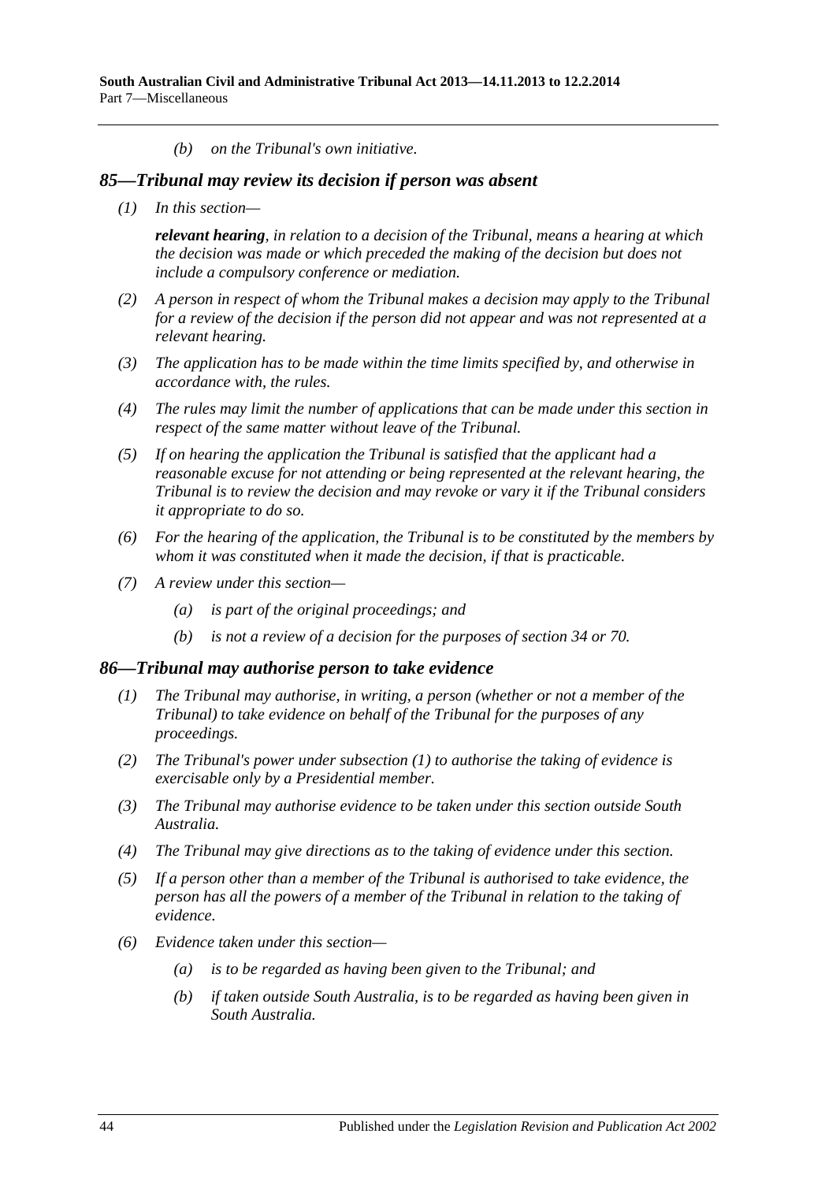*(b) on the Tribunal's own initiative.*

### *85—Tribunal may review its decision if person was absent*

*(1) In this section—*

***relevant hearing****, in relation to a decision of the Tribunal, means a hearing at which the decision was made or which preceded the making of the decision but does not include a compulsory conference or mediation.*

*(2) A person in respect of whom the Tribunal makes a decision may apply to the Tribunal for a review of the decision if the person did not appear and was not represented at a relevant hearing.*

*(3) The application has to be made within the time limits specified by, and otherwise in accordance with, the rules.*

*(4) The rules may limit the number of applications that can be made under this section in respect of the same matter without leave of the Tribunal.*

*(5) If on hearing the application the Tribunal is satisfied that the applicant had a reasonable excuse for not attending or being represented at the relevant hearing, the Tribunal is to review the decision and may revoke or vary it if the Tribunal considers it appropriate to do so.*

*(6) For the hearing of the application, the Tribunal is to be constituted by the members by whom it was constituted when it made the decision, if that is practicable.*

*(7) A review under this section—*

*(a) is part of the original proceedings; and*

*(b) is not a review of a decision for the purposes of section 34 or 70.*

### *86—Tribunal may authorise person to take evidence*

*(1) The Tribunal may authorise, in writing, a person (whether or not a member of the Tribunal) to take evidence on behalf of the Tribunal for the purposes of any proceedings.*

*(2) The Tribunal's power under subsection (1) to authorise the taking of evidence is exercisable only by a Presidential member.*

*(3) The Tribunal may authorise evidence to be taken under this section outside South Australia.*

*(4) The Tribunal may give directions as to the taking of evidence under this section.*

*(5) If a person other than a member of the Tribunal is authorised to take evidence, the person has all the powers of a member of the Tribunal in relation to the taking of evidence.*

*(6) Evidence taken under this section—*

*(a) is to be regarded as having been given to the Tribunal; and*

*(b) if taken outside South Australia, is to be regarded as having been given in South Australia.*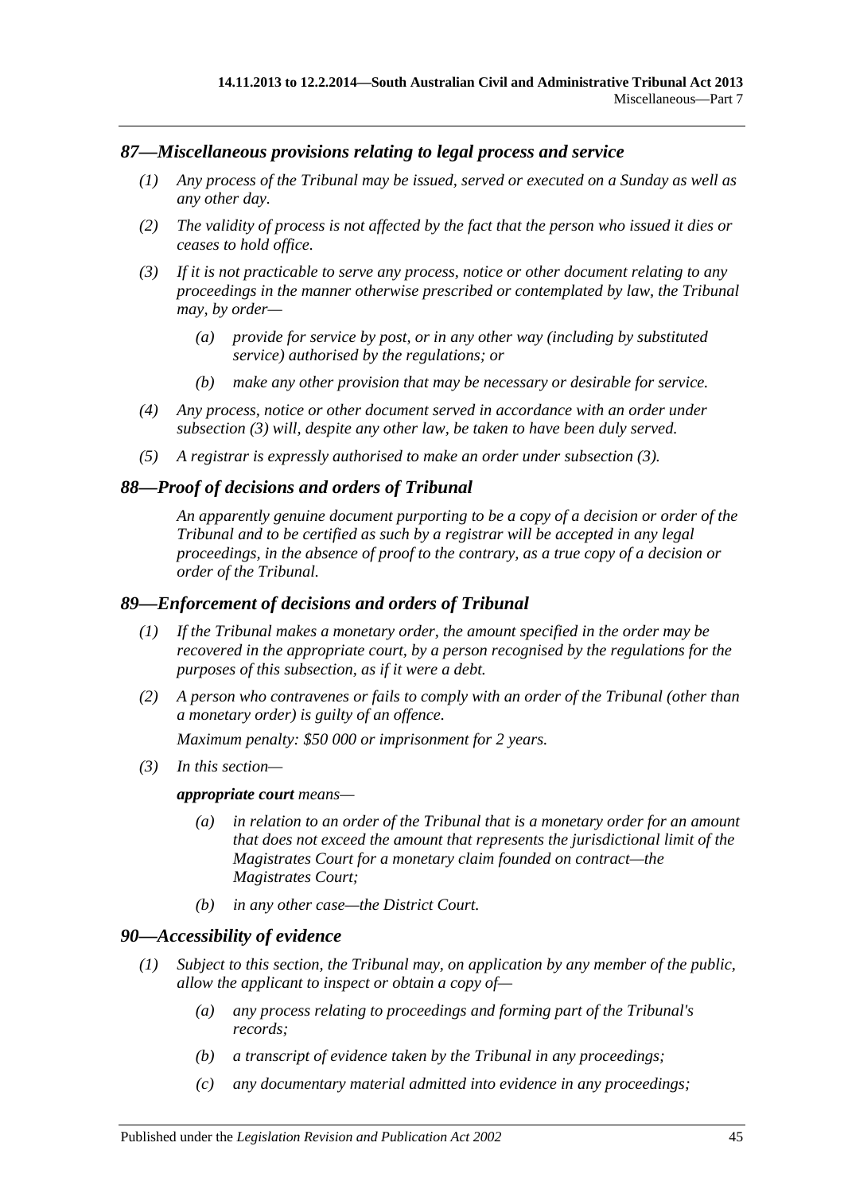### *87—Miscellaneous provisions relating to legal process and service*

*(1) Any process of the Tribunal may be issued, served or executed on a Sunday as well as any other day.*

*(2) The validity of process is not affected by the fact that the person who issued it dies or ceases to hold office.*

*(3) If it is not practicable to serve any process, notice or other document relating to any proceedings in the manner otherwise prescribed or contemplated by law, the Tribunal may, by order—*

*(a) provide for service by post, or in any other way (including by substituted service) authorised by the regulations; or*

*(b) make any other provision that may be necessary or desirable for service.*

*(4) Any process, notice or other document served in accordance with an order under subsection (3) will, despite any other law, be taken to have been duly served.*

*(5) A registrar is expressly authorised to make an order under subsection (3).*

### *88—Proof of decisions and orders of Tribunal*

*An apparently genuine document purporting to be a copy of a decision or order of the Tribunal and to be certified as such by a registrar will be accepted in any legal proceedings, in the absence of proof to the contrary, as a true copy of a decision or order of the Tribunal.*

### *89—Enforcement of decisions and orders of Tribunal*

*(1) If the Tribunal makes a monetary order, the amount specified in the order may be recovered in the appropriate court, by a person recognised by the regulations for the purposes of this subsection, as if it were a debt.*

*(2) A person who contravenes or fails to comply with an order of the Tribunal (other than a monetary order) is guilty of an offence.*

*Maximum penalty: $50 000 or imprisonment for 2 years.*

*(3) In this section—*

***appropriate court** means—*

*(a) in relation to an order of the Tribunal that is a monetary order for an amount that does not exceed the amount that represents the jurisdictional limit of the Magistrates Court for a monetary claim founded on contract—the Magistrates Court;*

*(b) in any other case—the District Court.*

### *90—Accessibility of evidence*

*(1) Subject to this section, the Tribunal may, on application by any member of the public, allow the applicant to inspect or obtain a copy of—*

*(a) any process relating to proceedings and forming part of the Tribunal's records;*

*(b) a transcript of evidence taken by the Tribunal in any proceedings;*

*(c) any documentary material admitted into evidence in any proceedings;*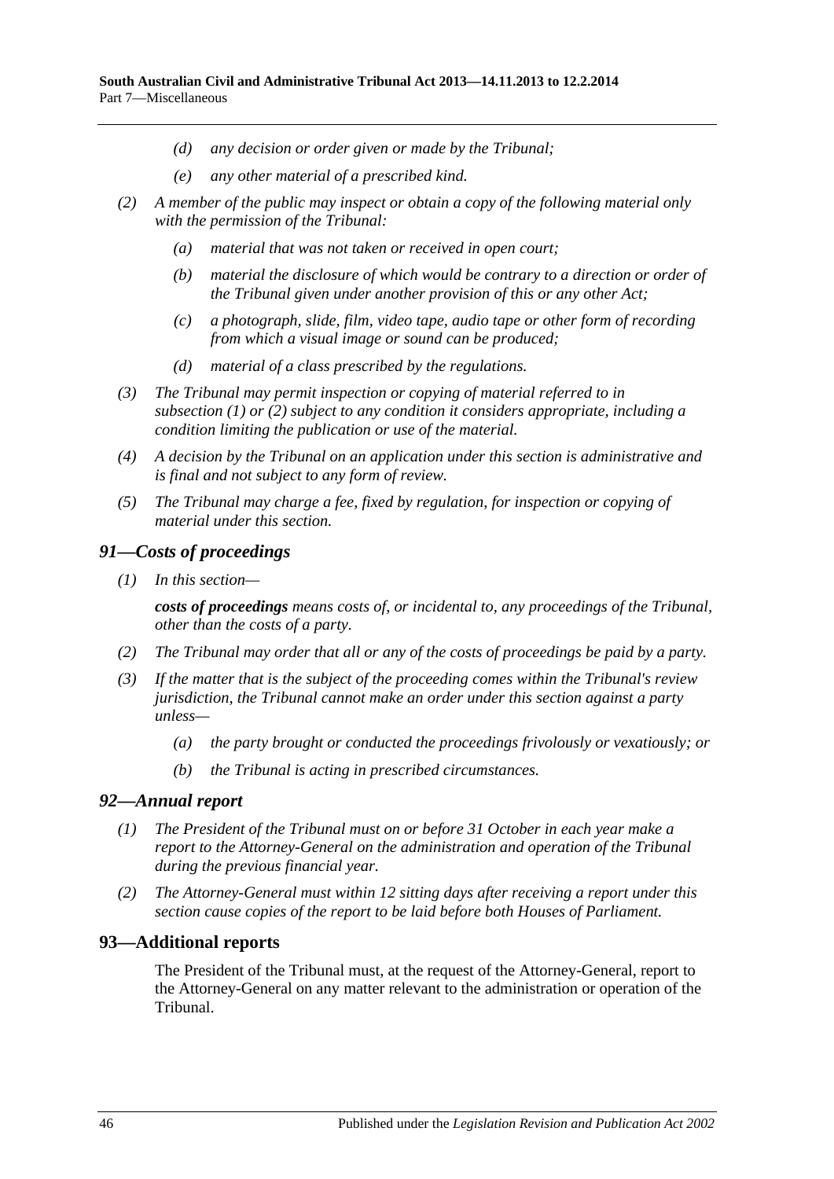(d) any decision or order given or made by the Tribunal;

(e) any other material of a prescribed kind.

(2) A member of the public may inspect or obtain a copy of the following material only with the permission of the Tribunal:

(a) material that was not taken or received in open court;

(b) material the disclosure of which would be contrary to a direction or order of the Tribunal given under another provision of this or any other Act;

(c) a photograph, slide, film, video tape, audio tape or other form of recording from which a visual image or sound can be produced;

(d) material of a class prescribed by the regulations.

(3) The Tribunal may permit inspection or copying of material referred to in subsection (1) or (2) subject to any condition it considers appropriate, including a condition limiting the publication or use of the material.

(4) A decision by the Tribunal on an application under this section is administrative and is final and not subject to any form of review.

(5) The Tribunal may charge a fee, fixed by regulation, for inspection or copying of material under this section.

## 91—Costs of proceedings

(1) In this section—

***costs of proceedings*** means costs of, or incidental to, any proceedings of the Tribunal, other than the costs of a party.

(2) The Tribunal may order that all or any of the costs of proceedings be paid by a party.

(3) If the matter that is the subject of the proceeding comes within the Tribunal's review jurisdiction, the Tribunal cannot make an order under this section against a party unless—

(a) the party brought or conducted the proceedings frivolously or vexatiously; or

(b) the Tribunal is acting in prescribed circumstances.

## 92—Annual report

(1) The President of the Tribunal must on or before 31 October in each year make a report to the Attorney-General on the administration and operation of the Tribunal during the previous financial year.

(2) The Attorney-General must within 12 sitting days after receiving a report under this section cause copies of the report to be laid before both Houses of Parliament.

## 93—Additional reports

The President of the Tribunal must, at the request of the Attorney-General, report to the Attorney-General on any matter relevant to the administration or operation of the Tribunal.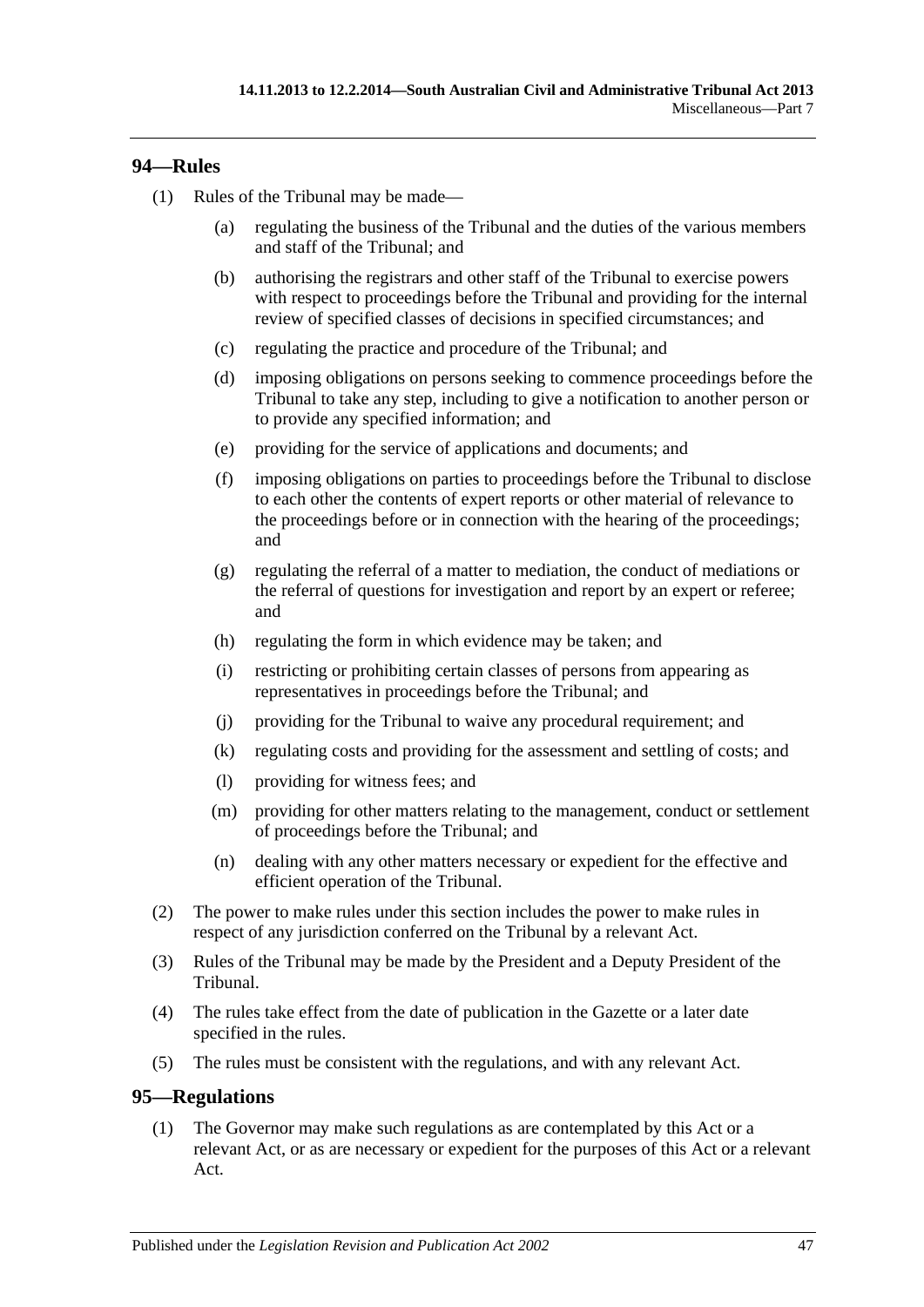## 94—Rules

(1) Rules of the Tribunal may be made—

(a) regulating the business of the Tribunal and the duties of the various members and staff of the Tribunal; and

(b) authorising the registrars and other staff of the Tribunal to exercise powers with respect to proceedings before the Tribunal and providing for the internal review of specified classes of decisions in specified circumstances; and

(c) regulating the practice and procedure of the Tribunal; and

(d) imposing obligations on persons seeking to commence proceedings before the Tribunal to take any step, including to give a notification to another person or to provide any specified information; and

(e) providing for the service of applications and documents; and

(f) imposing obligations on parties to proceedings before the Tribunal to disclose to each other the contents of expert reports or other material of relevance to the proceedings before or in connection with the hearing of the proceedings; and

(g) regulating the referral of a matter to mediation, the conduct of mediations or the referral of questions for investigation and report by an expert or referee; and

(h) regulating the form in which evidence may be taken; and

(i) restricting or prohibiting certain classes of persons from appearing as representatives in proceedings before the Tribunal; and

(j) providing for the Tribunal to waive any procedural requirement; and

(k) regulating costs and providing for the assessment and settling of costs; and

(l) providing for witness fees; and

(m) providing for other matters relating to the management, conduct or settlement of proceedings before the Tribunal; and

(n) dealing with any other matters necessary or expedient for the effective and efficient operation of the Tribunal.

(2) The power to make rules under this section includes the power to make rules in respect of any jurisdiction conferred on the Tribunal by a relevant Act.

(3) Rules of the Tribunal may be made by the President and a Deputy President of the Tribunal.

(4) The rules take effect from the date of publication in the Gazette or a later date specified in the rules.

(5) The rules must be consistent with the regulations, and with any relevant Act.

## 95—Regulations

(1) The Governor may make such regulations as are contemplated by this Act or a relevant Act, or as are necessary or expedient for the purposes of this Act or a relevant Act.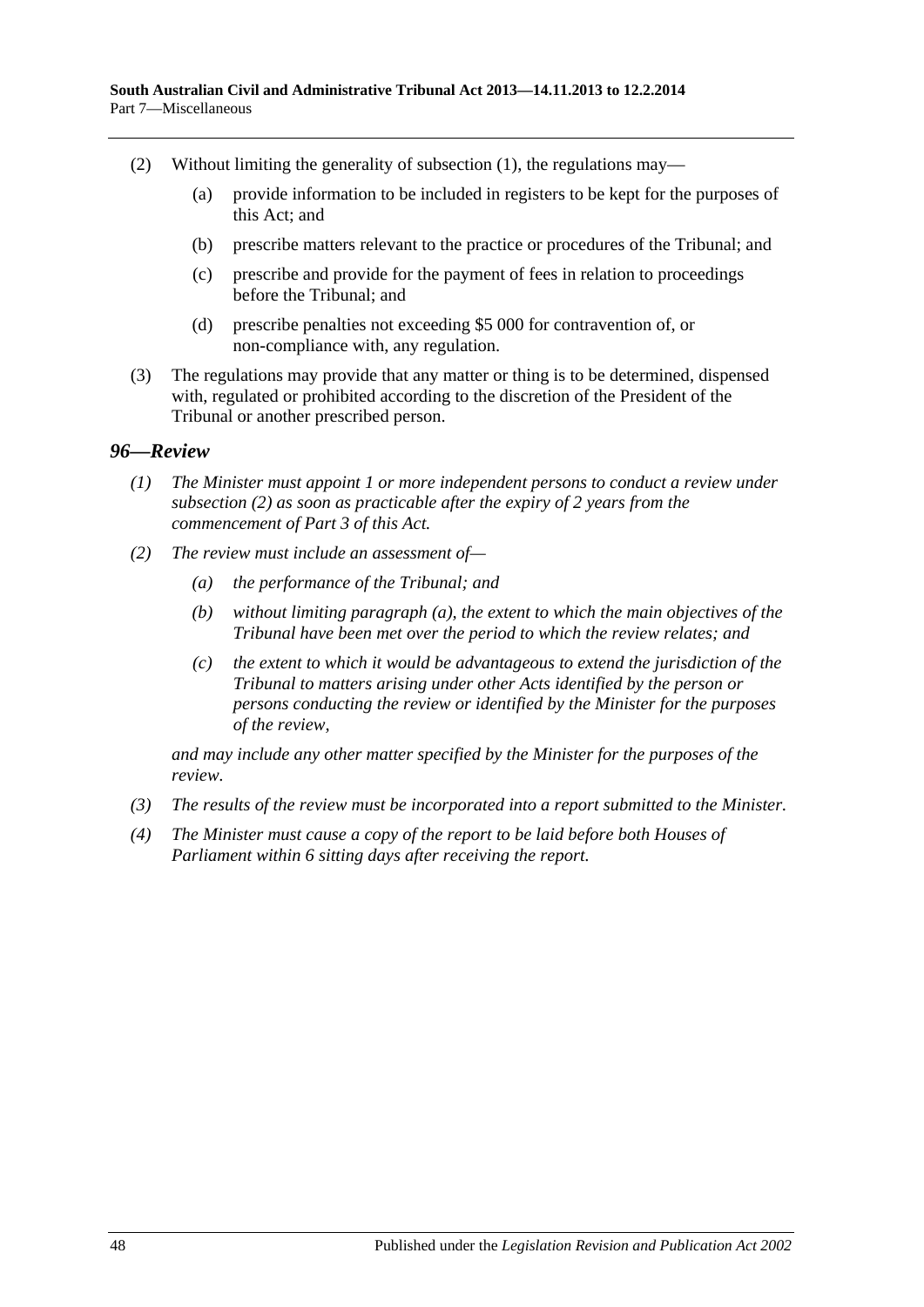(2) Without limiting the generality of subsection (1), the regulations may—

(a) provide information to be included in registers to be kept for the purposes of this Act; and

(b) prescribe matters relevant to the practice or procedures of the Tribunal; and

(c) prescribe and provide for the payment of fees in relation to proceedings before the Tribunal; and

(d) prescribe penalties not exceeding $5 000 for contravention of, or non-compliance with, any regulation.

(3) The regulations may provide that any matter or thing is to be determined, dispensed with, regulated or prohibited according to the discretion of the President of the Tribunal or another prescribed person.

## *96—Review*

*(1) The Minister must appoint 1 or more independent persons to conduct a review under subsection (2) as soon as practicable after the expiry of 2 years from the commencement of Part 3 of this Act.*

*(2) The review must include an assessment of—*

*(a) the performance of the Tribunal; and*

*(b) without limiting paragraph (a), the extent to which the main objectives of the Tribunal have been met over the period to which the review relates; and*

*(c) the extent to which it would be advantageous to extend the jurisdiction of the Tribunal to matters arising under other Acts identified by the person or persons conducting the review or identified by the Minister for the purposes of the review,*

*and may include any other matter specified by the Minister for the purposes of the review.*

*(3) The results of the review must be incorporated into a report submitted to the Minister.*

*(4) The Minister must cause a copy of the report to be laid before both Houses of Parliament within 6 sitting days after receiving the report.*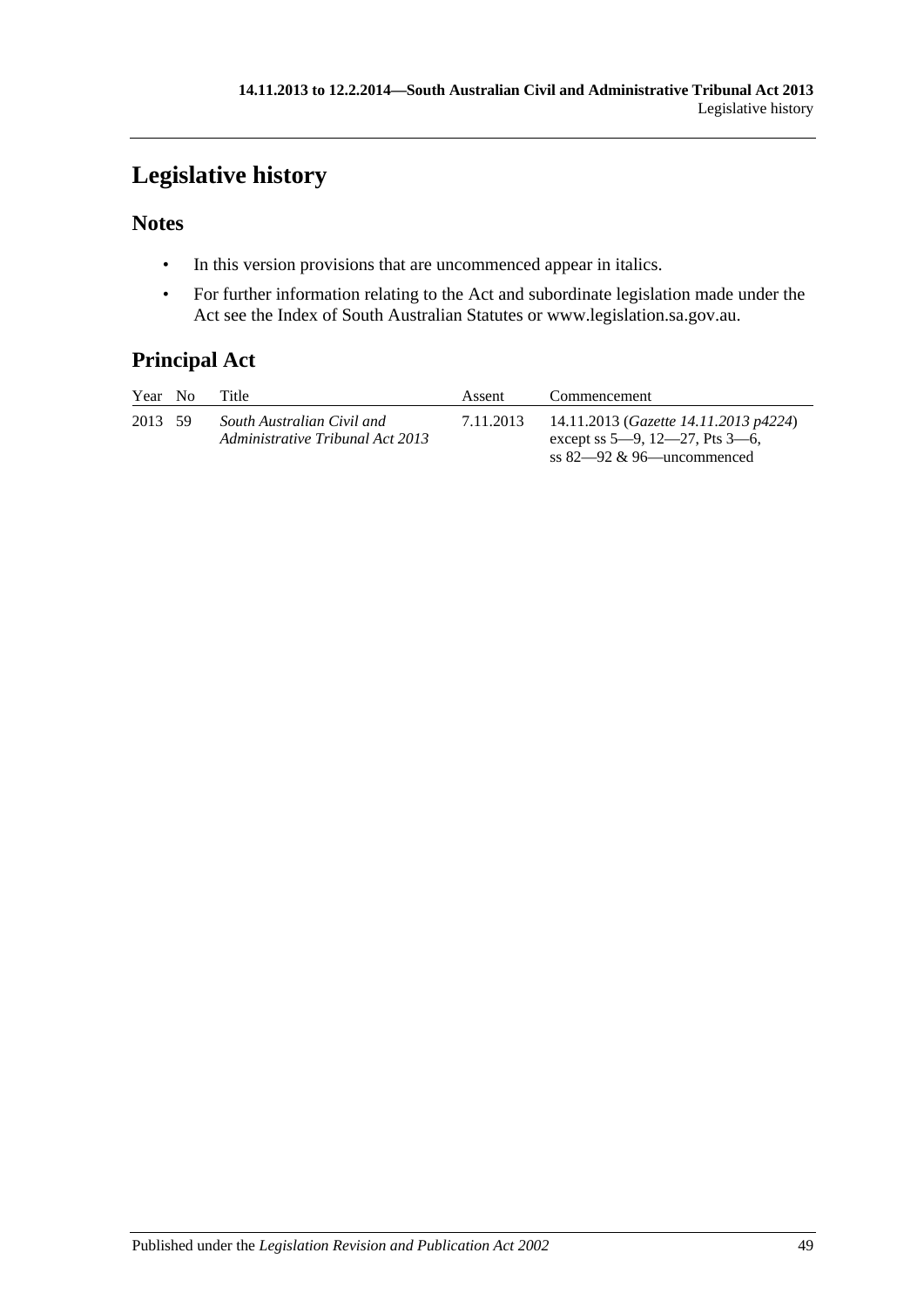## Legislative history

### Notes

- In this version provisions that are uncommenced appear in italics.
- For further information relating to the Act and subordinate legislation made under the Act see the Index of South Australian Statutes or www.legislation.sa.gov.au.

### Principal Act

| Year | No | Title | Assent | Commencement |
|---|---|---|---|---|
| 2013 | 59 | *South Australian Civil and Administrative Tribunal Act 2013* | 7.11.2013 | 14.11.2013 (*Gazette 14.11.2013 p4224*) except ss 5—9, 12—27, Pts 3—6, ss 82—92 & 96—uncommenced |